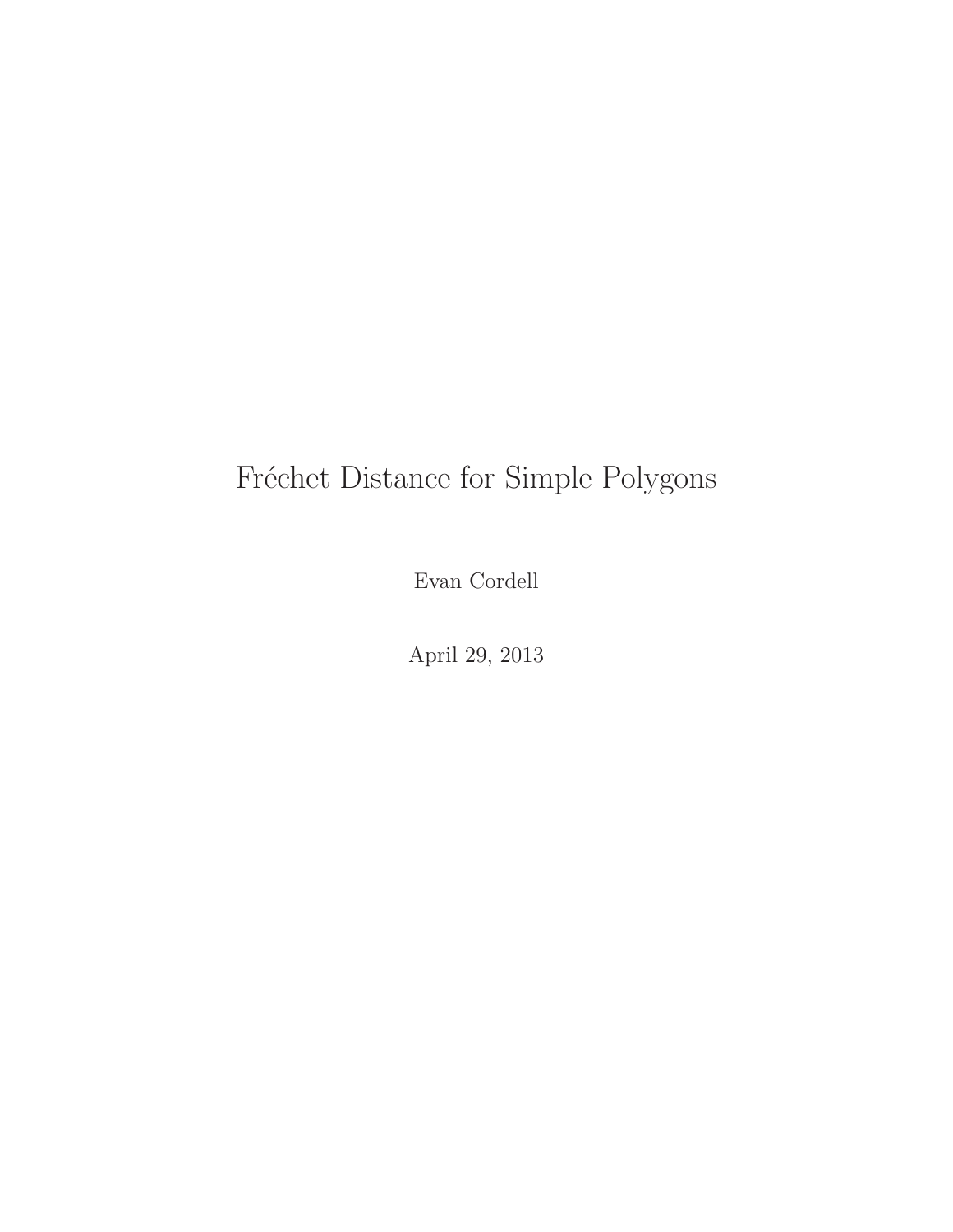# Fréchet Distance for Simple Polygons

Evan Cordell

April 29, 2013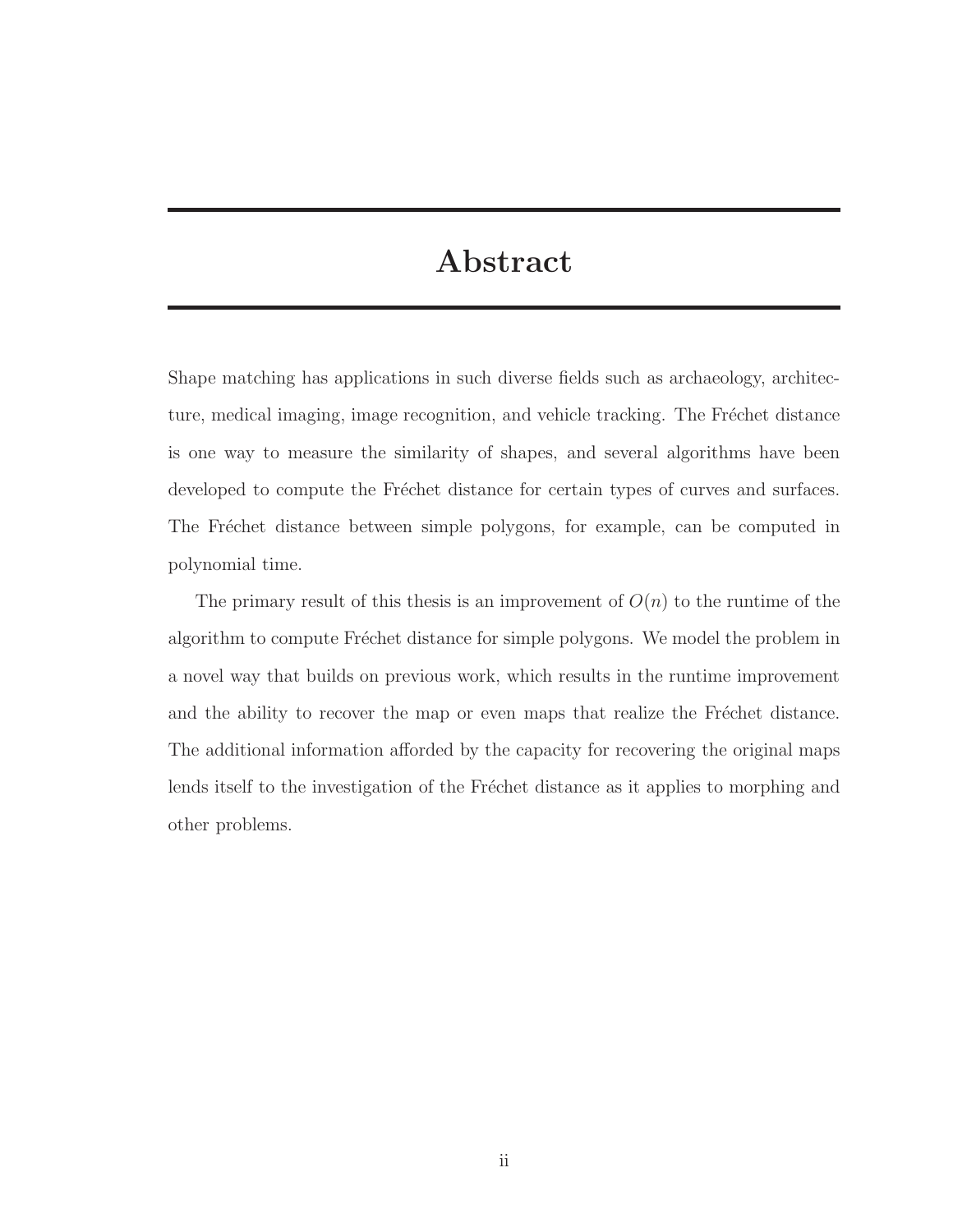# Abstract

Shape matching has applications in such diverse fields such as archaeology, architecture, medical imaging, image recognition, and vehicle tracking. The Fréchet distance is one way to measure the similarity of shapes, and several algorithms have been developed to compute the Fréchet distance for certain types of curves and surfaces. The Fréchet distance between simple polygons, for example, can be computed in polynomial time.

The primary result of this thesis is an improvement of $O(n)$ to the runtime of the algorithm to compute Fréchet distance for simple polygons. We model the problem in a novel way that builds on previous work, which results in the runtime improvement and the ability to recover the map or even maps that realize the Fréchet distance. The additional information afforded by the capacity for recovering the original maps lends itself to the investigation of the Fréchet distance as it applies to morphing and other problems.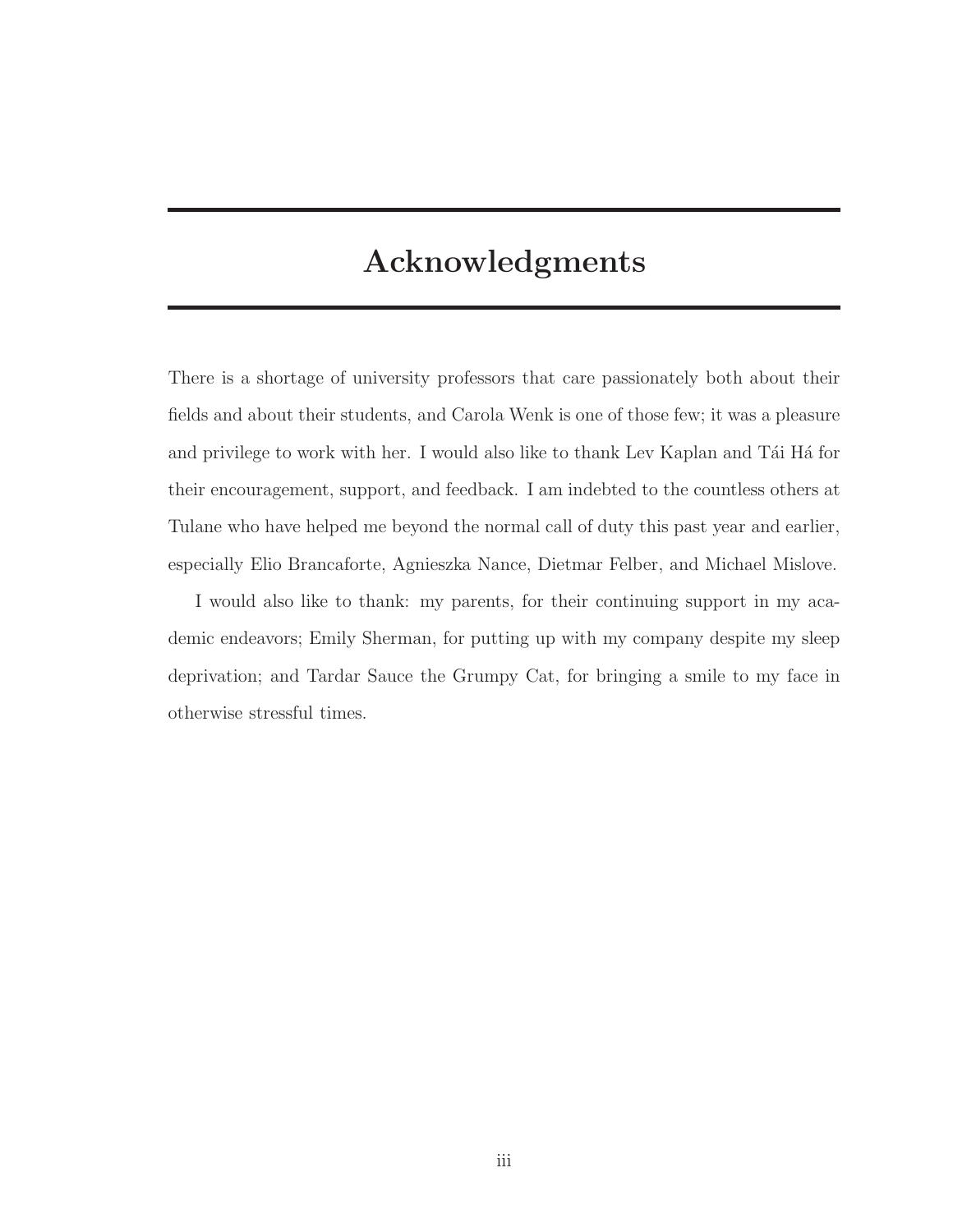# Acknowledgments

There is a shortage of university professors that care passionately both about their fields and about their students, and Carola Wenk is one of those few; it was a pleasure and privilege to work with her. I would also like to thank Lev Kaplan and Tái Há for their encouragement, support, and feedback. I am indebted to the countless others at Tulane who have helped me beyond the normal call of duty this past year and earlier, especially Elio Brancaforte, Agnieszka Nance, Dietmar Felber, and Michael Mislove.

I would also like to thank: my parents, for their continuing support in my academic endeavors; Emily Sherman, for putting up with my company despite my sleep deprivation; and Tardar Sauce the Grumpy Cat, for bringing a smile to my face in otherwise stressful times.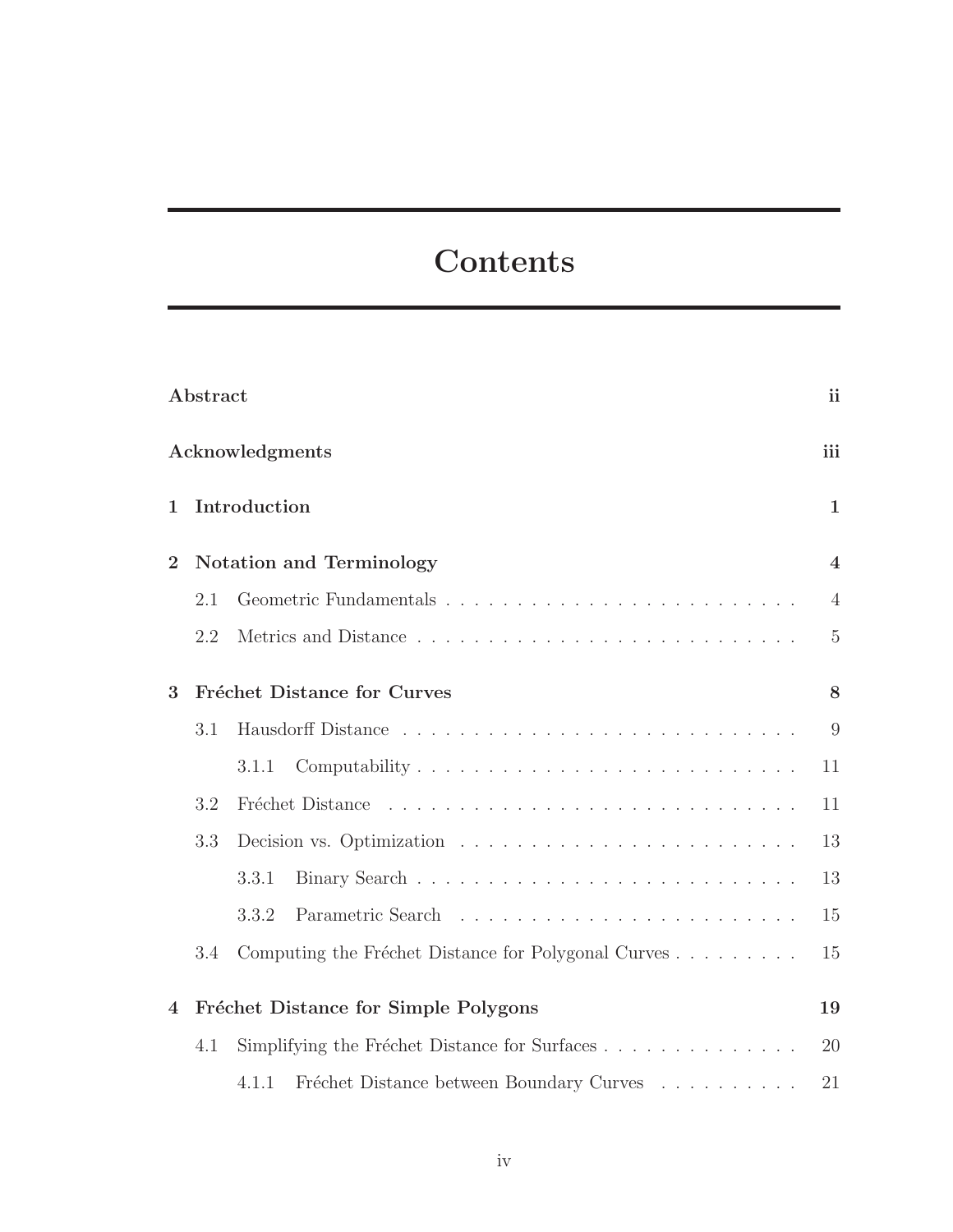# Contents

**Abstract** **ii**

**Acknowledgments** **iii**

**1 Introduction** **1**

**2 Notation and Terminology** **4**

- 2.1 Geometric Fundamentals . . . . . . . . . . . . . . . . . . . . . . . . . . 4
- 2.2 Metrics and Distance . . . . . . . . . . . . . . . . . . . . . . . . . . . . 5

**3 Fréchet Distance for Curves** **8**

- 3.1 Hausdorff Distance . . . . . . . . . . . . . . . . . . . . . . . . . . . . . 9
  - 3.1.1 Computability . . . . . . . . . . . . . . . . . . . . . . . . . . . . 11
- 3.2 Fréchet Distance . . . . . . . . . . . . . . . . . . . . . . . . . . . . . . 11
- 3.3 Decision vs. Optimization . . . . . . . . . . . . . . . . . . . . . . . . . 13
  - 3.3.1 Binary Search . . . . . . . . . . . . . . . . . . . . . . . . . . . . 13
  - 3.3.2 Parametric Search . . . . . . . . . . . . . . . . . . . . . . . . . . 15
- 3.4 Computing the Fréchet Distance for Polygonal Curves . . . . . . . . . . 15

**4 Fréchet Distance for Simple Polygons** **19**

- 4.1 Simplifying the Fréchet Distance for Surfaces . . . . . . . . . . . . . . . 20
  - 4.1.1 Fréchet Distance between Boundary Curves . . . . . . . . . . . 21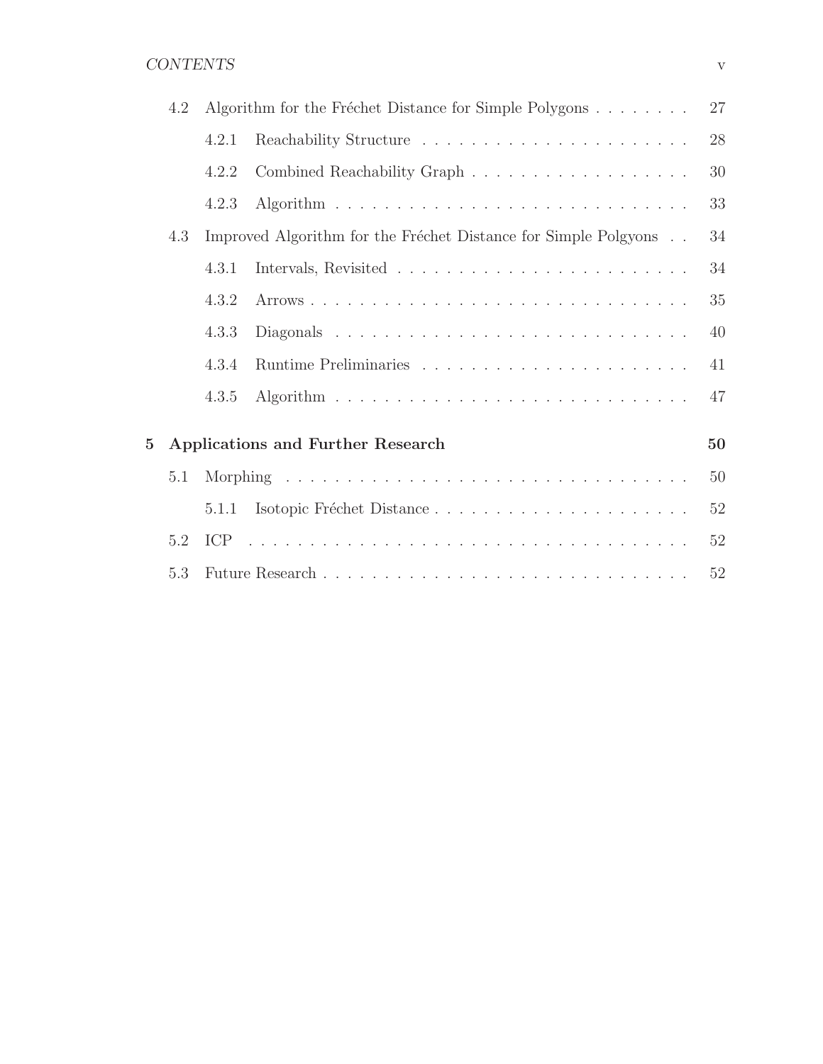- 4.2 Algorithm for the Fréchet Distance for Simple Polygons . . . . . . . . 27
  - 4.2.1 Reachability Structure . . . . . . . . . . . . . . . . . . . . . . 28
  - 4.2.2 Combined Reachability Graph . . . . . . . . . . . . . . . . . . . 30
  - 4.2.3 Algorithm . . . . . . . . . . . . . . . . . . . . . . . . . . . . . 33
- 4.3 Improved Algorithm for the Fréchet Distance for Simple Polgyons . . 34
  - 4.3.1 Intervals, Revisited . . . . . . . . . . . . . . . . . . . . . . . 34
  - 4.3.2 Arrows . . . . . . . . . . . . . . . . . . . . . . . . . . . . . . 35
  - 4.3.3 Diagonals . . . . . . . . . . . . . . . . . . . . . . . . . . . . . 40
  - 4.3.4 Runtime Preliminaries . . . . . . . . . . . . . . . . . . . . . . 41
  - 4.3.5 Algorithm . . . . . . . . . . . . . . . . . . . . . . . . . . . . . 47

**5 Applications and Further Research** **50**

- 5.1 Morphing . . . . . . . . . . . . . . . . . . . . . . . . . . . . . . . . . 50
  - 5.1.1 Isotopic Fréchet Distance . . . . . . . . . . . . . . . . . . . . . 52
- 5.2 ICP . . . . . . . . . . . . . . . . . . . . . . . . . . . . . . . . . . . . 52
- 5.3 Future Research . . . . . . . . . . . . . . . . . . . . . . . . . . . . . . 52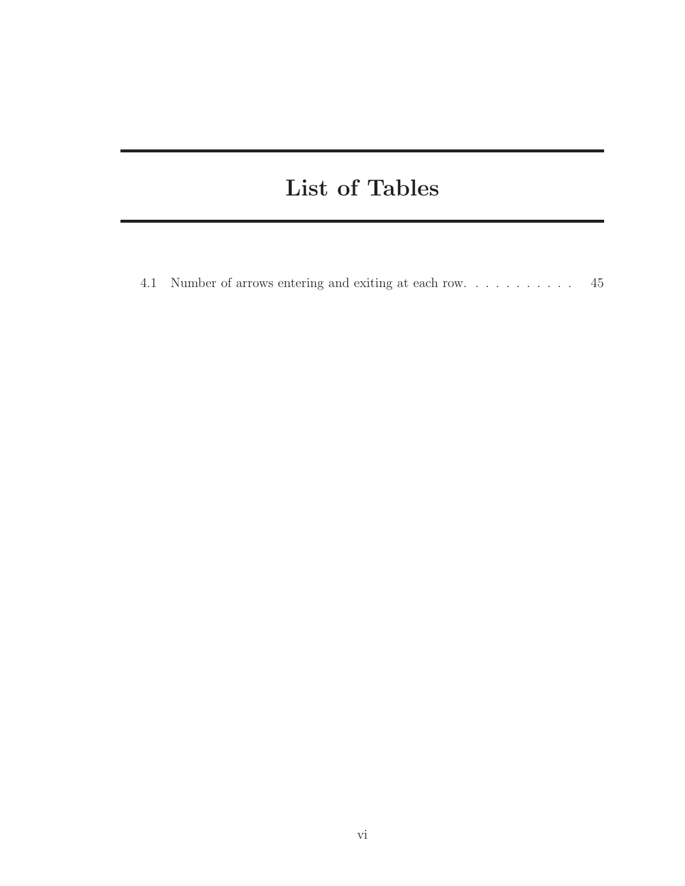# List of Tables

4.1 Number of arrows entering and exiting at each row. . . . . . . . . . . 45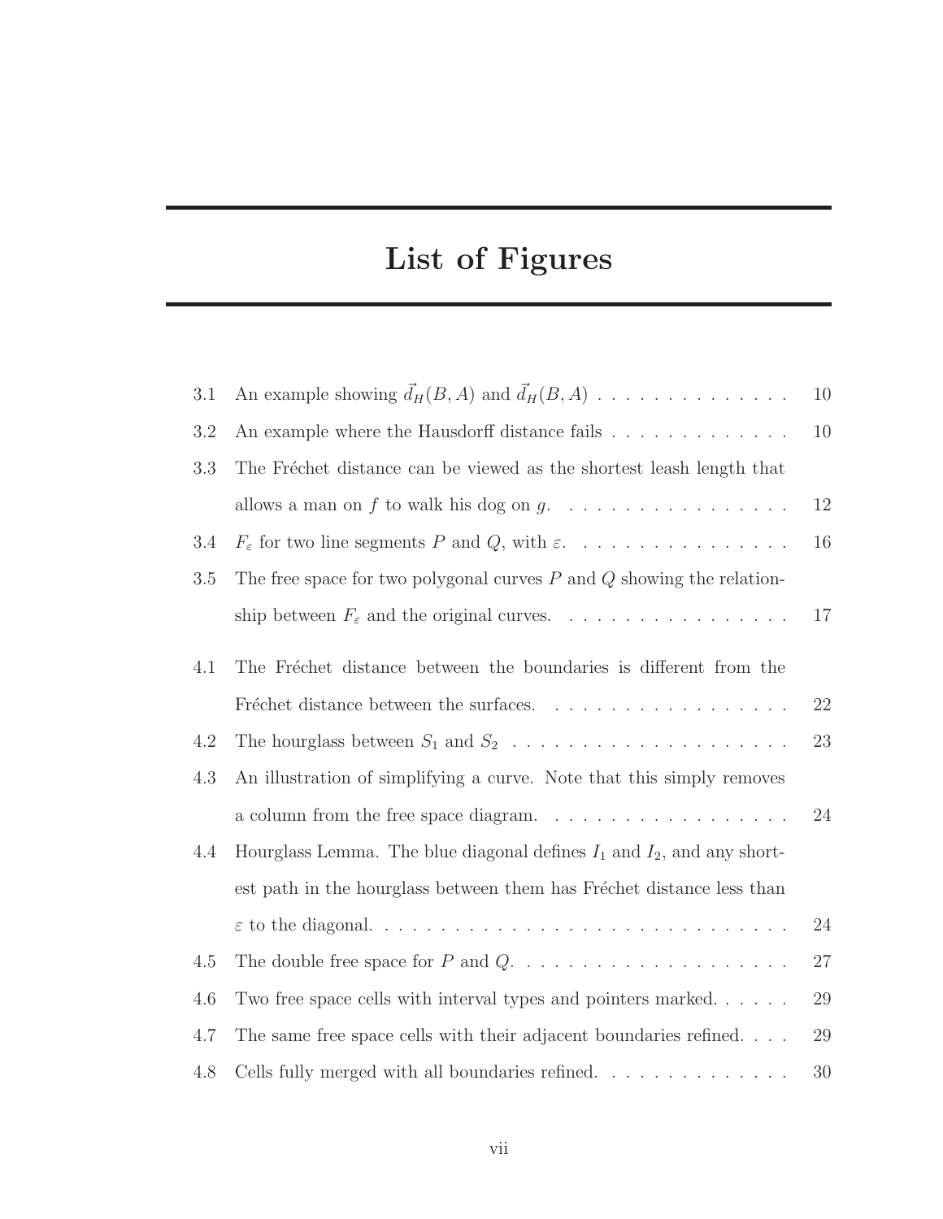# List of Figures

| | | |
|---|---|---|
| 3.1 | An example showing $\vec{d}_H(B, A)$ and $\vec{d}_H(B, A)$ | 10 |
| 3.2 | An example where the Hausdorff distance fails | 10 |
| 3.3 | The Fréchet distance can be viewed as the shortest leash length that allows a man on $f$ to walk his dog on $g$. | 12 |
| 3.4 | $F_\varepsilon$ for two line segments $P$ and $Q$, with $\varepsilon$. | 16 |
| 3.5 | The free space for two polygonal curves $P$ and $Q$ showing the relationship between $F_\varepsilon$ and the original curves. | 17 |
| 4.1 | The Fréchet distance between the boundaries is different from the Fréchet distance between the surfaces. | 22 |
| 4.2 | The hourglass between $S_1$ and $S_2$ | 23 |
| 4.3 | An illustration of simplifying a curve. Note that this simply removes a column from the free space diagram. | 24 |
| 4.4 | Hourglass Lemma. The blue diagonal defines $I_1$ and $I_2$, and any shortest path in the hourglass between them has Fréchet distance less than $\varepsilon$ to the diagonal. | 24 |
| 4.5 | The double free space for $P$ and $Q$. | 27 |
| 4.6 | Two free space cells with interval types and pointers marked. | 29 |
| 4.7 | The same free space cells with their adjacent boundaries refined. | 29 |
| 4.8 | Cells fully merged with all boundaries refined. | 30 |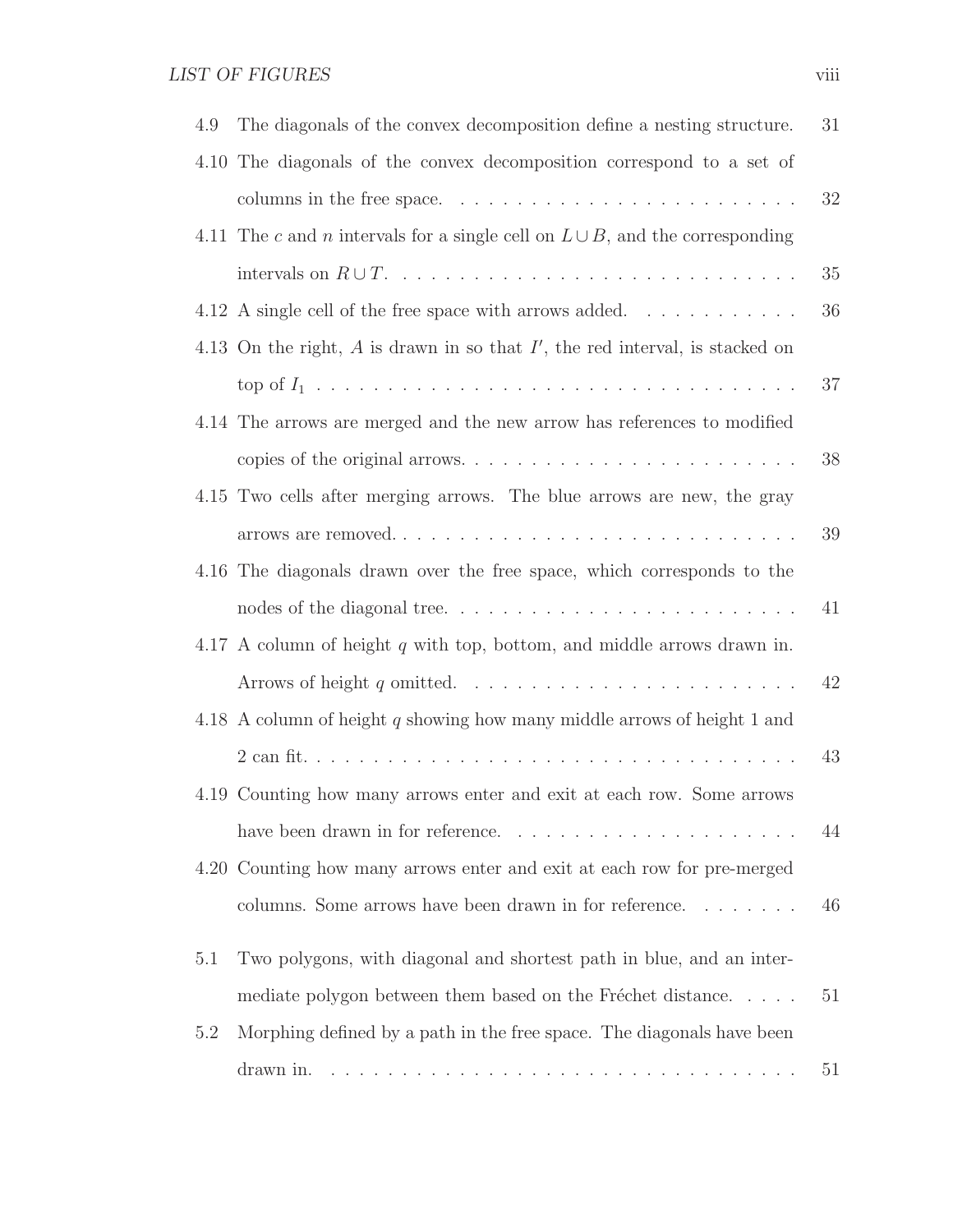| | | |
|---|---|---|
| 4.9 | The diagonals of the convex decomposition define a nesting structure. | 31 |
| 4.10 | The diagonals of the convex decomposition correspond to a set of columns in the free space. | 32 |
| 4.11 | The $c$ and $n$ intervals for a single cell on $L \cup B$, and the corresponding intervals on $R \cup T$. | 35 |
| 4.12 | A single cell of the free space with arrows added. | 36 |
| 4.13 | On the right, $A$ is drawn in so that $I'$, the red interval, is stacked on top of $I_1$ | 37 |
| 4.14 | The arrows are merged and the new arrow has references to modified copies of the original arrows. | 38 |
| 4.15 | Two cells after merging arrows. The blue arrows are new, the gray arrows are removed. | 39 |
| 4.16 | The diagonals drawn over the free space, which corresponds to the nodes of the diagonal tree. | 41 |
| 4.17 | A column of height $q$ with top, bottom, and middle arrows drawn in. Arrows of height $q$ omitted. | 42 |
| 4.18 | A column of height $q$ showing how many middle arrows of height 1 and 2 can fit. | 43 |
| 4.19 | Counting how many arrows enter and exit at each row. Some arrows have been drawn in for reference. | 44 |
| 4.20 | Counting how many arrows enter and exit at each row for pre-merged columns. Some arrows have been drawn in for reference. | 46 |
| 5.1 | Two polygons, with diagonal and shortest path in blue, and an intermediate polygon between them based on the Fréchet distance. | 51 |
| 5.2 | Morphing defined by a path in the free space. The diagonals have been drawn in. | 51 |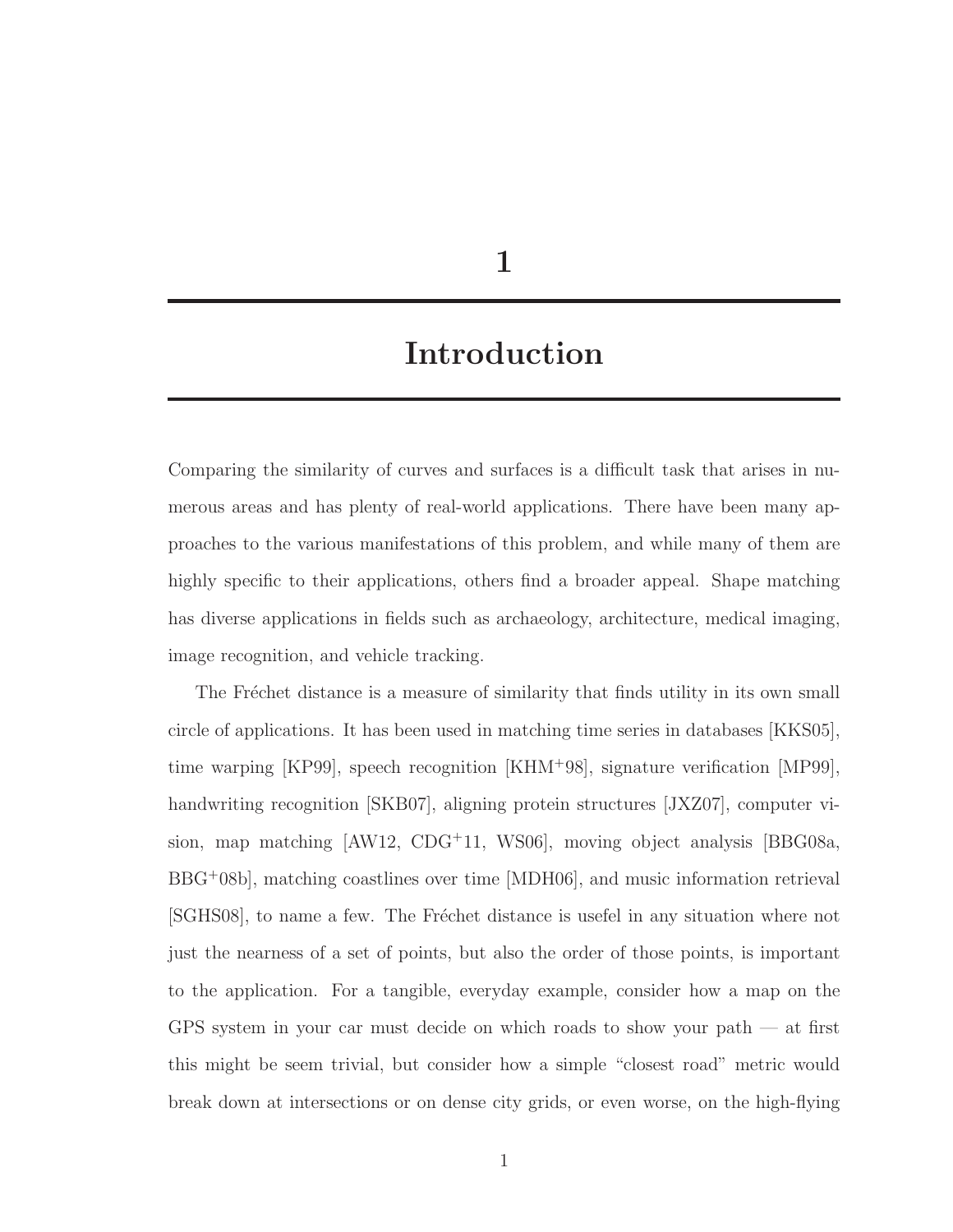# 1 Introduction

Comparing the similarity of curves and surfaces is a difficult task that arises in numerous areas and has plenty of real-world applications. There have been many approaches to the various manifestations of this problem, and while many of them are highly specific to their applications, others find a broader appeal. Shape matching has diverse applications in fields such as archaeology, architecture, medical imaging, image recognition, and vehicle tracking.

The Fréchet distance is a measure of similarity that finds utility in its own small circle of applications. It has been used in matching time series in databases [KKS05], time warping [KP99], speech recognition [KHM+98], signature verification [MP99], handwriting recognition [SKB07], aligning protein structures [JXZ07], computer vision, map matching [AW12, CDG+11, WS06], moving object analysis [BBG08a, BBG+08b], matching coastlines over time [MDH06], and music information retrieval [SGHS08], to name a few. The Fréchet distance is usefel in any situation where not just the nearness of a set of points, but also the order of those points, is important to the application. For a tangible, everyday example, consider how a map on the GPS system in your car must decide on which roads to show your path — at first this might be seem trivial, but consider how a simple "closest road" metric would break down at intersections or on dense city grids, or even worse, on the high-flying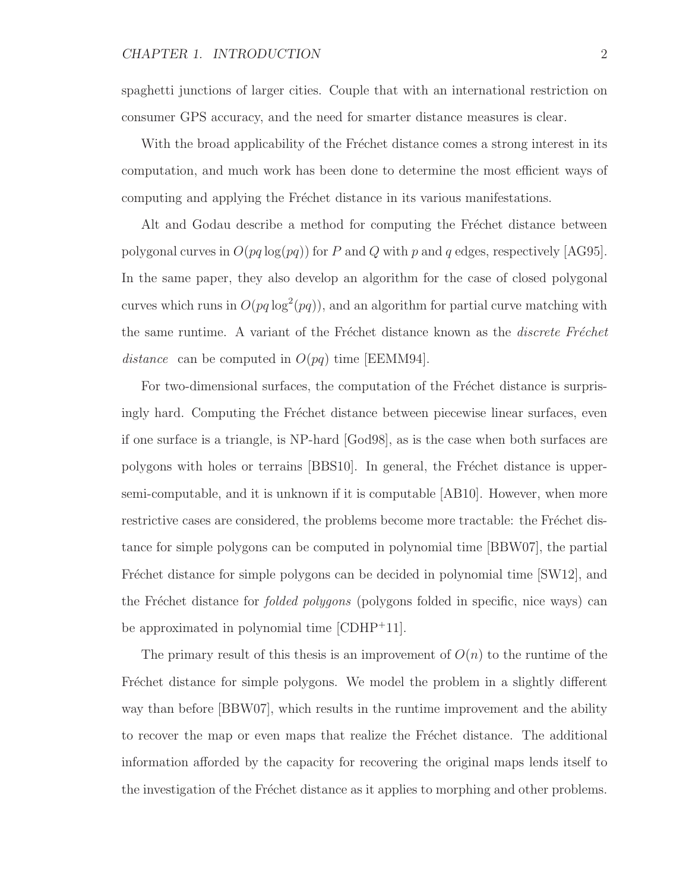spaghetti junctions of larger cities. Couple that with an international restriction on consumer GPS accuracy, and the need for smarter distance measures is clear.

With the broad applicability of the Fréchet distance comes a strong interest in its computation, and much work has been done to determine the most efficient ways of computing and applying the Fréchet distance in its various manifestations.

Alt and Godau describe a method for computing the Fréchet distance between polygonal curves in $O(pq \log(pq))$ for $P$ and $Q$ with $p$ and $q$ edges, respectively [AG95]. In the same paper, they also develop an algorithm for the case of closed polygonal curves which runs in $O(pq \log^2(pq))$, and an algorithm for partial curve matching with the same runtime. A variant of the Fréchet distance known as the *discrete Fréchet distance* can be computed in $O(pq)$ time [EEMM94].

For two-dimensional surfaces, the computation of the Fréchet distance is surprisingly hard. Computing the Fréchet distance between piecewise linear surfaces, even if one surface is a triangle, is NP-hard [God98], as is the case when both surfaces are polygons with holes or terrains [BBS10]. In general, the Fréchet distance is upper-semi-computable, and it is unknown if it is computable [AB10]. However, when more restrictive cases are considered, the problems become more tractable: the Fréchet distance for simple polygons can be computed in polynomial time [BBW07], the partial Fréchet distance for simple polygons can be decided in polynomial time [SW12], and the Fréchet distance for *folded polygons* (polygons folded in specific, nice ways) can be approximated in polynomial time [CDHP+11].

The primary result of this thesis is an improvement of $O(n)$ to the runtime of the Fréchet distance for simple polygons. We model the problem in a slightly different way than before [BBW07], which results in the runtime improvement and the ability to recover the map or even maps that realize the Fréchet distance. The additional information afforded by the capacity for recovering the original maps lends itself to the investigation of the Fréchet distance as it applies to morphing and other problems.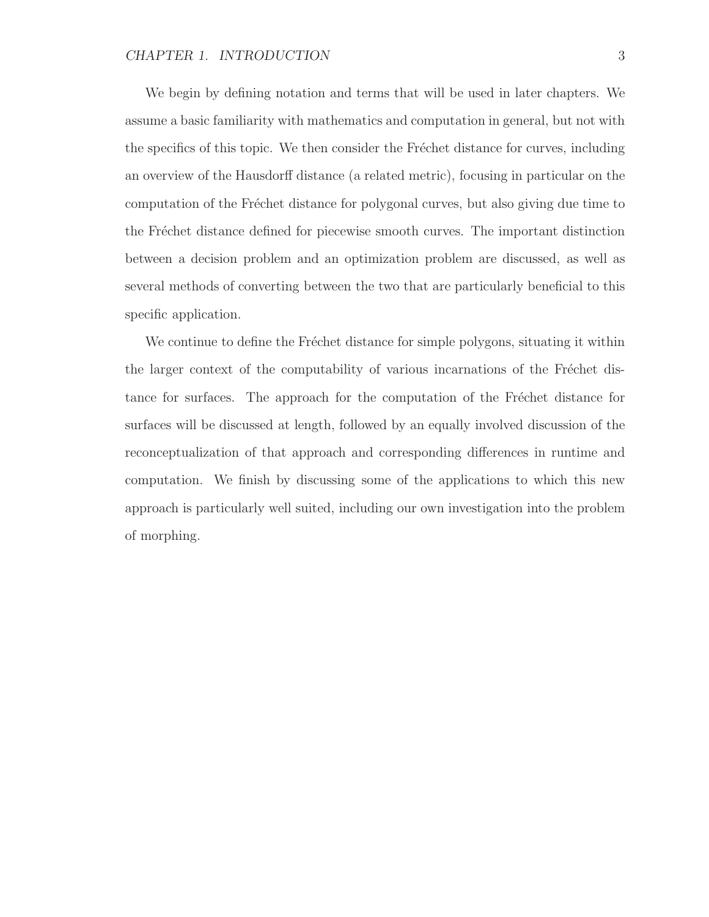We begin by defining notation and terms that will be used in later chapters. We assume a basic familiarity with mathematics and computation in general, but not with the specifics of this topic. We then consider the Fréchet distance for curves, including an overview of the Hausdorff distance (a related metric), focusing in particular on the computation of the Fréchet distance for polygonal curves, but also giving due time to the Fréchet distance defined for piecewise smooth curves. The important distinction between a decision problem and an optimization problem are discussed, as well as several methods of converting between the two that are particularly beneficial to this specific application.

We continue to define the Fréchet distance for simple polygons, situating it within the larger context of the computability of various incarnations of the Fréchet distance for surfaces. The approach for the computation of the Fréchet distance for surfaces will be discussed at length, followed by an equally involved discussion of the reconceptualization of that approach and corresponding differences in runtime and computation. We finish by discussing some of the applications to which this new approach is particularly well suited, including our own investigation into the problem of morphing.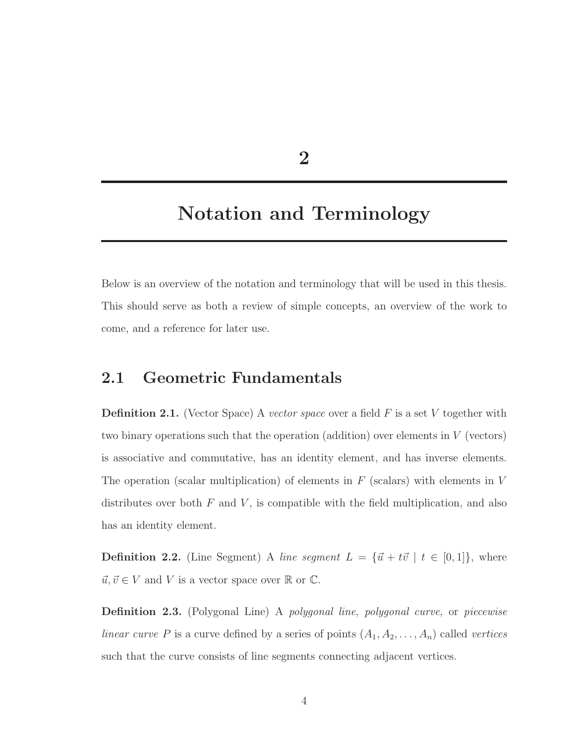# 2

# Notation and Terminology

Below is an overview of the notation and terminology that will be used in this thesis. This should serve as both a review of simple concepts, an overview of the work to come, and a reference for later use.

## 2.1 Geometric Fundamentals

**Definition 2.1.** (Vector Space) A *vector space* over a field $F$ is a set $V$ together with two binary operations such that the operation (addition) over elements in $V$ (vectors) is associative and commutative, has an identity element, and has inverse elements. The operation (scalar multiplication) of elements in $F$ (scalars) with elements in $V$ distributes over both $F$ and $V$, is compatible with the field multiplication, and also has an identity element.

**Definition 2.2.** (Line Segment) A *line segment* $L = \{\vec{u} + t\vec{v} \mid t \in [0, 1]\}$, where $\vec{u}, \vec{v} \in V$ and $V$ is a vector space over $\mathbb{R}$ or $\mathbb{C}$.

**Definition 2.3.** (Polygonal Line) A *polygonal line*, *polygonal curve*, or *piecewise linear curve* $P$ is a curve defined by a series of points $(A_1, A_2, \ldots, A_n)$ called *vertices* such that the curve consists of line segments connecting adjacent vertices.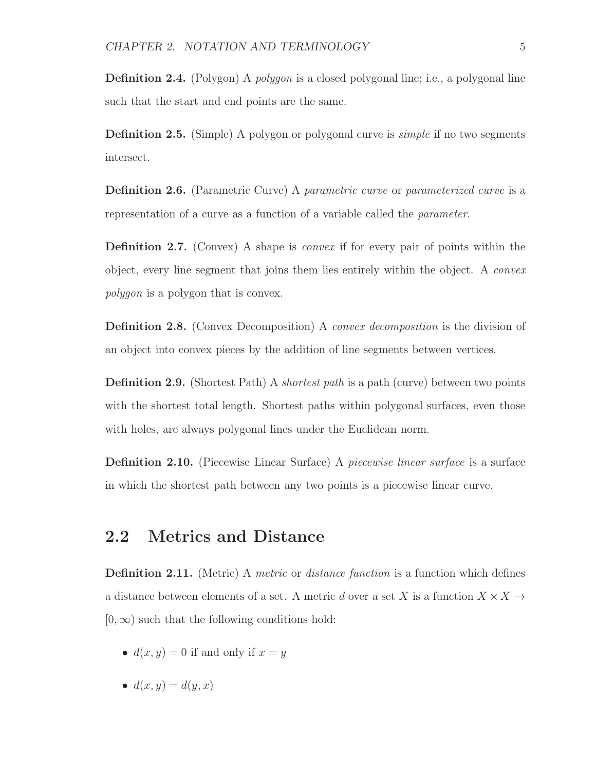**Definition 2.4.** (Polygon) A *polygon* is a closed polygonal line; i.e., a polygonal line such that the start and end points are the same.

**Definition 2.5.** (Simple) A polygon or polygonal curve is *simple* if no two segments intersect.

**Definition 2.6.** (Parametric Curve) A *parametric curve* or *parameterized curve* is a representation of a curve as a function of a variable called the *parameter*.

**Definition 2.7.** (Convex) A shape is *convex* if for every pair of points within the object, every line segment that joins them lies entirely within the object. A *convex polygon* is a polygon that is convex.

**Definition 2.8.** (Convex Decomposition) A *convex decomposition* is the division of an object into convex pieces by the addition of line segments between vertices.

**Definition 2.9.** (Shortest Path) A *shortest path* is a path (curve) between two points with the shortest total length. Shortest paths within polygonal surfaces, even those with holes, are always polygonal lines under the Euclidean norm.

**Definition 2.10.** (Piecewise Linear Surface) A *piecewise linear surface* is a surface in which the shortest path between any two points is a piecewise linear curve.

## 2.2 Metrics and Distance

**Definition 2.11.** (Metric) A *metric* or *distance function* is a function which defines a distance between elements of a set. A metric $d$ over a set $X$ is a function $X \times X \rightarrow [0, \infty)$ such that the following conditions hold:

- $d(x, y) = 0$ if and only if $x = y$
- $d(x, y) = d(y, x)$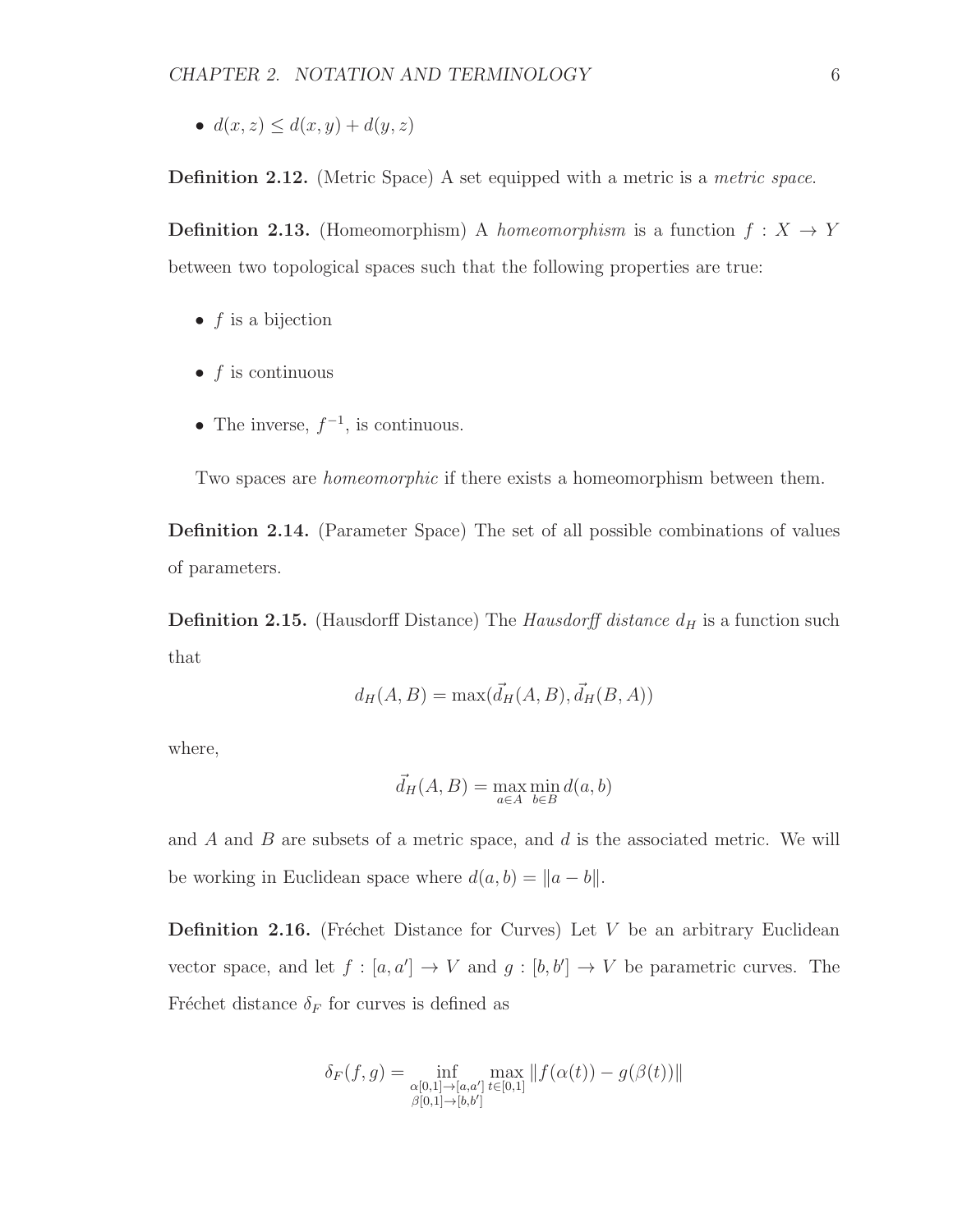- $d(x, z) \leq d(x, y) + d(y, z)$

**Definition 2.12.** (Metric Space) A set equipped with a metric is a *metric space*.

**Definition 2.13.** (Homeomorphism) A *homeomorphism* is a function $f : X \to Y$ between two topological spaces such that the following properties are true:

- $f$ is a bijection
- $f$ is continuous
- The inverse, $f^{-1}$, is continuous.

Two spaces are *homeomorphic* if there exists a homeomorphism between them.

**Definition 2.14.** (Parameter Space) The set of all possible combinations of values of parameters.

**Definition 2.15.** (Hausdorff Distance) The *Hausdorff distance* $d_H$ is a function such that

$$d_H(A, B) = \max(\vec{d}_H(A, B), \vec{d}_H(B, A))$$

where,

$$\vec{d}_H(A, B) = \max_{a \in A} \min_{b \in B} d(a, b)$$

and $A$ and $B$ are subsets of a metric space, and $d$ is the associated metric. We will be working in Euclidean space where $d(a, b) = \|a - b\|$.

**Definition 2.16.** (Fréchet Distance for Curves) Let $V$ be an arbitrary Euclidean vector space, and let $f : [a, a'] \to V$ and $g : [b, b'] \to V$ be parametric curves. The Fréchet distance $\delta_F$ for curves is defined as

$$\delta_F(f, g) = \inf_{\substack{\alpha[0,1] \to [a,a'] \\ \beta[0,1] \to [b,b']}} \max_{t \in [0,1]} \|f(\alpha(t)) - g(\beta(t))\|$$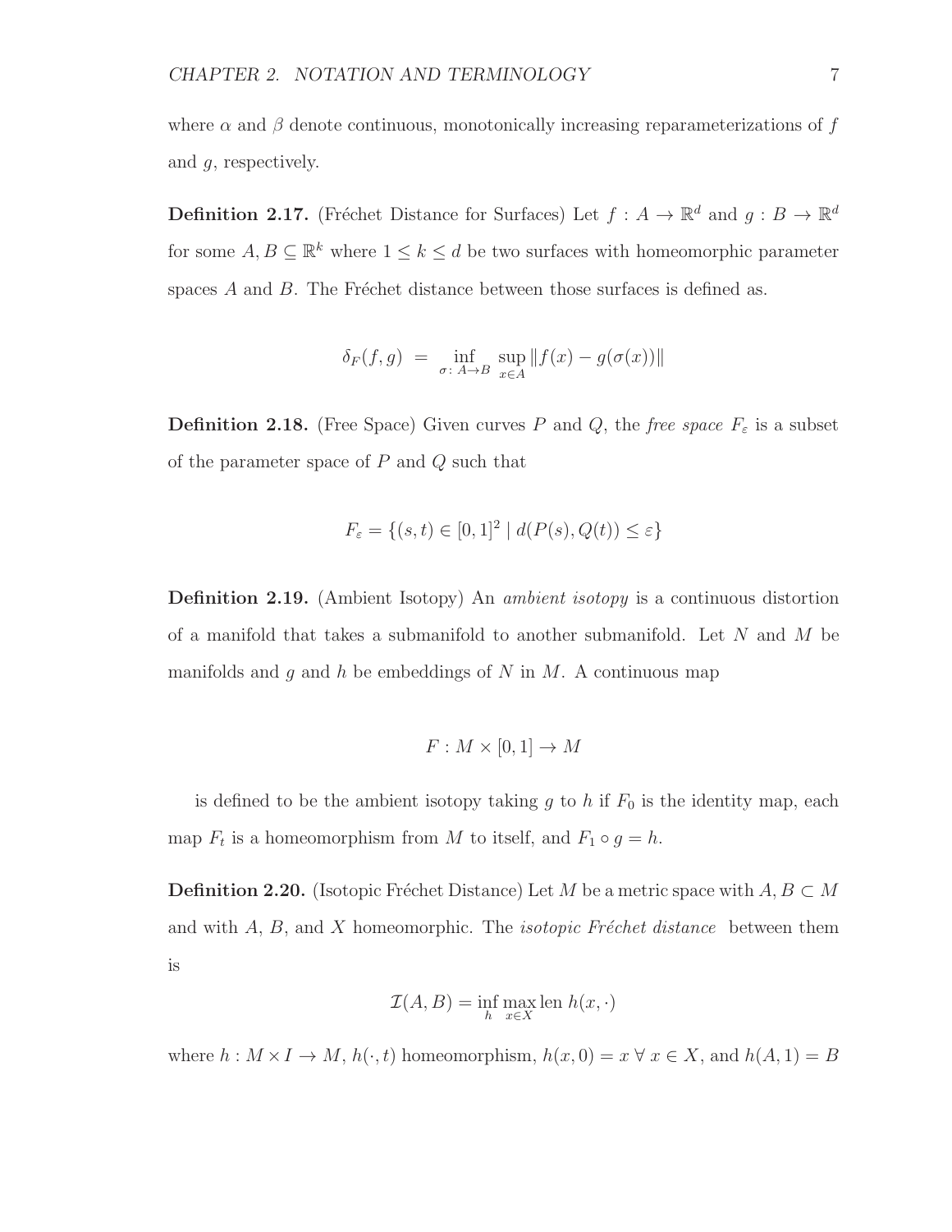where $\alpha$ and $\beta$ denote continuous, monotonically increasing reparameterizations of $f$ and $g$, respectively.

**Definition 2.17.** (Fréchet Distance for Surfaces) Let $f : A \to \mathbb{R}^d$ and $g : B \to \mathbb{R}^d$ for some $A, B \subseteq \mathbb{R}^k$ where $1 \leq k \leq d$ be two surfaces with homeomorphic parameter spaces $A$ and $B$. The Fréchet distance between those surfaces is defined as.

$$\delta_F(f, g) \;=\; \inf_{\sigma:\, A \to B} \sup_{x \in A} \|f(x) - g(\sigma(x))\|$$

**Definition 2.18.** (Free Space) Given curves $P$ and $Q$, the *free space* $F_\varepsilon$ is a subset of the parameter space of $P$ and $Q$ such that

$$F_\varepsilon = \{(s, t) \in [0, 1]^2 \mid d(P(s), Q(t)) \leq \varepsilon\}$$

**Definition 2.19.** (Ambient Isotopy) An *ambient isotopy* is a continuous distortion of a manifold that takes a submanifold to another submanifold. Let $N$ and $M$ be manifolds and $g$ and $h$ be embeddings of $N$ in $M$. A continuous map

$$F : M \times [0, 1] \to M$$

is defined to be the ambient isotopy taking $g$ to $h$ if $F_0$ is the identity map, each map $F_t$ is a homeomorphism from $M$ to itself, and $F_1 \circ g = h$.

**Definition 2.20.** (Isotopic Fréchet Distance) Let $M$ be a metric space with $A, B \subset M$ and with $A$, $B$, and $X$ homeomorphic. The *isotopic Fréchet distance* between them is

$$\mathcal{I}(A, B) = \inf_h \max_{x \in X} \text{len } h(x, \cdot)$$

where $h : M \times I \to M$, $h(\cdot, t)$ homeomorphism, $h(x, 0) = x \;\forall\; x \in X$, and $h(A, 1) = B$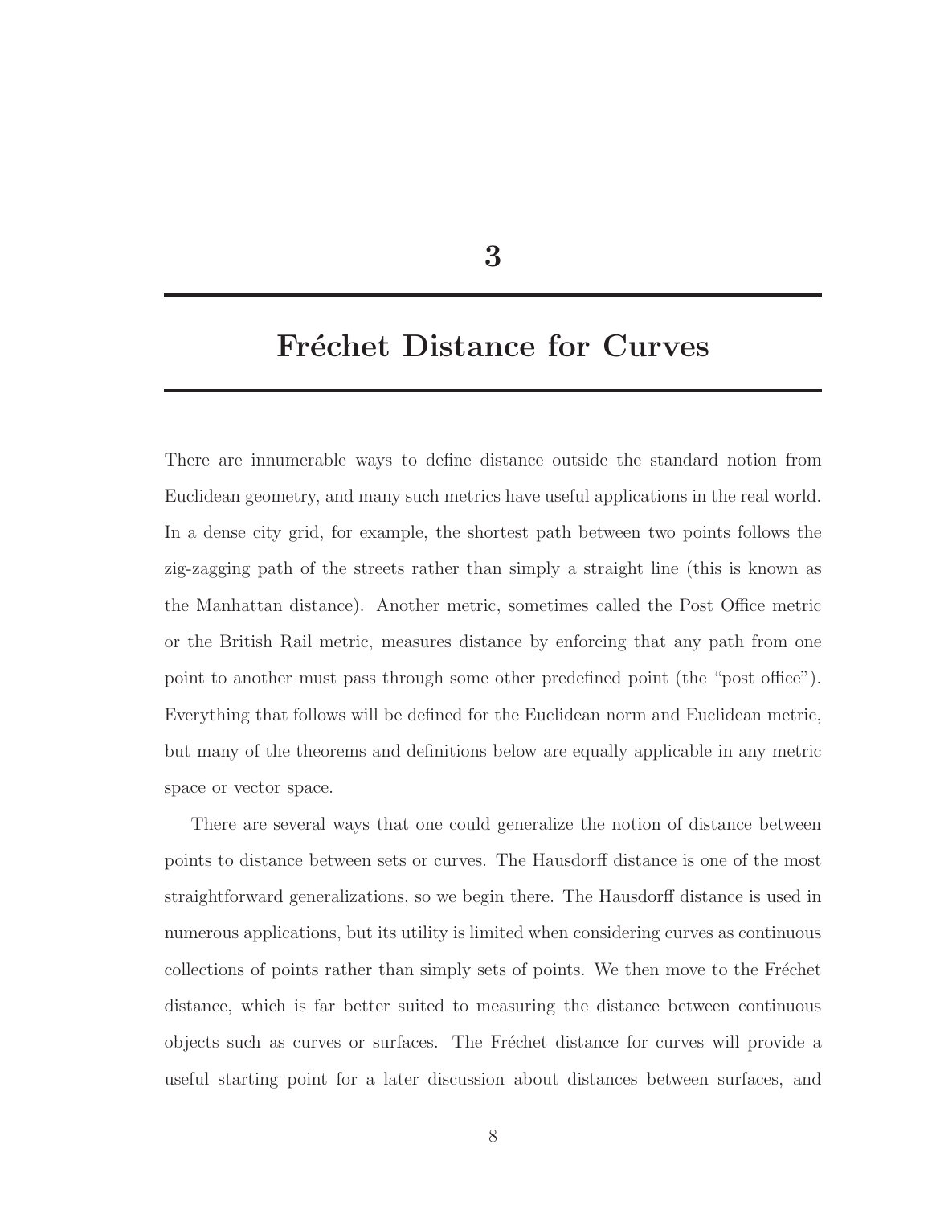# 3

# Fréchet Distance for Curves

There are innumerable ways to define distance outside the standard notion from Euclidean geometry, and many such metrics have useful applications in the real world. In a dense city grid, for example, the shortest path between two points follows the zig-zagging path of the streets rather than simply a straight line (this is known as the Manhattan distance). Another metric, sometimes called the Post Office metric or the British Rail metric, measures distance by enforcing that any path from one point to another must pass through some other predefined point (the "post office"). Everything that follows will be defined for the Euclidean norm and Euclidean metric, but many of the theorems and definitions below are equally applicable in any metric space or vector space.

There are several ways that one could generalize the notion of distance between points to distance between sets or curves. The Hausdorff distance is one of the most straightforward generalizations, so we begin there. The Hausdorff distance is used in numerous applications, but its utility is limited when considering curves as continuous collections of points rather than simply sets of points. We then move to the Fréchet distance, which is far better suited to measuring the distance between continuous objects such as curves or surfaces. The Fréchet distance for curves will provide a useful starting point for a later discussion about distances between surfaces, and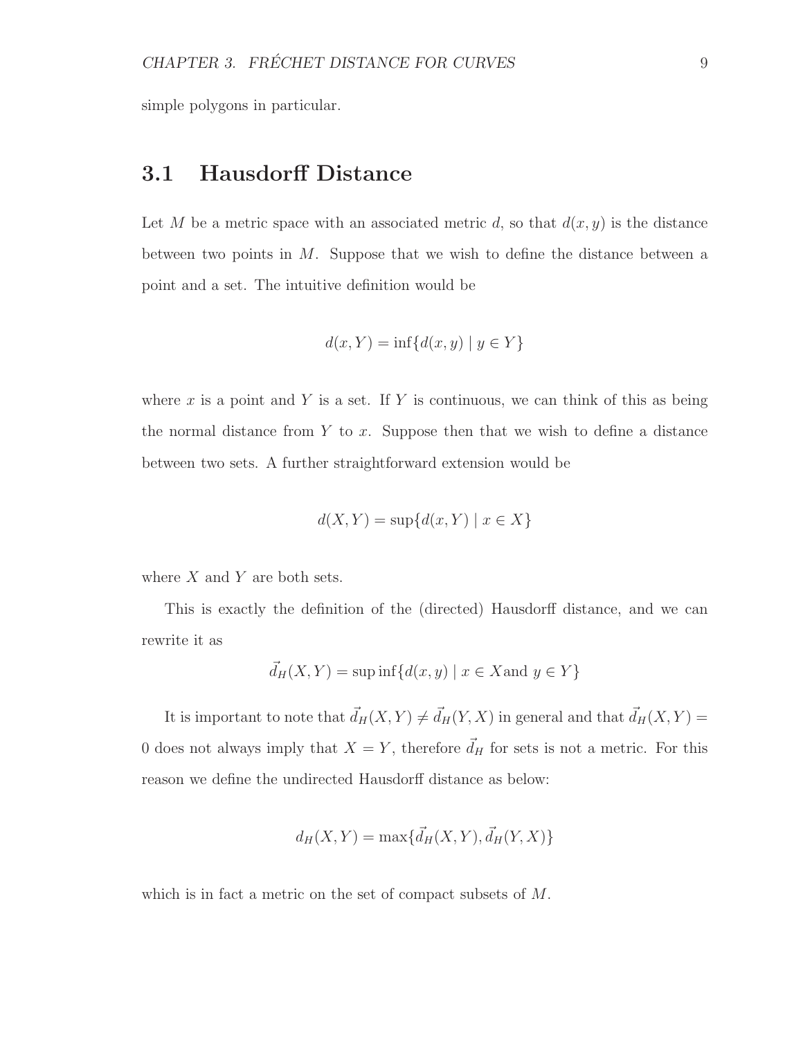simple polygons in particular.

## 3.1 Hausdorff Distance

Let $M$ be a metric space with an associated metric $d$, so that $d(x, y)$ is the distance between two points in $M$. Suppose that we wish to define the distance between a point and a set. The intuitive definition would be

$$d(x, Y) = \inf\{d(x, y) \mid y \in Y\}$$

where $x$ is a point and $Y$ is a set. If $Y$ is continuous, we can think of this as being the normal distance from $Y$ to $x$. Suppose then that we wish to define a distance between two sets. A further straightforward extension would be

$$d(X, Y) = \sup\{d(x, Y) \mid x \in X\}$$

where $X$ and $Y$ are both sets.

This is exactly the definition of the (directed) Hausdorff distance, and we can rewrite it as

$$\vec{d_H}(X, Y) = \sup\inf\{d(x, y) \mid x \in X \text{and } y \in Y\}$$

It is important to note that $\vec{d_H}(X, Y) \neq \vec{d_H}(Y, X)$ in general and that $\vec{d_H}(X, Y) = 0$ does not always imply that $X = Y$, therefore $\vec{d_H}$ for sets is not a metric. For this reason we define the undirected Hausdorff distance as below:

$$d_H(X, Y) = \max\{\vec{d_H}(X, Y), \vec{d_H}(Y, X)\}$$

which is in fact a metric on the set of compact subsets of $M$.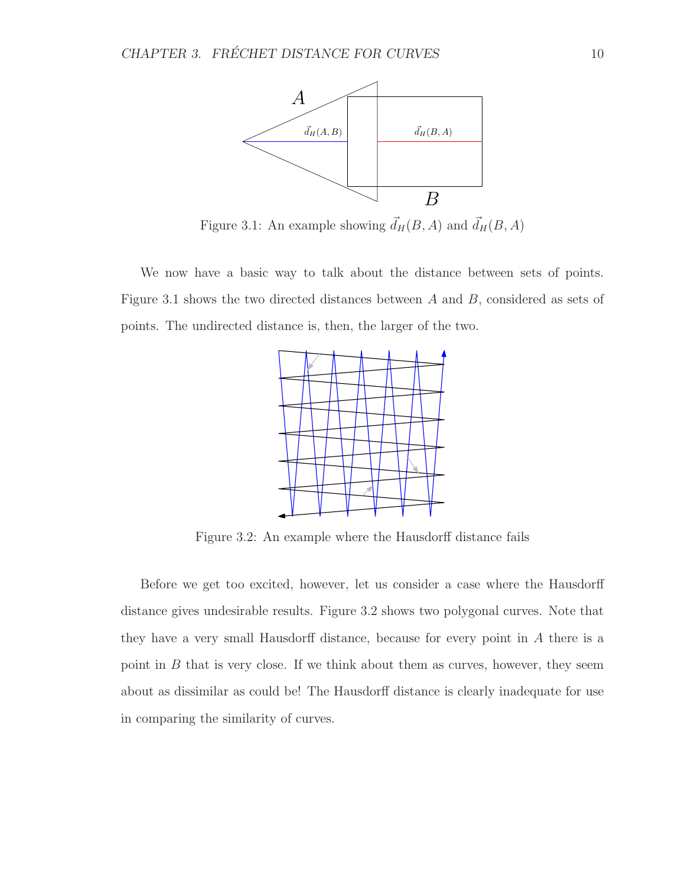Figure 3.1: An example showing $\vec{d}_H(B, A)$ and $\vec{d}_H(B, A)$

We now have a basic way to talk about the distance between sets of points. Figure 3.1 shows the two directed distances between $A$ and $B$, considered as sets of points. The undirected distance is, then, the larger of the two.

Figure 3.2: An example where the Hausdorff distance fails

Before we get too excited, however, let us consider a case where the Hausdorff distance gives undesirable results. Figure 3.2 shows two polygonal curves. Note that they have a very small Hausdorff distance, because for every point in $A$ there is a point in $B$ that is very close. If we think about them as curves, however, they seem about as dissimilar as could be! The Hausdorff distance is clearly inadequate for use in comparing the similarity of curves.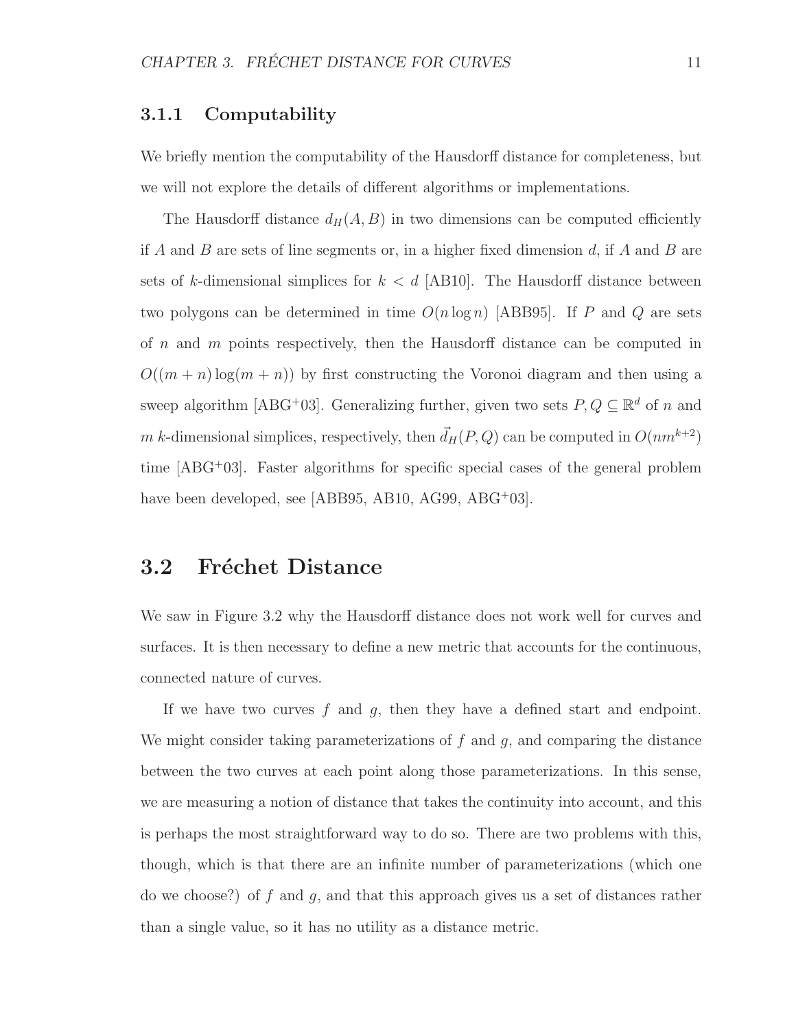### 3.1.1 Computability

We briefly mention the computability of the Hausdorff distance for completeness, but we will not explore the details of different algorithms or implementations.

The Hausdorff distance $d_H(A, B)$ in two dimensions can be computed efficiently if $A$ and $B$ are sets of line segments or, in a higher fixed dimension $d$, if $A$ and $B$ are sets of $k$-dimensional simplices for $k < d$ [AB10]. The Hausdorff distance between two polygons can be determined in time $O(n \log n)$ [ABB95]. If $P$ and $Q$ are sets of $n$ and $m$ points respectively, then the Hausdorff distance can be computed in $O((m+n)\log(m+n))$ by first constructing the Voronoi diagram and then using a sweep algorithm [ABG+03]. Generalizing further, given two sets $P, Q \subseteq \mathbb{R}^d$ of $n$ and $m$ $k$-dimensional simplices, respectively, then $\vec{d}_H(P, Q)$ can be computed in $O(nm^{k+2})$ time [ABG+03]. Faster algorithms for specific special cases of the general problem have been developed, see [ABB95, AB10, AG99, ABG+03].

## 3.2 Fréchet Distance

We saw in Figure 3.2 why the Hausdorff distance does not work well for curves and surfaces. It is then necessary to define a new metric that accounts for the continuous, connected nature of curves.

If we have two curves $f$ and $g$, then they have a defined start and endpoint. We might consider taking parameterizations of $f$ and $g$, and comparing the distance between the two curves at each point along those parameterizations. In this sense, we are measuring a notion of distance that takes the continuity into account, and this is perhaps the most straightforward way to do so. There are two problems with this, though, which is that there are an infinite number of parameterizations (which one do we choose?) of $f$ and $g$, and that this approach gives us a set of distances rather than a single value, so it has no utility as a distance metric.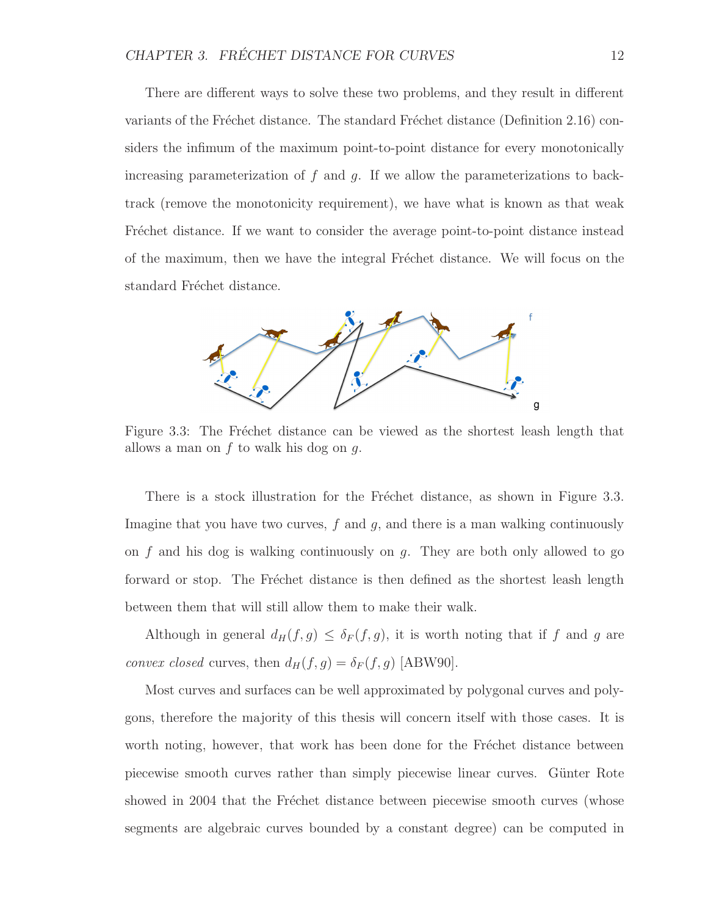There are different ways to solve these two problems, and they result in different variants of the Fréchet distance. The standard Fréchet distance (Definition 2.16) considers the infimum of the maximum point-to-point distance for every monotonically increasing parameterization of $f$ and $g$. If we allow the parameterizations to backtrack (remove the monotonicity requirement), we have what is known as that weak Fréchet distance. If we want to consider the average point-to-point distance instead of the maximum, then we have the integral Fréchet distance. We will focus on the standard Fréchet distance.

Figure 3.3: The Fréchet distance can be viewed as the shortest leash length that allows a man on $f$ to walk his dog on $g$.

There is a stock illustration for the Fréchet distance, as shown in Figure 3.3. Imagine that you have two curves, $f$ and $g$, and there is a man walking continuously on $f$ and his dog is walking continuously on $g$. They are both only allowed to go forward or stop. The Fréchet distance is then defined as the shortest leash length between them that will still allow them to make their walk.

Although in general $d_H(f, g) \leq \delta_F(f, g)$, it is worth noting that if $f$ and $g$ are *convex closed* curves, then $d_H(f, g) = \delta_F(f, g)$ [ABW90].

Most curves and surfaces can be well approximated by polygonal curves and polygons, therefore the majority of this thesis will concern itself with those cases. It is worth noting, however, that work has been done for the Fréchet distance between piecewise smooth curves rather than simply piecewise linear curves. Günter Rote showed in 2004 that the Fréchet distance between piecewise smooth curves (whose segments are algebraic curves bounded by a constant degree) can be computed in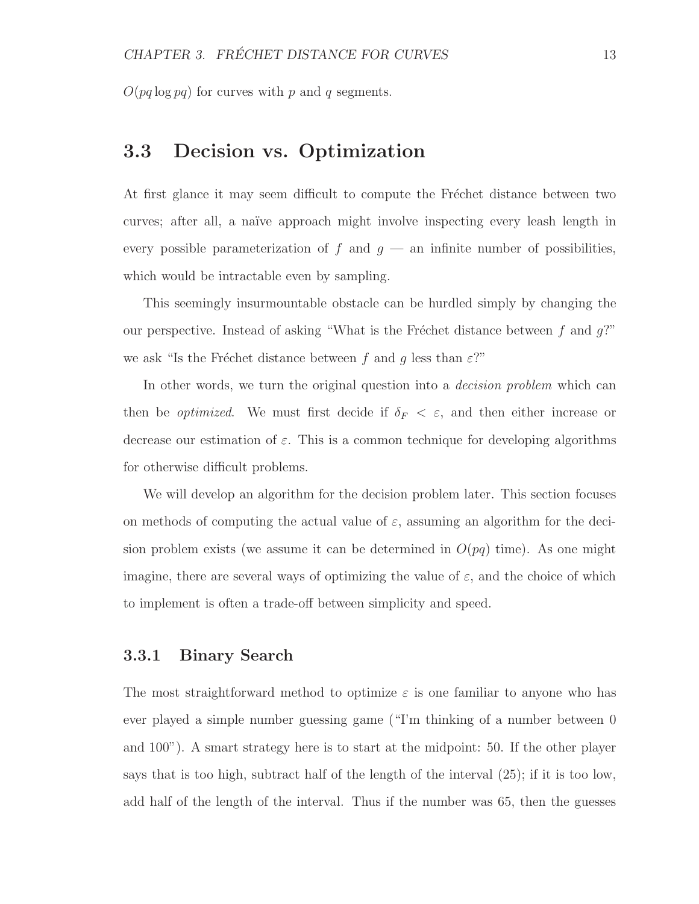$O(pq \log pq)$ for curves with $p$ and $q$ segments.

## 3.3 Decision vs. Optimization

At first glance it may seem difficult to compute the Fréchet distance between two curves; after all, a naïve approach might involve inspecting every leash length in every possible parameterization of $f$ and $g$ — an infinite number of possibilities, which would be intractable even by sampling.

This seemingly insurmountable obstacle can be hurdled simply by changing the our perspective. Instead of asking "What is the Fréchet distance between $f$ and $g$?" we ask "Is the Fréchet distance between $f$ and $g$ less than $\varepsilon$?"

In other words, we turn the original question into a *decision problem* which can then be *optimized*. We must first decide if $\delta_F < \varepsilon$, and then either increase or decrease our estimation of $\varepsilon$. This is a common technique for developing algorithms for otherwise difficult problems.

We will develop an algorithm for the decision problem later. This section focuses on methods of computing the actual value of $\varepsilon$, assuming an algorithm for the decision problem exists (we assume it can be determined in $O(pq)$ time). As one might imagine, there are several ways of optimizing the value of $\varepsilon$, and the choice of which to implement is often a trade-off between simplicity and speed.

### 3.3.1 Binary Search

The most straightforward method to optimize $\varepsilon$ is one familiar to anyone who has ever played a simple number guessing game ("I'm thinking of a number between 0 and 100"). A smart strategy here is to start at the midpoint: 50. If the other player says that is too high, subtract half of the length of the interval (25); if it is too low, add half of the length of the interval. Thus if the number was 65, then the guesses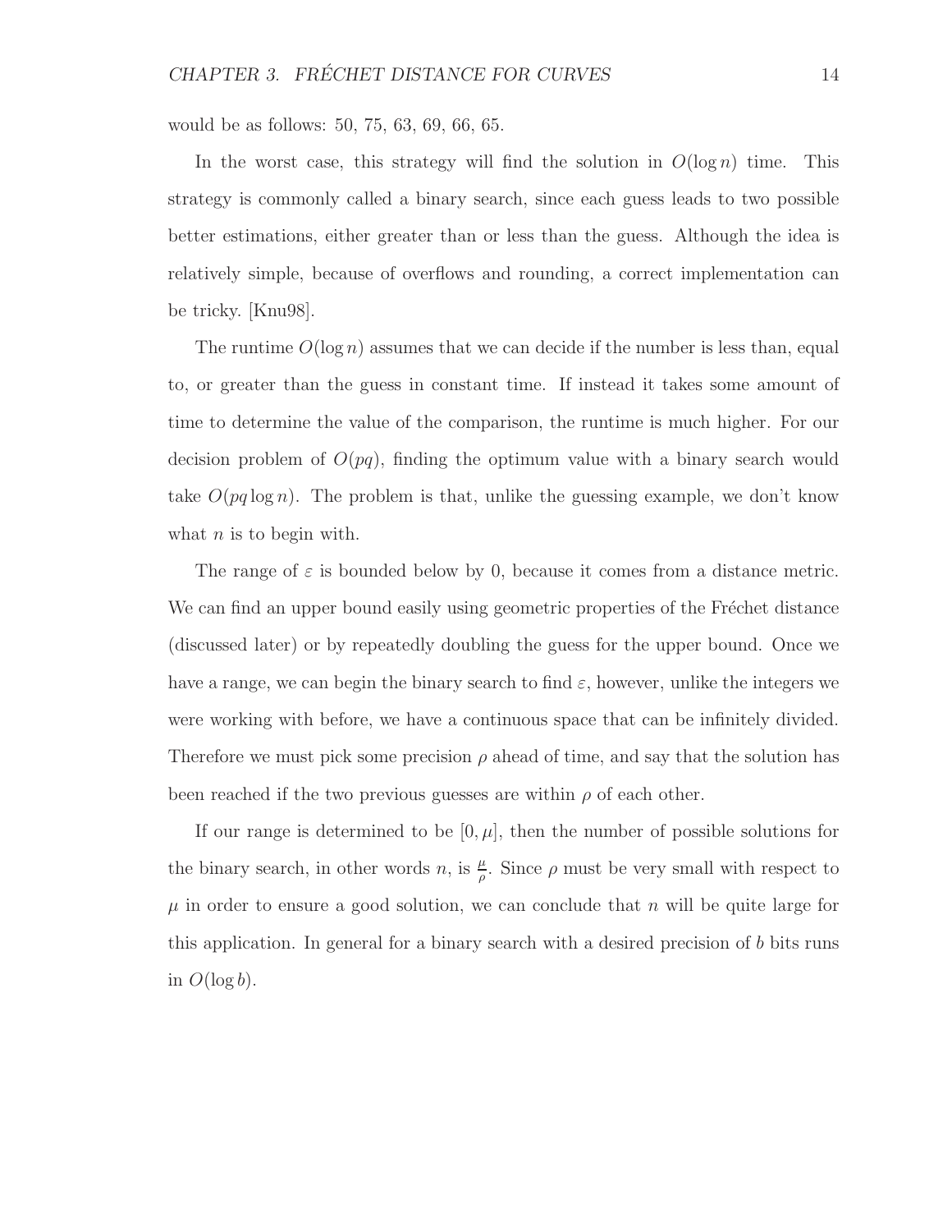would be as follows: 50, 75, 63, 69, 66, 65.

In the worst case, this strategy will find the solution in $O(\log n)$ time. This strategy is commonly called a binary search, since each guess leads to two possible better estimations, either greater than or less than the guess. Although the idea is relatively simple, because of overflows and rounding, a correct implementation can be tricky. [Knu98].

The runtime $O(\log n)$ assumes that we can decide if the number is less than, equal to, or greater than the guess in constant time. If instead it takes some amount of time to determine the value of the comparison, the runtime is much higher. For our decision problem of $O(pq)$, finding the optimum value with a binary search would take $O(pq \log n)$. The problem is that, unlike the guessing example, we don't know what $n$ is to begin with.

The range of $\varepsilon$ is bounded below by 0, because it comes from a distance metric. We can find an upper bound easily using geometric properties of the Fréchet distance (discussed later) or by repeatedly doubling the guess for the upper bound. Once we have a range, we can begin the binary search to find $\varepsilon$, however, unlike the integers we were working with before, we have a continuous space that can be infinitely divided. Therefore we must pick some precision $\rho$ ahead of time, and say that the solution has been reached if the two previous guesses are within $\rho$ of each other.

If our range is determined to be $[0, \mu]$, then the number of possible solutions for the binary search, in other words $n$, is $\frac{\mu}{\rho}$. Since $\rho$ must be very small with respect to $\mu$ in order to ensure a good solution, we can conclude that $n$ will be quite large for this application. In general for a binary search with a desired precision of $b$ bits runs in $O(\log b)$.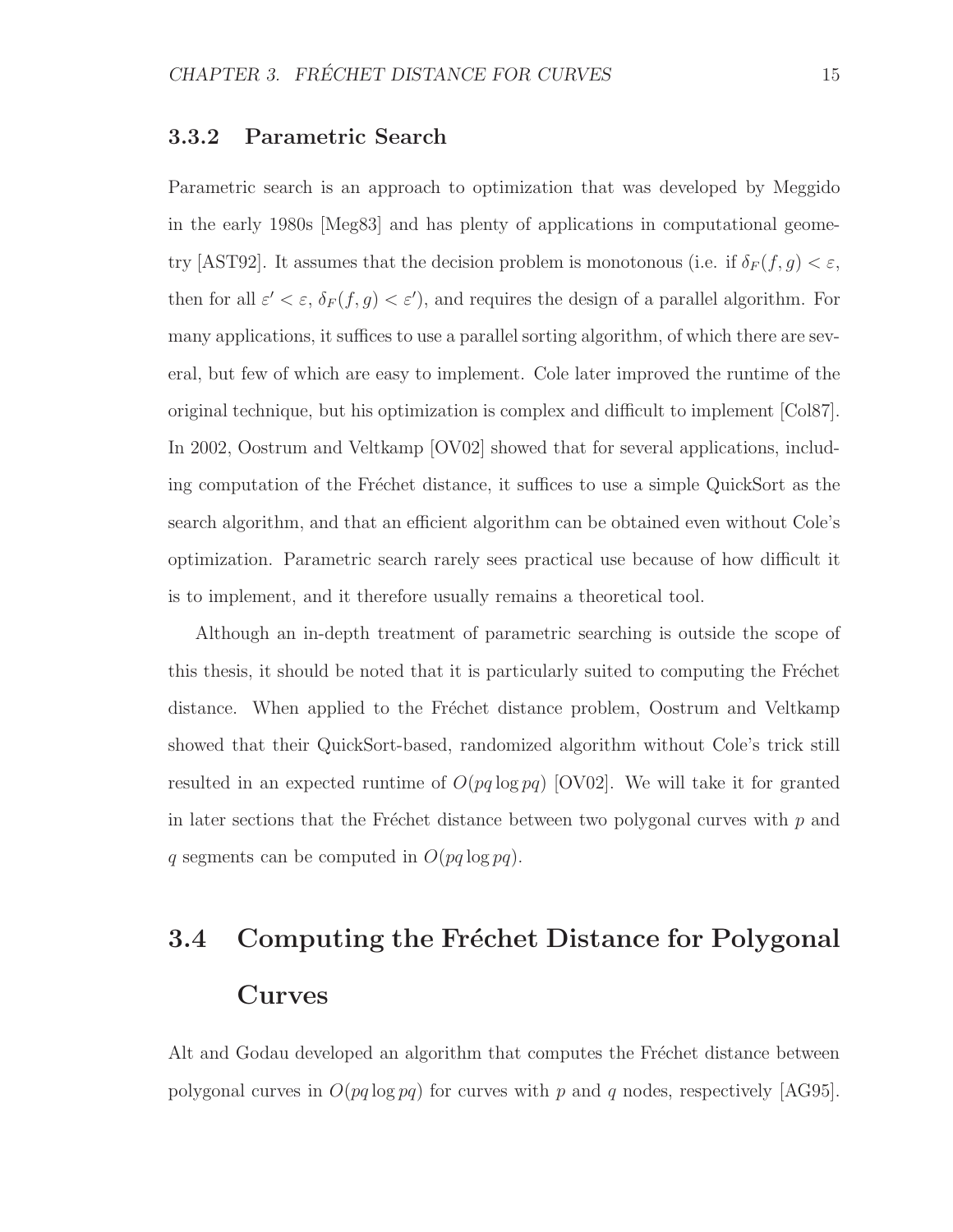### 3.3.2 Parametric Search

Parametric search is an approach to optimization that was developed by Meggido in the early 1980s [Meg83] and has plenty of applications in computational geometry [AST92]. It assumes that the decision problem is monotonous (i.e. if $\delta_F(f, g) < \varepsilon$, then for all $\varepsilon' < \varepsilon$, $\delta_F(f, g) < \varepsilon'$), and requires the design of a parallel algorithm. For many applications, it suffices to use a parallel sorting algorithm, of which there are several, but few of which are easy to implement. Cole later improved the runtime of the original technique, but his optimization is complex and difficult to implement [Col87]. In 2002, Oostrum and Veltkamp [OV02] showed that for several applications, including computation of the Fréchet distance, it suffices to use a simple QuickSort as the search algorithm, and that an efficient algorithm can be obtained even without Cole's optimization. Parametric search rarely sees practical use because of how difficult it is to implement, and it therefore usually remains a theoretical tool.

Although an in-depth treatment of parametric searching is outside the scope of this thesis, it should be noted that it is particularly suited to computing the Fréchet distance. When applied to the Fréchet distance problem, Oostrum and Veltkamp showed that their QuickSort-based, randomized algorithm without Cole's trick still resulted in an expected runtime of $O(pq \log pq)$ [OV02]. We will take it for granted in later sections that the Fréchet distance between two polygonal curves with $p$ and $q$ segments can be computed in $O(pq \log pq)$.

## 3.4 Computing the Fréchet Distance for Polygonal Curves

Alt and Godau developed an algorithm that computes the Fréchet distance between polygonal curves in $O(pq \log pq)$ for curves with $p$ and $q$ nodes, respectively [AG95].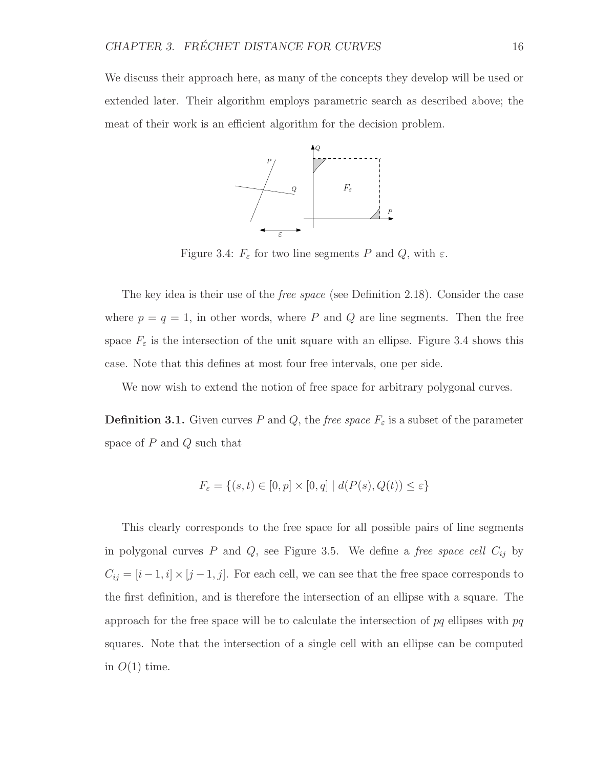We discuss their approach here, as many of the concepts they develop will be used or extended later. Their algorithm employs parametric search as described above; the meat of their work is an efficient algorithm for the decision problem.

Figure 3.4: $F_\varepsilon$ for two line segments $P$ and $Q$, with $\varepsilon$.

The key idea is their use of the *free space* (see Definition 2.18). Consider the case where $p = q = 1$, in other words, where $P$ and $Q$ are line segments. Then the free space $F_\varepsilon$ is the intersection of the unit square with an ellipse. Figure 3.4 shows this case. Note that this defines at most four free intervals, one per side.

We now wish to extend the notion of free space for arbitrary polygonal curves.

**Definition 3.1.** Given curves $P$ and $Q$, the *free space* $F_\varepsilon$ is a subset of the parameter space of $P$ and $Q$ such that

$$F_\varepsilon = \{(s,t) \in [0,p] \times [0,q] \mid d(P(s), Q(t)) \leq \varepsilon\}$$

This clearly corresponds to the free space for all possible pairs of line segments in polygonal curves $P$ and $Q$, see Figure 3.5. We define a *free space cell* $C_{ij}$ by $C_{ij} = [i-1, i] \times [j-1, j]$. For each cell, we can see that the free space corresponds to the first definition, and is therefore the intersection of an ellipse with a square. The approach for the free space will be to calculate the intersection of $pq$ ellipses with $pq$ squares. Note that the intersection of a single cell with an ellipse can be computed in $O(1)$ time.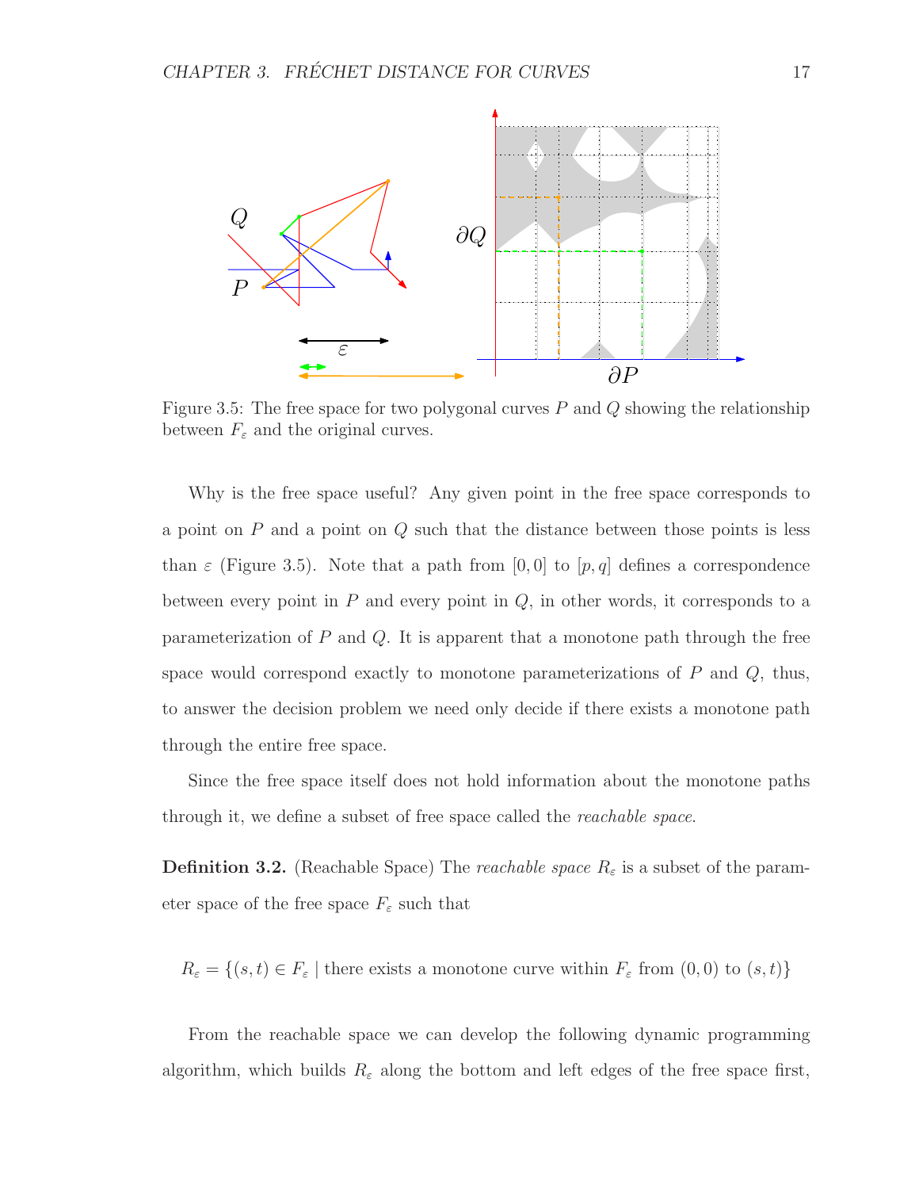Figure 3.5: The free space for two polygonal curves $P$ and $Q$ showing the relationship between $F_\varepsilon$ and the original curves.

Why is the free space useful? Any given point in the free space corresponds to a point on $P$ and a point on $Q$ such that the distance between those points is less than $\varepsilon$ (Figure 3.5). Note that a path from $[0, 0]$ to $[p, q]$ defines a correspondence between every point in $P$ and every point in $Q$, in other words, it corresponds to a parameterization of $P$ and $Q$. It is apparent that a monotone path through the free space would correspond exactly to monotone parameterizations of $P$ and $Q$, thus, to answer the decision problem we need only decide if there exists a monotone path through the entire free space.

Since the free space itself does not hold information about the monotone paths through it, we define a subset of free space called the *reachable space*.

**Definition 3.2.** (Reachable Space) The *reachable space* $R_\varepsilon$ is a subset of the parameter space of the free space $F_\varepsilon$ such that

$$R_\varepsilon = \{(s,t) \in F_\varepsilon \mid \text{there exists a monotone curve within } F_\varepsilon \text{ from } (0,0) \text{ to } (s,t)\}$$

From the reachable space we can develop the following dynamic programming algorithm, which builds $R_\varepsilon$ along the bottom and left edges of the free space first,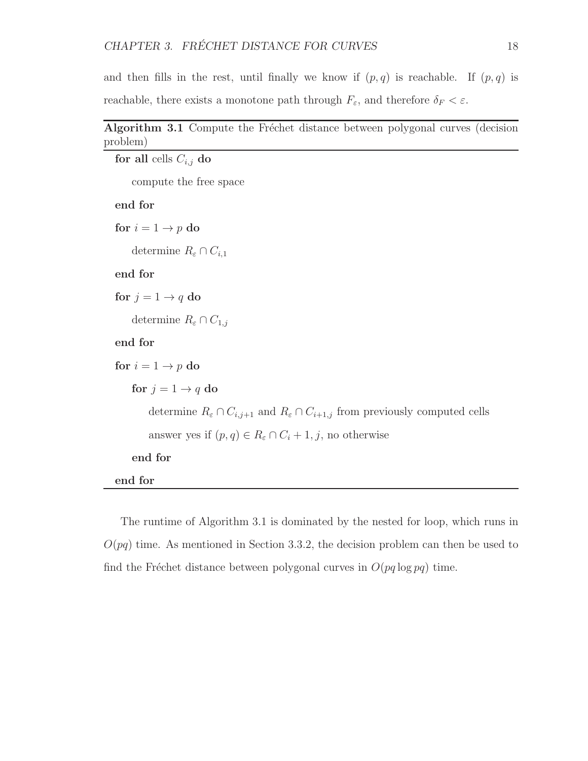and then fills in the rest, until finally we know if $(p, q)$ is reachable. If $(p, q)$ is reachable, there exists a monotone path through $F_\varepsilon$, and therefore $\delta_F < \varepsilon$.

**Algorithm 3.1** Compute the Fréchet distance between polygonal curves (decision problem)

```
for all cells C_{i,j} do
    compute the free space
end for
for i = 1 → p do
    determine R_ε ∩ C_{i,1}
end for
for j = 1 → q do
    determine R_ε ∩ C_{1,j}
end for
for i = 1 → p do
    for j = 1 → q do
        determine R_ε ∩ C_{i,j+1} and R_ε ∩ C_{i+1,j} from previously computed cells
        answer yes if (p, q) ∈ R_ε ∩ C_i + 1, j, no otherwise
    end for
end for
```

The runtime of Algorithm 3.1 is dominated by the nested for loop, which runs in $O(pq)$ time. As mentioned in Section 3.3.2, the decision problem can then be used to find the Fréchet distance between polygonal curves in $O(pq \log pq)$ time.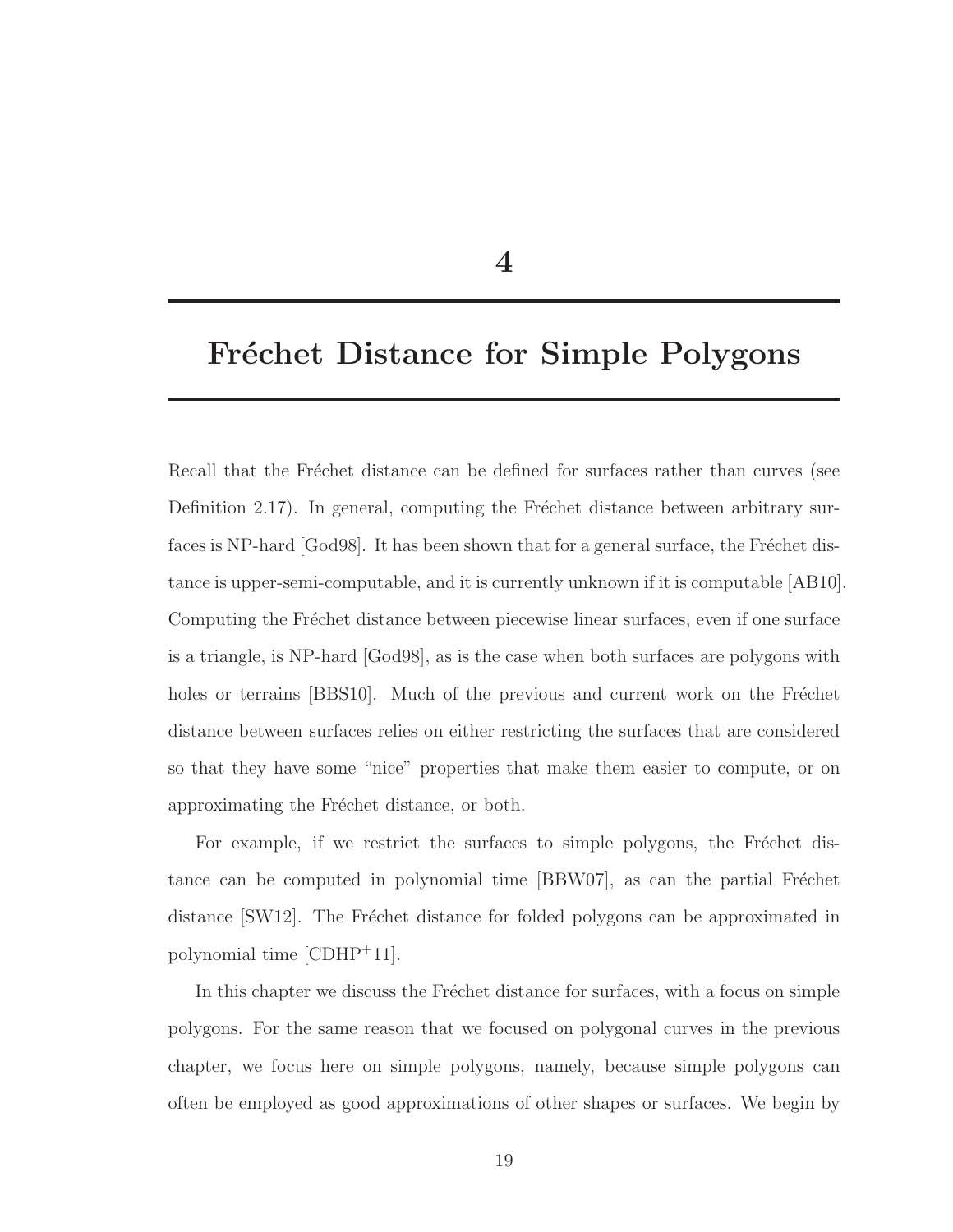# 4

# Fréchet Distance for Simple Polygons

Recall that the Fréchet distance can be defined for surfaces rather than curves (see Definition 2.17). In general, computing the Fréchet distance between arbitrary surfaces is NP-hard [God98]. It has been shown that for a general surface, the Fréchet distance is upper-semi-computable, and it is currently unknown if it is computable [AB10]. Computing the Fréchet distance between piecewise linear surfaces, even if one surface is a triangle, is NP-hard [God98], as is the case when both surfaces are polygons with holes or terrains [BBS10]. Much of the previous and current work on the Fréchet distance between surfaces relies on either restricting the surfaces that are considered so that they have some "nice" properties that make them easier to compute, or on approximating the Fréchet distance, or both.

For example, if we restrict the surfaces to simple polygons, the Fréchet distance can be computed in polynomial time [BBW07], as can the partial Fréchet distance [SW12]. The Fréchet distance for folded polygons can be approximated in polynomial time [CDHP+11].

In this chapter we discuss the Fréchet distance for surfaces, with a focus on simple polygons. For the same reason that we focused on polygonal curves in the previous chapter, we focus here on simple polygons, namely, because simple polygons can often be employed as good approximations of other shapes or surfaces. We begin by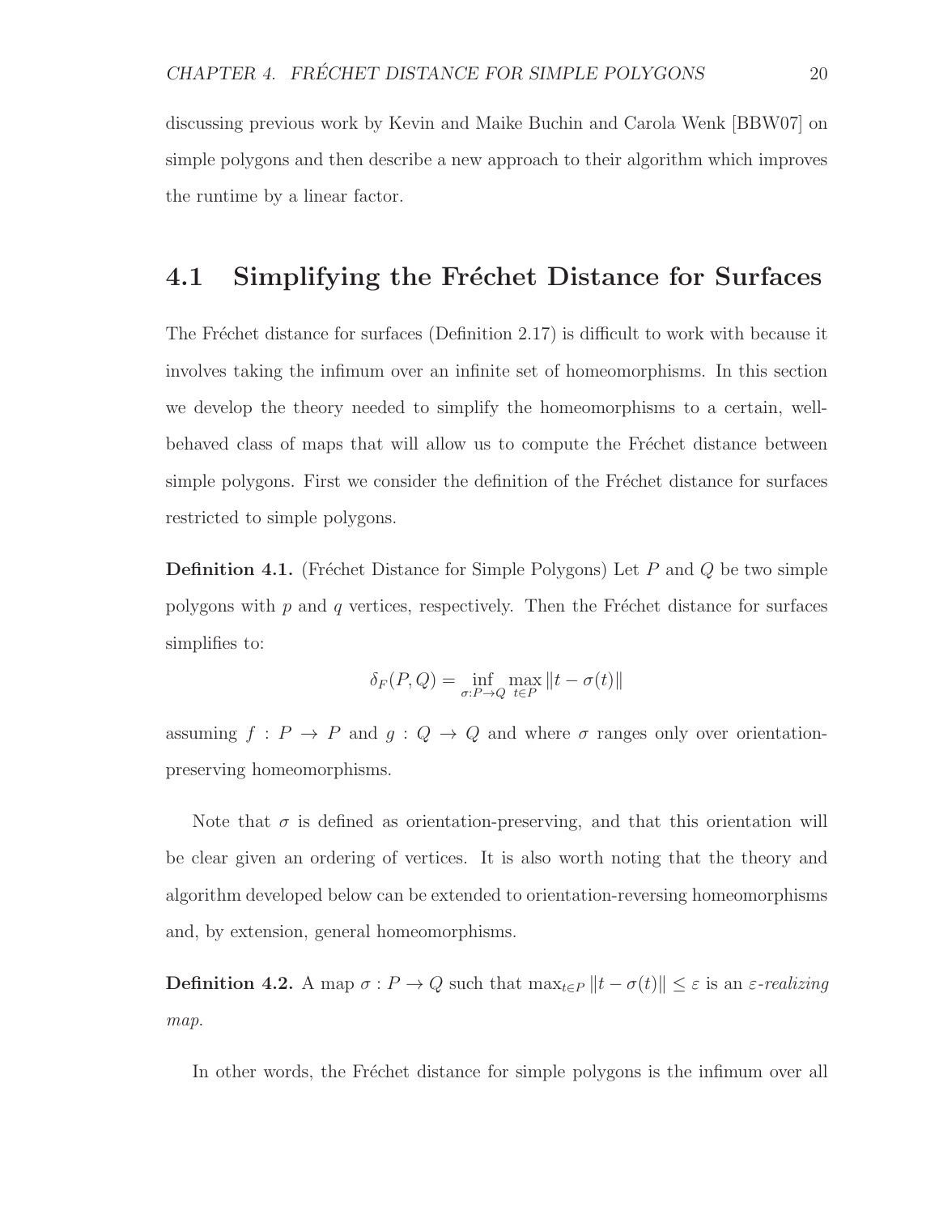discussing previous work by Kevin and Maike Buchin and Carola Wenk [BBW07] on simple polygons and then describe a new approach to their algorithm which improves the runtime by a linear factor.

## 4.1 Simplifying the Fréchet Distance for Surfaces

The Fréchet distance for surfaces (Definition 2.17) is difficult to work with because it involves taking the infimum over an infinite set of homeomorphisms. In this section we develop the theory needed to simplify the homeomorphisms to a certain, well-behaved class of maps that will allow us to compute the Fréchet distance between simple polygons. First we consider the definition of the Fréchet distance for surfaces restricted to simple polygons.

**Definition 4.1.** (Fréchet Distance for Simple Polygons) Let $P$ and $Q$ be two simple polygons with $p$ and $q$ vertices, respectively. Then the Fréchet distance for surfaces simplifies to:

$$\delta_F(P, Q) = \inf_{\sigma: P \to Q} \max_{t \in P} \|t - \sigma(t)\|$$

assuming $f : P \to P$ and $g : Q \to Q$ and where $\sigma$ ranges only over orientation-preserving homeomorphisms.

Note that $\sigma$ is defined as orientation-preserving, and that this orientation will be clear given an ordering of vertices. It is also worth noting that the theory and algorithm developed below can be extended to orientation-reversing homeomorphisms and, by extension, general homeomorphisms.

**Definition 4.2.** A map $\sigma : P \to Q$ such that $\max_{t \in P} \|t - \sigma(t)\| \leq \varepsilon$ is an *$\varepsilon$-realizing map*.

In other words, the Fréchet distance for simple polygons is the infimum over all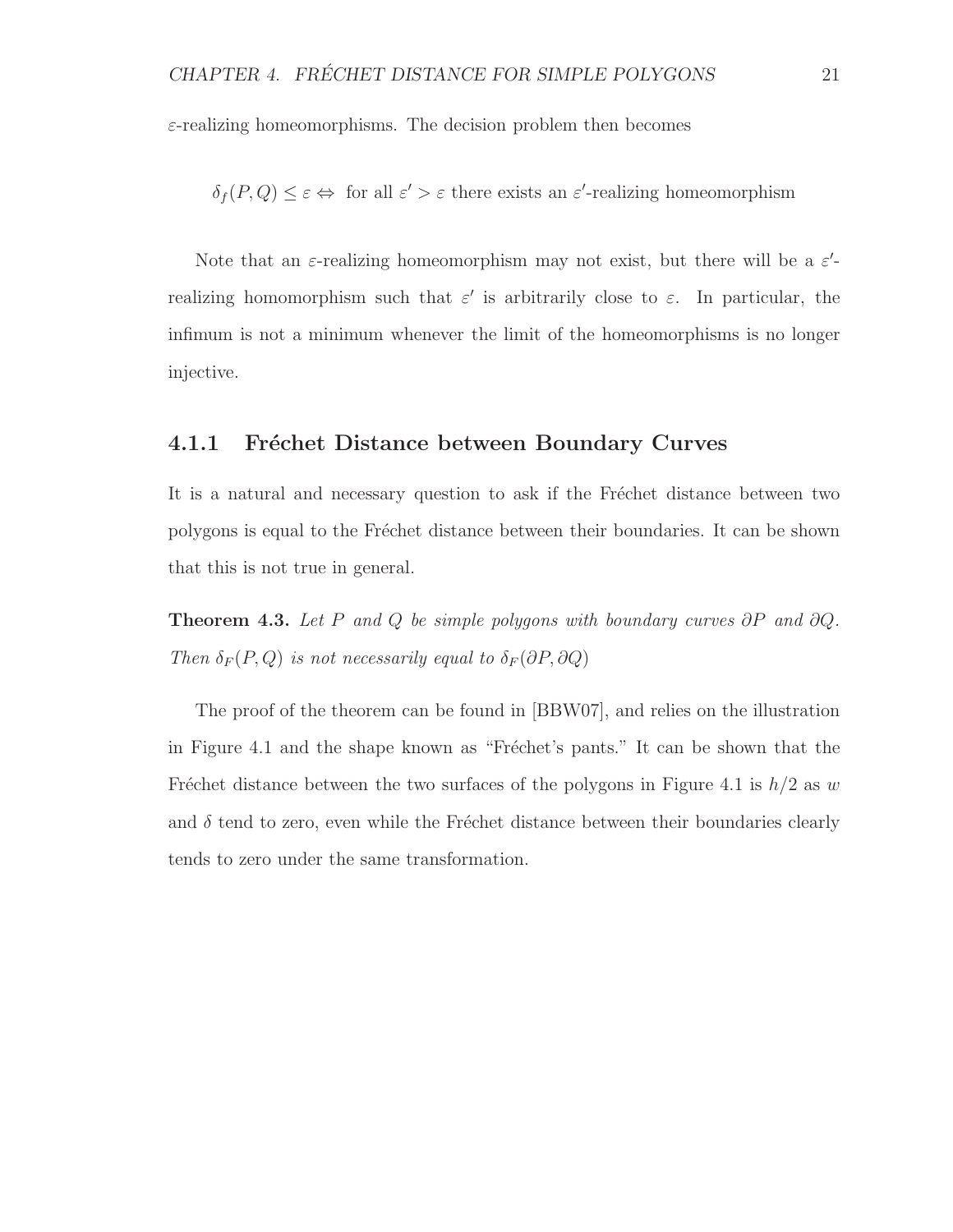$\varepsilon$-realizing homeomorphisms. The decision problem then becomes

$$\delta_f(P, Q) \leq \varepsilon \Leftrightarrow \text{ for all } \varepsilon' > \varepsilon \text{ there exists an } \varepsilon'\text{-realizing homeomorphism}$$

Note that an $\varepsilon$-realizing homeomorphism may not exist, but there will be a $\varepsilon'$-realizing homomorphism such that $\varepsilon'$ is arbitrarily close to $\varepsilon$. In particular, the infimum is not a minimum whenever the limit of the homeomorphisms is no longer injective.

### 4.1.1 Fréchet Distance between Boundary Curves

It is a natural and necessary question to ask if the Fréchet distance between two polygons is equal to the Fréchet distance between their boundaries. It can be shown that this is not true in general.

**Theorem 4.3.** *Let $P$ and $Q$ be simple polygons with boundary curves $\partial P$ and $\partial Q$. Then $\delta_F(P, Q)$ is not necessarily equal to $\delta_F(\partial P, \partial Q)$*

The proof of the theorem can be found in [BBW07], and relies on the illustration in Figure 4.1 and the shape known as "Fréchet's pants." It can be shown that the Fréchet distance between the two surfaces of the polygons in Figure 4.1 is $h/2$ as $w$ and $\delta$ tend to zero, even while the Fréchet distance between their boundaries clearly tends to zero under the same transformation.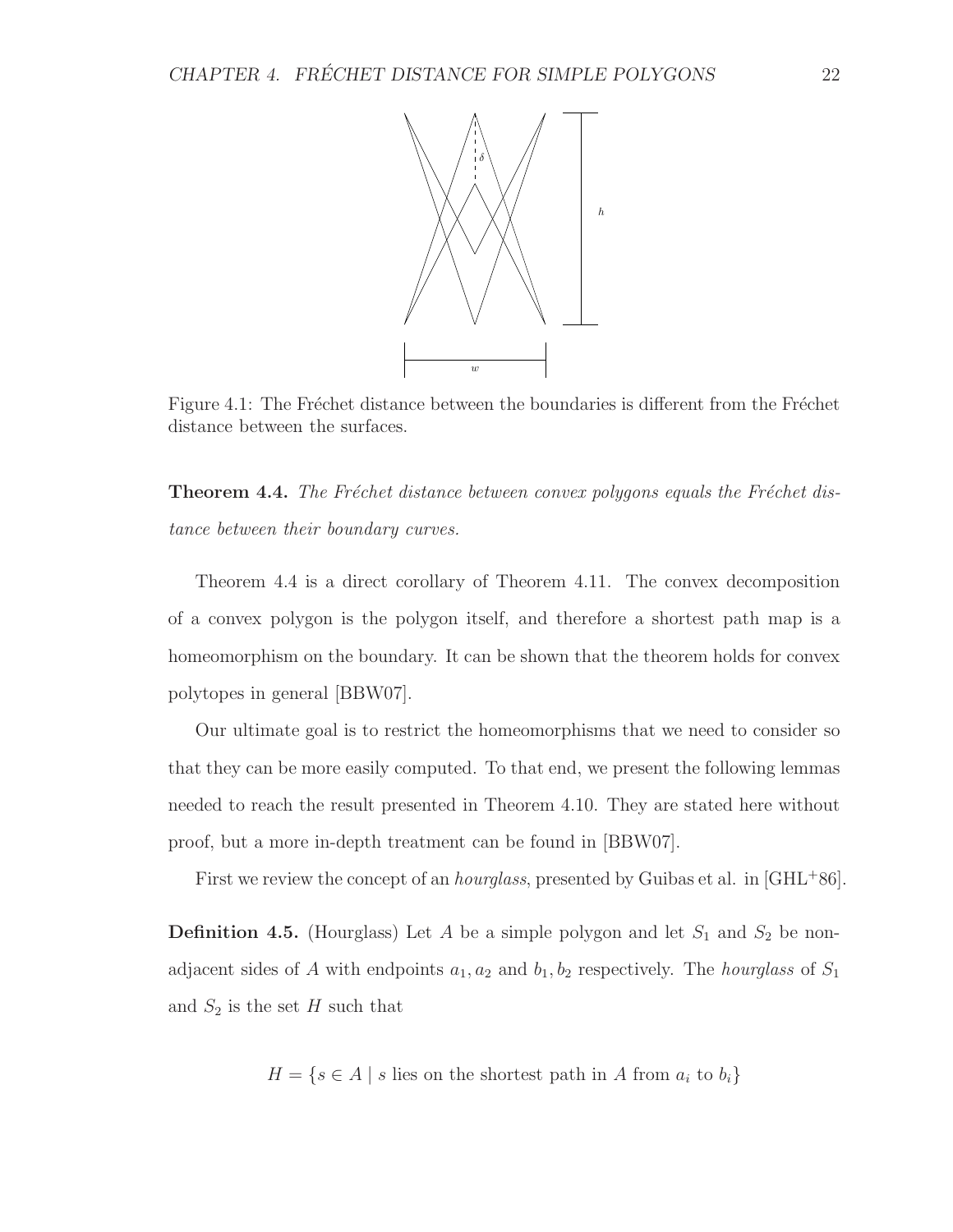Figure 4.1: The Fréchet distance between the boundaries is different from the Fréchet distance between the surfaces.

**Theorem 4.4.** *The Fréchet distance between convex polygons equals the Fréchet distance between their boundary curves.*

Theorem 4.4 is a direct corollary of Theorem 4.11. The convex decomposition of a convex polygon is the polygon itself, and therefore a shortest path map is a homeomorphism on the boundary. It can be shown that the theorem holds for convex polytopes in general [BBW07].

Our ultimate goal is to restrict the homeomorphisms that we need to consider so that they can be more easily computed. To that end, we present the following lemmas needed to reach the result presented in Theorem 4.10. They are stated here without proof, but a more in-depth treatment can be found in [BBW07].

First we review the concept of an *hourglass*, presented by Guibas et al. in [GHL+86].

**Definition 4.5.** (Hourglass) Let $A$ be a simple polygon and let $S_1$ and $S_2$ be non-adjacent sides of $A$ with endpoints $a_1, a_2$ and $b_1, b_2$ respectively. The *hourglass* of $S_1$ and $S_2$ is the set $H$ such that

$$H = \{s \in A \mid s \text{ lies on the shortest path in } A \text{ from } a_i \text{ to } b_i\}$$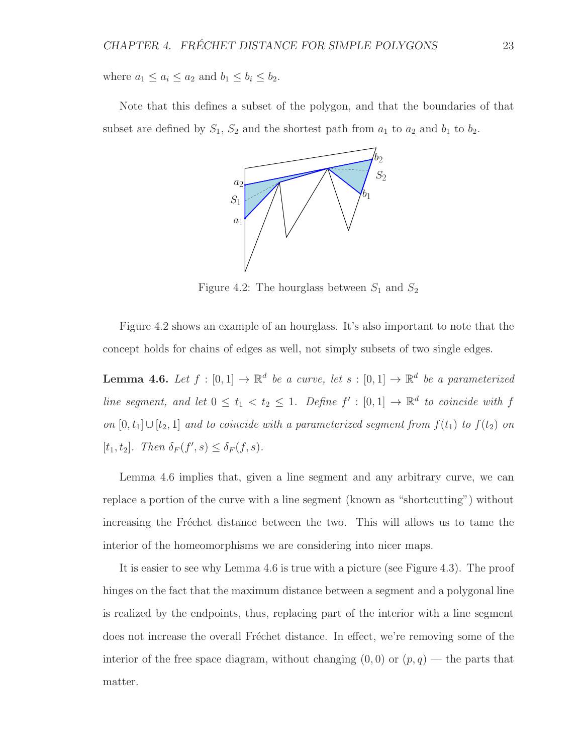where $a_1 \leq a_i \leq a_2$ and $b_1 \leq b_i \leq b_2$.

Note that this defines a subset of the polygon, and that the boundaries of that subset are defined by $S_1$, $S_2$ and the shortest path from $a_1$ to $a_2$ and $b_1$ to $b_2$.

Figure 4.2: The hourglass between $S_1$ and $S_2$

Figure 4.2 shows an example of an hourglass. It's also important to note that the concept holds for chains of edges as well, not simply subsets of two single edges.

**Lemma 4.6.** *Let $f : [0, 1] \to \mathbb{R}^d$ be a curve, let $s : [0, 1] \to \mathbb{R}^d$ be a parameterized line segment, and let $0 \leq t_1 < t_2 \leq 1$. Define $f' : [0, 1] \to \mathbb{R}^d$ to coincide with $f$ on $[0, t_1] \cup [t_2, 1]$ and to coincide with a parameterized segment from $f(t_1)$ to $f(t_2)$ on $[t_1, t_2]$. Then $\delta_F(f', s) \leq \delta_F(f, s)$.*

Lemma 4.6 implies that, given a line segment and any arbitrary curve, we can replace a portion of the curve with a line segment (known as "shortcutting") without increasing the Fréchet distance between the two. This will allows us to tame the interior of the homeomorphisms we are considering into nicer maps.

It is easier to see why Lemma 4.6 is true with a picture (see Figure 4.3). The proof hinges on the fact that the maximum distance between a segment and a polygonal line is realized by the endpoints, thus, replacing part of the interior with a line segment does not increase the overall Fréchet distance. In effect, we're removing some of the interior of the free space diagram, without changing $(0, 0)$ or $(p, q)$ — the parts that matter.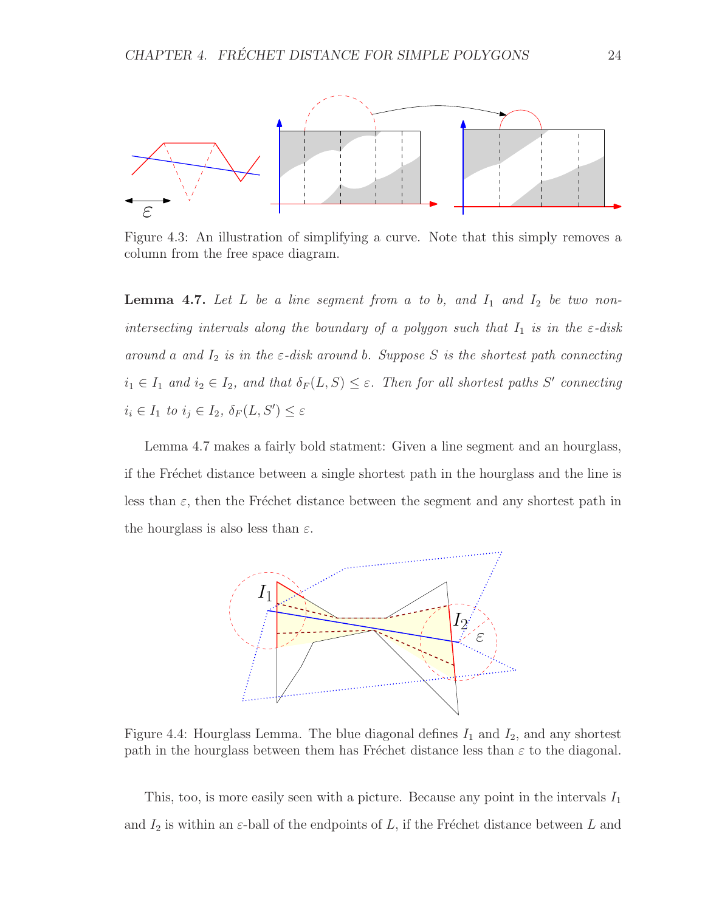Figure 4.3: An illustration of simplifying a curve. Note that this simply removes a column from the free space diagram.

**Lemma 4.7.** *Let $L$ be a line segment from $a$ to $b$, and $I_1$ and $I_2$ be two non-intersecting intervals along the boundary of a polygon such that $I_1$ is in the $\varepsilon$-disk around $a$ and $I_2$ is in the $\varepsilon$-disk around $b$. Suppose $S$ is the shortest path connecting $i_1 \in I_1$ and $i_2 \in I_2$, and that $\delta_F(L, S) \leq \varepsilon$. Then for all shortest paths $S'$ connecting $i_i \in I_1$ to $i_j \in I_2$, $\delta_F(L, S') \leq \varepsilon$*

Lemma 4.7 makes a fairly bold statment: Given a line segment and an hourglass, if the Fréchet distance between a single shortest path in the hourglass and the line is less than $\varepsilon$, then the Fréchet distance between the segment and any shortest path in the hourglass is also less than $\varepsilon$.

Figure 4.4: Hourglass Lemma. The blue diagonal defines $I_1$ and $I_2$, and any shortest path in the hourglass between them has Fréchet distance less than $\varepsilon$ to the diagonal.

This, too, is more easily seen with a picture. Because any point in the intervals $I_1$ and $I_2$ is within an $\varepsilon$-ball of the endpoints of $L$, if the Fréchet distance between $L$ and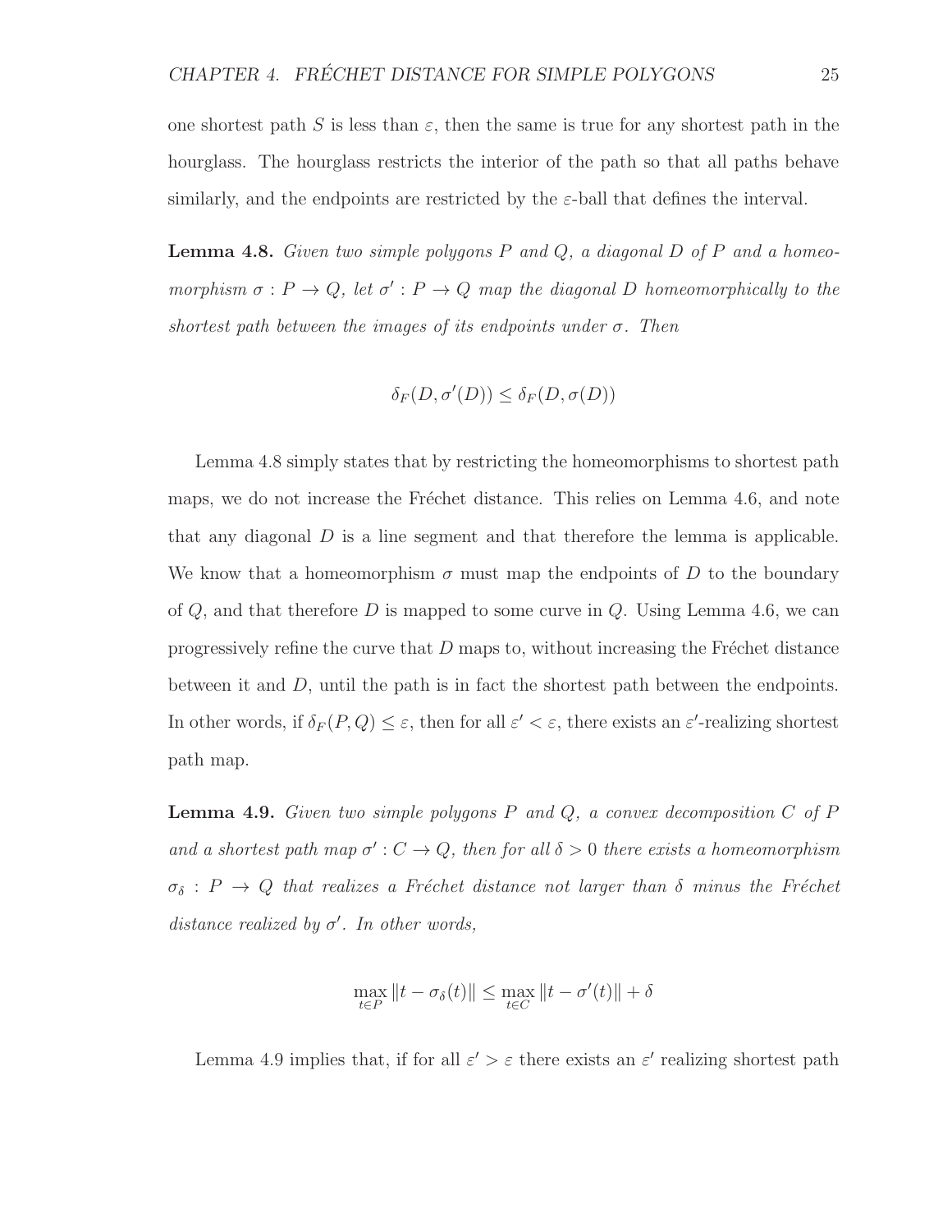one shortest path $S$ is less than $\varepsilon$, then the same is true for any shortest path in the hourglass. The hourglass restricts the interior of the path so that all paths behave similarly, and the endpoints are restricted by the $\varepsilon$-ball that defines the interval.

**Lemma 4.8.** *Given two simple polygons $P$ and $Q$, a diagonal $D$ of $P$ and a homeomorphism $\sigma : P \to Q$, let $\sigma' : P \to Q$ map the diagonal $D$ homeomorphically to the shortest path between the images of its endpoints under $\sigma$. Then*

$$\delta_F(D, \sigma'(D)) \leq \delta_F(D, \sigma(D))$$

Lemma 4.8 simply states that by restricting the homeomorphisms to shortest path maps, we do not increase the Fréchet distance. This relies on Lemma 4.6, and note that any diagonal $D$ is a line segment and that therefore the lemma is applicable. We know that a homeomorphism $\sigma$ must map the endpoints of $D$ to the boundary of $Q$, and that therefore $D$ is mapped to some curve in $Q$. Using Lemma 4.6, we can progressively refine the curve that $D$ maps to, without increasing the Fréchet distance between it and $D$, until the path is in fact the shortest path between the endpoints. In other words, if $\delta_F(P, Q) \leq \varepsilon$, then for all $\varepsilon' < \varepsilon$, there exists an $\varepsilon'$-realizing shortest path map.

**Lemma 4.9.** *Given two simple polygons $P$ and $Q$, a convex decomposition $C$ of $P$ and a shortest path map $\sigma' : C \to Q$, then for all $\delta > 0$ there exists a homeomorphism $\sigma_\delta : P \to Q$ that realizes a Fréchet distance not larger than $\delta$ minus the Fréchet distance realized by $\sigma'$. In other words,*

$$\max_{t \in P} \|t - \sigma_\delta(t)\| \leq \max_{t \in C} \|t - \sigma'(t)\| + \delta$$

Lemma 4.9 implies that, if for all $\varepsilon' > \varepsilon$ there exists an $\varepsilon'$ realizing shortest path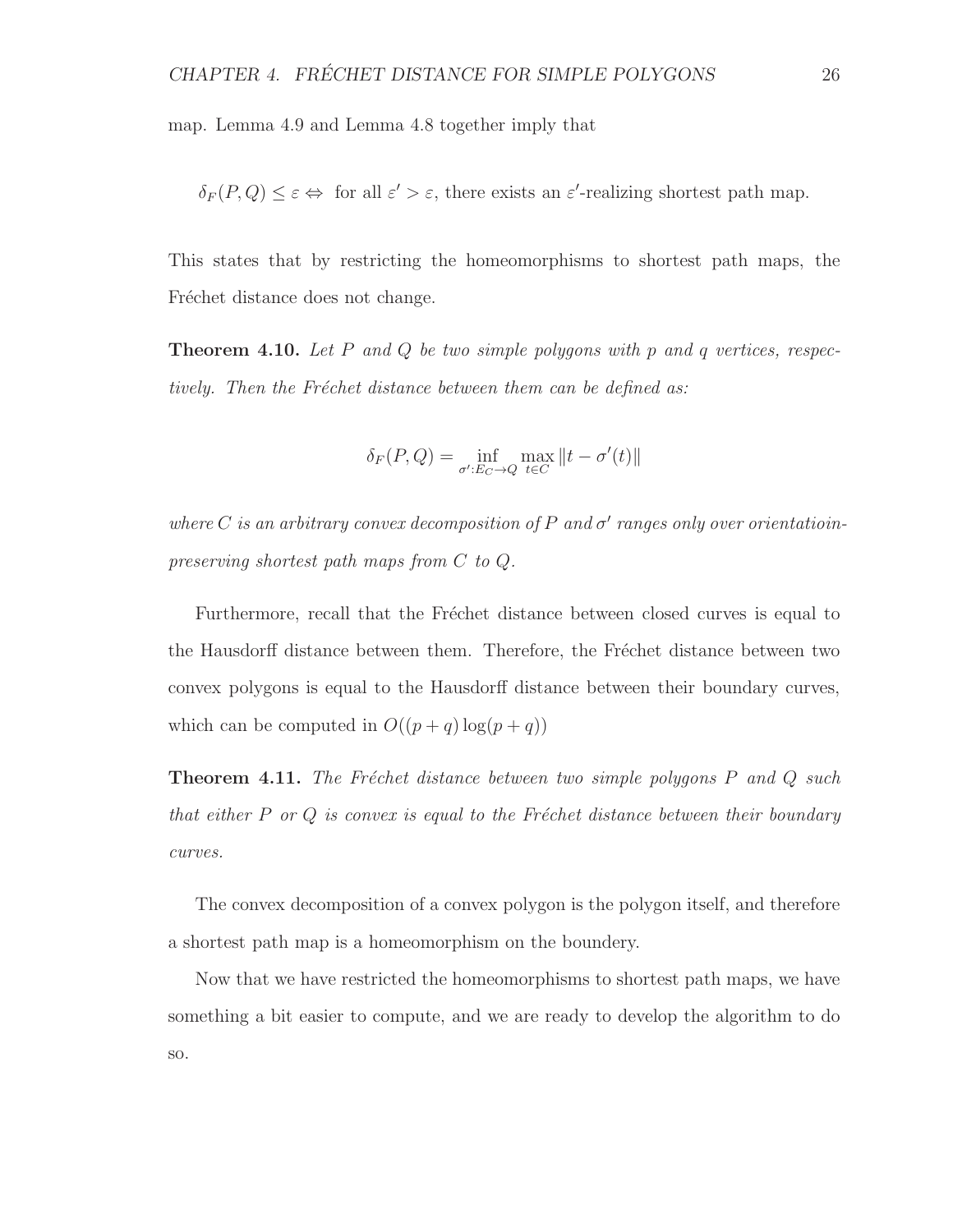map. Lemma 4.9 and Lemma 4.8 together imply that

$$\delta_F(P, Q) \leq \varepsilon \Leftrightarrow \text{ for all } \varepsilon' > \varepsilon \text{, there exists an } \varepsilon'\text{-realizing shortest path map.}$$

This states that by restricting the homeomorphisms to shortest path maps, the Fréchet distance does not change.

**Theorem 4.10.** *Let $P$ and $Q$ be two simple polygons with $p$ and $q$ vertices, respectively. Then the Fréchet distance between them can be defined as:*

$$\delta_F(P, Q) = \inf_{\sigma': E_C \to Q} \max_{t \in C} \|t - \sigma'(t)\|$$

*where $C$ is an arbitrary convex decomposition of $P$ and $\sigma'$ ranges only over orientatioin-preserving shortest path maps from $C$ to $Q$.*

Furthermore, recall that the Fréchet distance between closed curves is equal to the Hausdorff distance between them. Therefore, the Fréchet distance between two convex polygons is equal to the Hausdorff distance between their boundary curves, which can be computed in $O((p + q) \log(p + q))$

**Theorem 4.11.** *The Fréchet distance between two simple polygons $P$ and $Q$ such that either $P$ or $Q$ is convex is equal to the Fréchet distance between their boundary curves.*

The convex decomposition of a convex polygon is the polygon itself, and therefore a shortest path map is a homeomorphism on the boundery.

Now that we have restricted the homeomorphisms to shortest path maps, we have something a bit easier to compute, and we are ready to develop the algorithm to do so.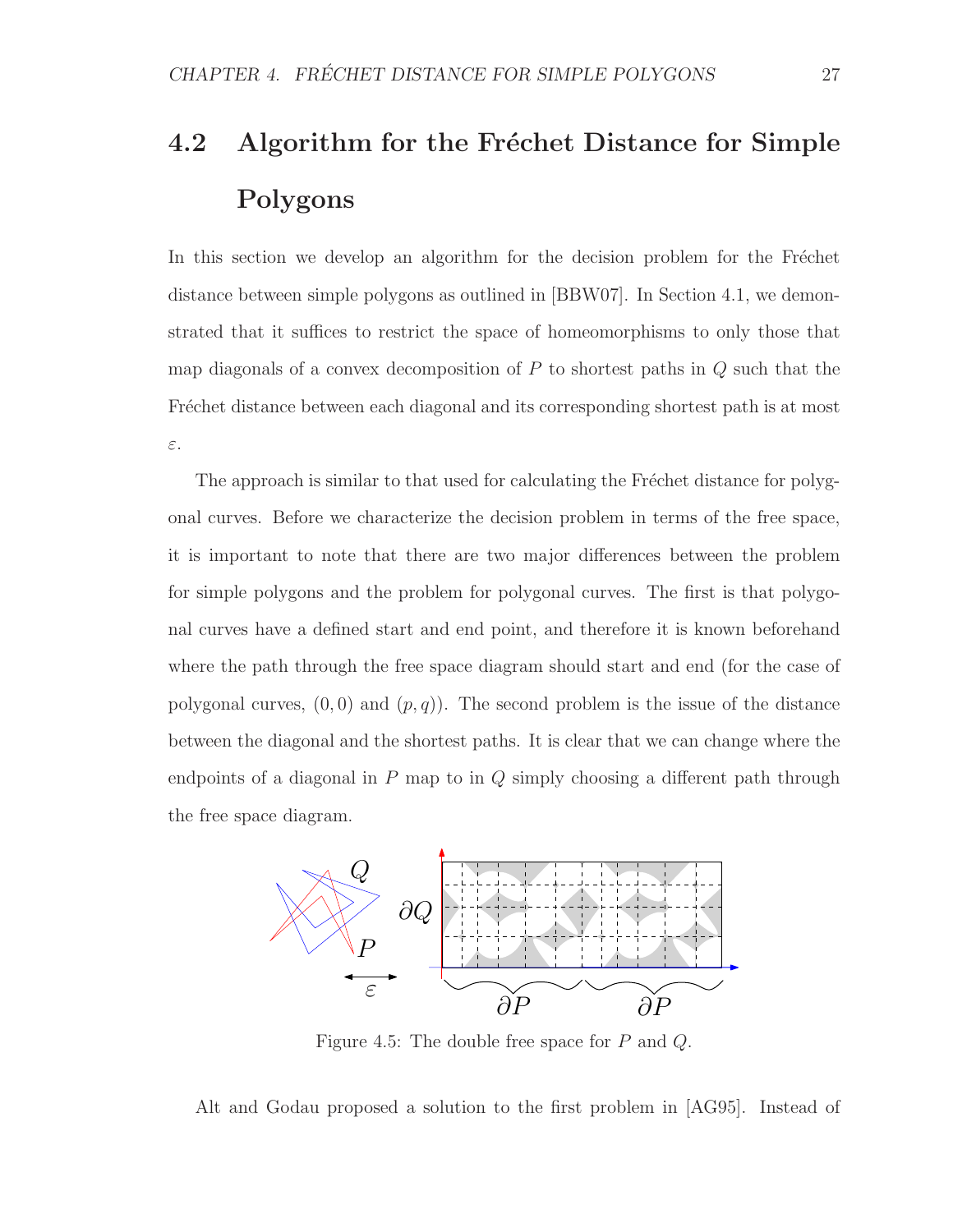## 4.2 Algorithm for the Fréchet Distance for Simple Polygons

In this section we develop an algorithm for the decision problem for the Fréchet distance between simple polygons as outlined in [BBW07]. In Section 4.1, we demonstrated that it suffices to restrict the space of homeomorphisms to only those that map diagonals of a convex decomposition of $P$ to shortest paths in $Q$ such that the Fréchet distance between each diagonal and its corresponding shortest path is at most $\varepsilon$.

The approach is similar to that used for calculating the Fréchet distance for polygonal curves. Before we characterize the decision problem in terms of the free space, it is important to note that there are two major differences between the problem for simple polygons and the problem for polygonal curves. The first is that polygonal curves have a defined start and end point, and therefore it is known beforehand where the path through the free space diagram should start and end (for the case of polygonal curves, $(0, 0)$ and $(p, q)$). The second problem is the issue of the distance between the diagonal and the shortest paths. It is clear that we can change where the endpoints of a diagonal in $P$ map to in $Q$ simply choosing a different path through the free space diagram.

Figure 4.5: The double free space for $P$ and $Q$.

Alt and Godau proposed a solution to the first problem in [AG95]. Instead of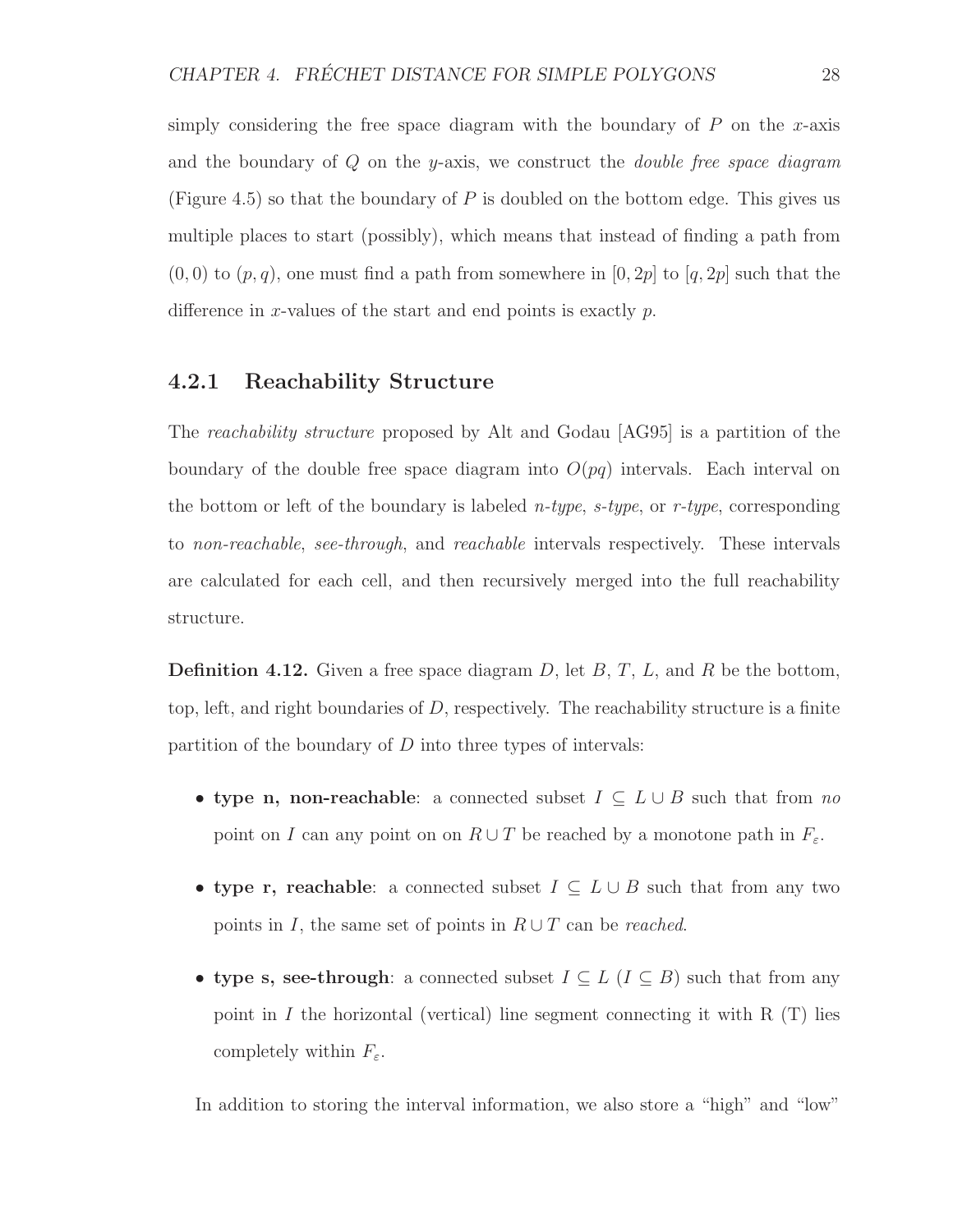simply considering the free space diagram with the boundary of $P$ on the $x$-axis and the boundary of $Q$ on the $y$-axis, we construct the *double free space diagram* (Figure 4.5) so that the boundary of $P$ is doubled on the bottom edge. This gives us multiple places to start (possibly), which means that instead of finding a path from $(0, 0)$ to $(p, q)$, one must find a path from somewhere in $[0, 2p]$ to $[q, 2p]$ such that the difference in $x$-values of the start and end points is exactly $p$.

### 4.2.1 Reachability Structure

The *reachability structure* proposed by Alt and Godau [AG95] is a partition of the boundary of the double free space diagram into $O(pq)$ intervals. Each interval on the bottom or left of the boundary is labeled *n-type*, *s-type*, or *r-type*, corresponding to *non-reachable*, *see-through*, and *reachable* intervals respectively. These intervals are calculated for each cell, and then recursively merged into the full reachability structure.

**Definition 4.12.** Given a free space diagram $D$, let $B$, $T$, $L$, and $R$ be the bottom, top, left, and right boundaries of $D$, respectively. The reachability structure is a finite partition of the boundary of $D$ into three types of intervals:

- **type n, non-reachable**: a connected subset $I \subseteq L \cup B$ such that from *no* point on $I$ can any point on on $R \cup T$ be reached by a monotone path in $F_\varepsilon$.
- **type r, reachable**: a connected subset $I \subseteq L \cup B$ such that from any two points in $I$, the same set of points in $R \cup T$ can be *reached*.
- **type s, see-through**: a connected subset $I \subseteq L$ ($I \subseteq B$) such that from any point in $I$ the horizontal (vertical) line segment connecting it with R (T) lies completely within $F_\varepsilon$.

In addition to storing the interval information, we also store a "high" and "low"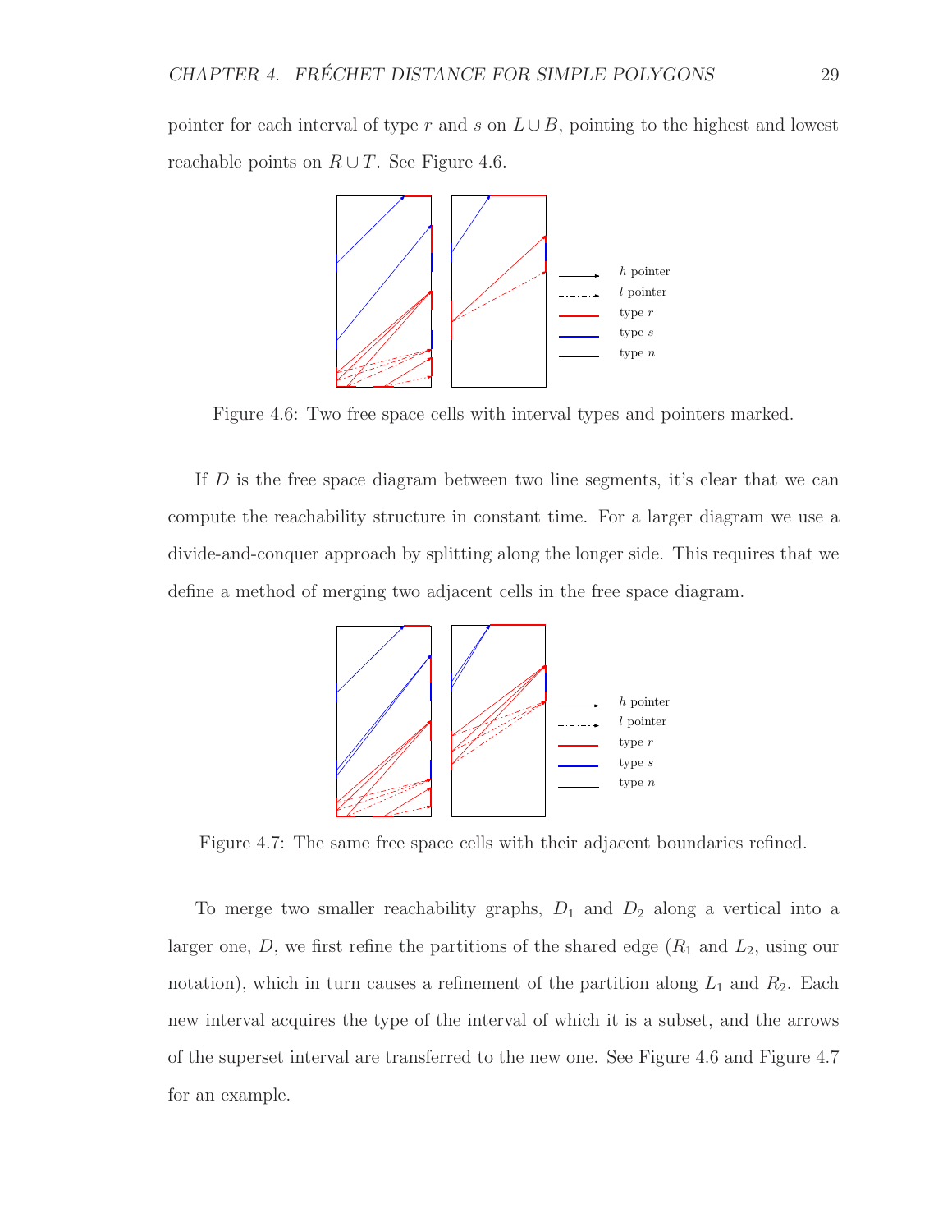pointer for each interval of type $r$ and $s$ on $L \cup B$, pointing to the highest and lowest reachable points on $R \cup T$. See Figure 4.6.

Figure 4.6: Two free space cells with interval types and pointers marked.

If $D$ is the free space diagram between two line segments, it's clear that we can compute the reachability structure in constant time. For a larger diagram we use a divide-and-conquer approach by splitting along the longer side. This requires that we define a method of merging two adjacent cells in the free space diagram.

Figure 4.7: The same free space cells with their adjacent boundaries refined.

To merge two smaller reachability graphs, $D_1$ and $D_2$ along a vertical into a larger one, $D$, we first refine the partitions of the shared edge ($R_1$ and $L_2$, using our notation), which in turn causes a refinement of the partition along $L_1$ and $R_2$. Each new interval acquires the type of the interval of which it is a subset, and the arrows of the superset interval are transferred to the new one. See Figure 4.6 and Figure 4.7 for an example.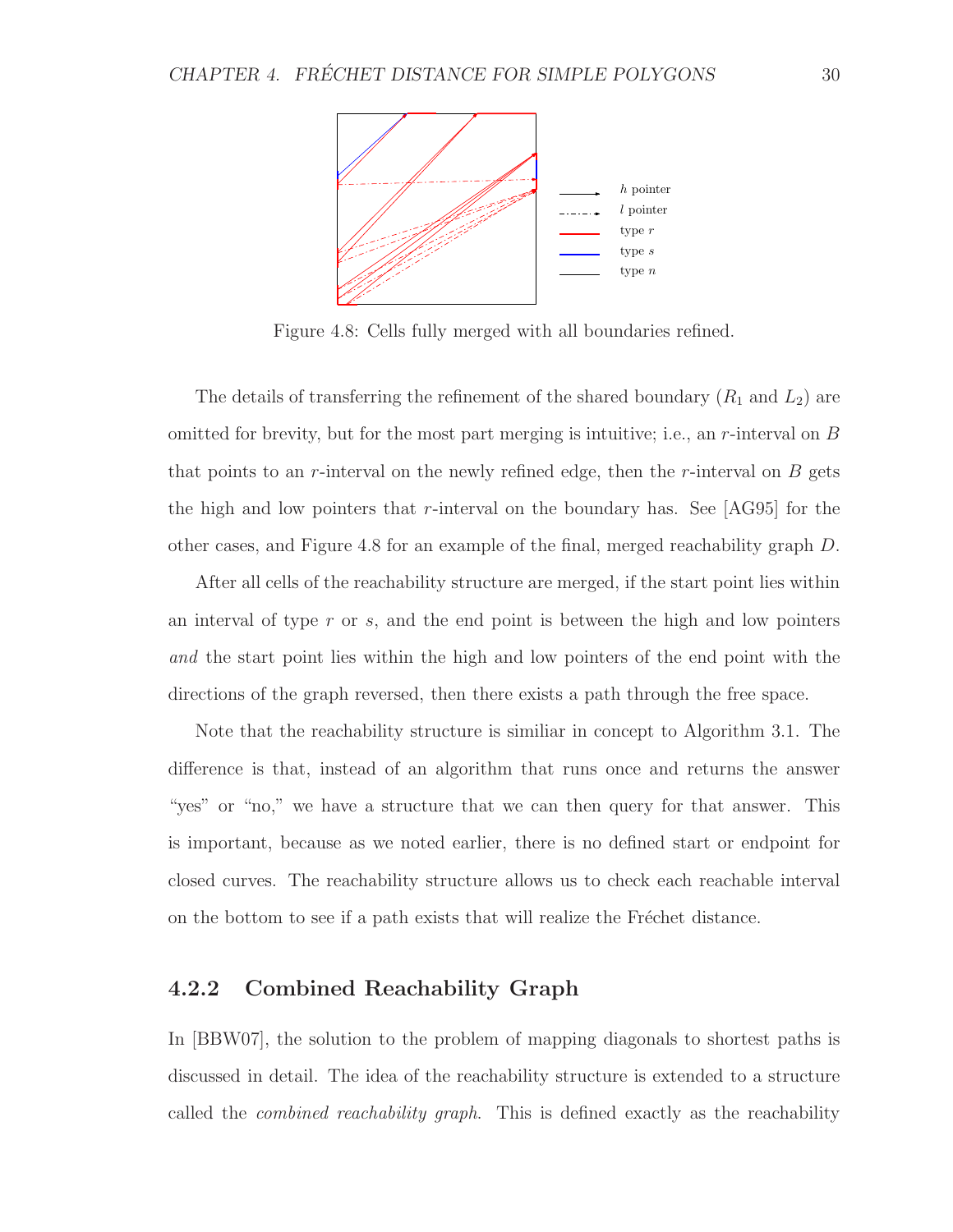Figure 4.8: Cells fully merged with all boundaries refined.

The details of transferring the refinement of the shared boundary ($R_1$ and $L_2$) are omitted for brevity, but for the most part merging is intuitive; i.e., an $r$-interval on $B$ that points to an $r$-interval on the newly refined edge, then the $r$-interval on $B$ gets the high and low pointers that $r$-interval on the boundary has. See [AG95] for the other cases, and Figure 4.8 for an example of the final, merged reachability graph $D$.

After all cells of the reachability structure are merged, if the start point lies within an interval of type $r$ or $s$, and the end point is between the high and low pointers *and* the start point lies within the high and low pointers of the end point with the directions of the graph reversed, then there exists a path through the free space.

Note that the reachability structure is similiar in concept to Algorithm 3.1. The difference is that, instead of an algorithm that runs once and returns the answer "yes" or "no," we have a structure that we can then query for that answer. This is important, because as we noted earlier, there is no defined start or endpoint for closed curves. The reachability structure allows us to check each reachable interval on the bottom to see if a path exists that will realize the Fréchet distance.

### 4.2.2 Combined Reachability Graph

In [BBW07], the solution to the problem of mapping diagonals to shortest paths is discussed in detail. The idea of the reachability structure is extended to a structure called the *combined reachability graph*. This is defined exactly as the reachability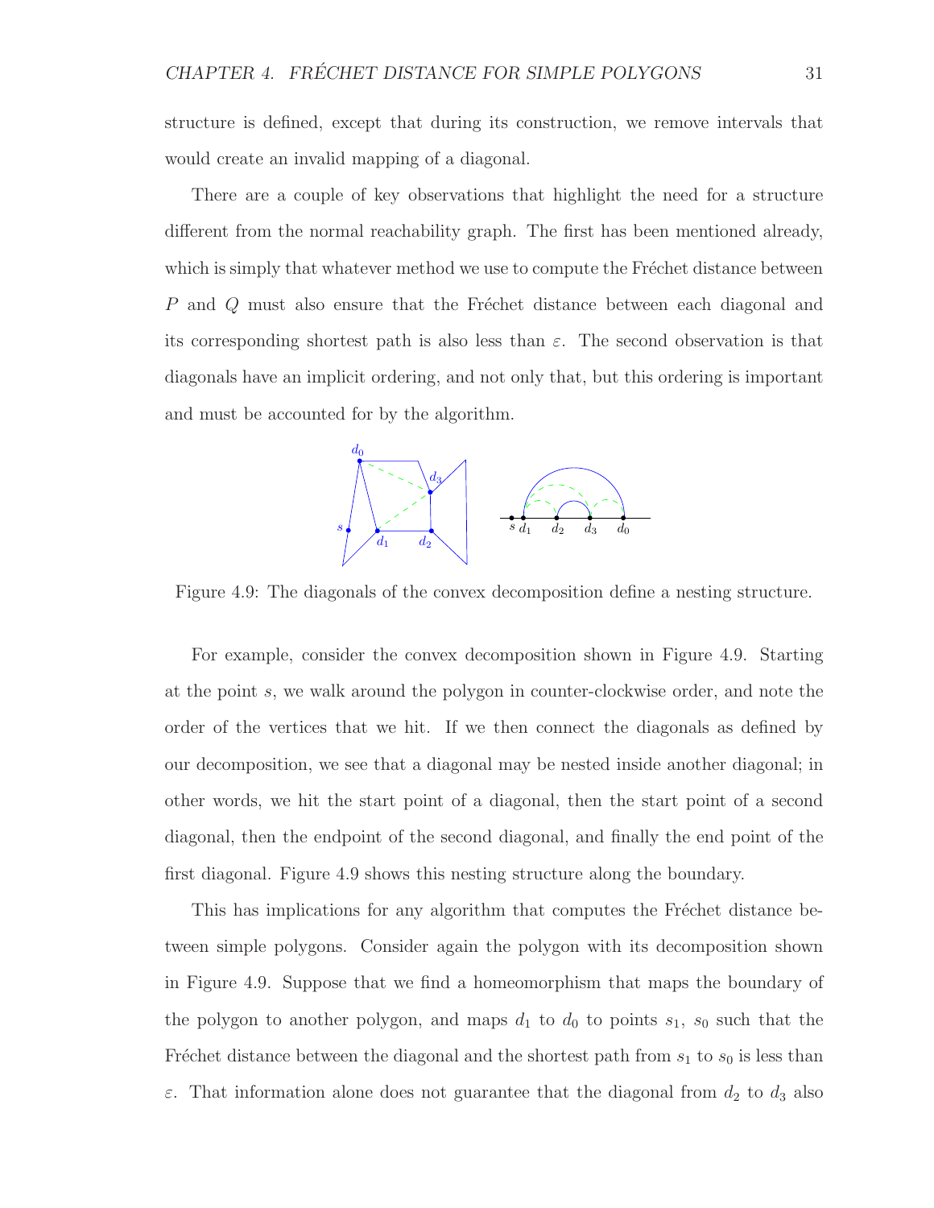structure is defined, except that during its construction, we remove intervals that would create an invalid mapping of a diagonal.

There are a couple of key observations that highlight the need for a structure different from the normal reachability graph. The first has been mentioned already, which is simply that whatever method we use to compute the Fréchet distance between $P$ and $Q$ must also ensure that the Fréchet distance between each diagonal and its corresponding shortest path is also less than $\varepsilon$. The second observation is that diagonals have an implicit ordering, and not only that, but this ordering is important and must be accounted for by the algorithm.

Figure 4.9: The diagonals of the convex decomposition define a nesting structure.

For example, consider the convex decomposition shown in Figure 4.9. Starting at the point $s$, we walk around the polygon in counter-clockwise order, and note the order of the vertices that we hit. If we then connect the diagonals as defined by our decomposition, we see that a diagonal may be nested inside another diagonal; in other words, we hit the start point of a diagonal, then the start point of a second diagonal, then the endpoint of the second diagonal, and finally the end point of the first diagonal. Figure 4.9 shows this nesting structure along the boundary.

This has implications for any algorithm that computes the Fréchet distance between simple polygons. Consider again the polygon with its decomposition shown in Figure 4.9. Suppose that we find a homeomorphism that maps the boundary of the polygon to another polygon, and maps $d_1$ to $d_0$ to points $s_1$, $s_0$ such that the Fréchet distance between the diagonal and the shortest path from $s_1$ to $s_0$ is less than $\varepsilon$. That information alone does not guarantee that the diagonal from $d_2$ to $d_3$ also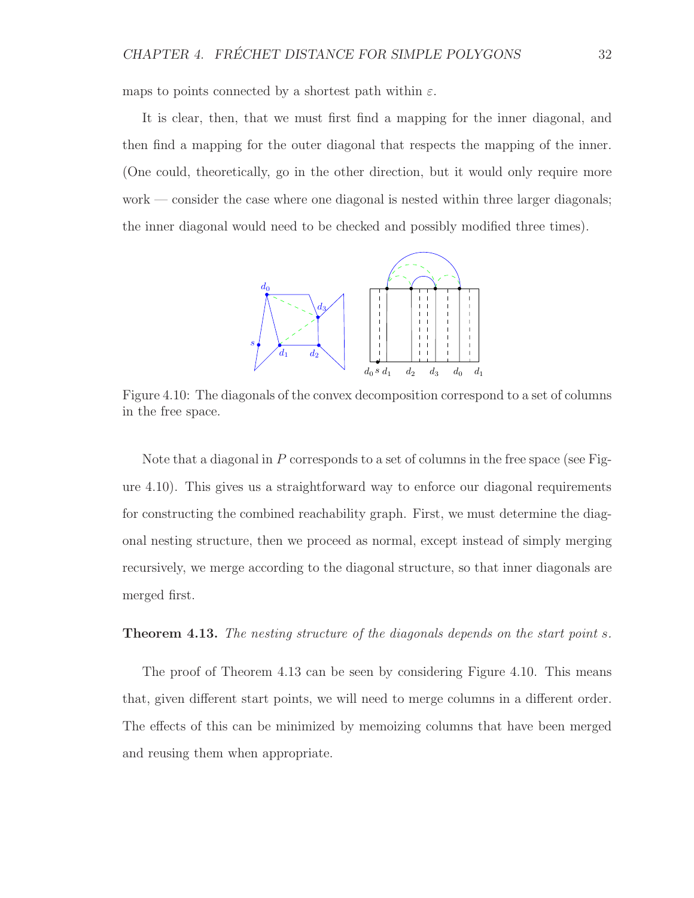maps to points connected by a shortest path within $\varepsilon$.

It is clear, then, that we must first find a mapping for the inner diagonal, and then find a mapping for the outer diagonal that respects the mapping of the inner. (One could, theoretically, go in the other direction, but it would only require more work — consider the case where one diagonal is nested within three larger diagonals; the inner diagonal would need to be checked and possibly modified three times).

Figure 4.10: The diagonals of the convex decomposition correspond to a set of columns in the free space.

Note that a diagonal in $P$ corresponds to a set of columns in the free space (see Figure 4.10). This gives us a straightforward way to enforce our diagonal requirements for constructing the combined reachability graph. First, we must determine the diagonal nesting structure, then we proceed as normal, except instead of simply merging recursively, we merge according to the diagonal structure, so that inner diagonals are merged first.

**Theorem 4.13.** *The nesting structure of the diagonals depends on the start point $s$.*

The proof of Theorem 4.13 can be seen by considering Figure 4.10. This means that, given different start points, we will need to merge columns in a different order. The effects of this can be minimized by memoizing columns that have been merged and reusing them when appropriate.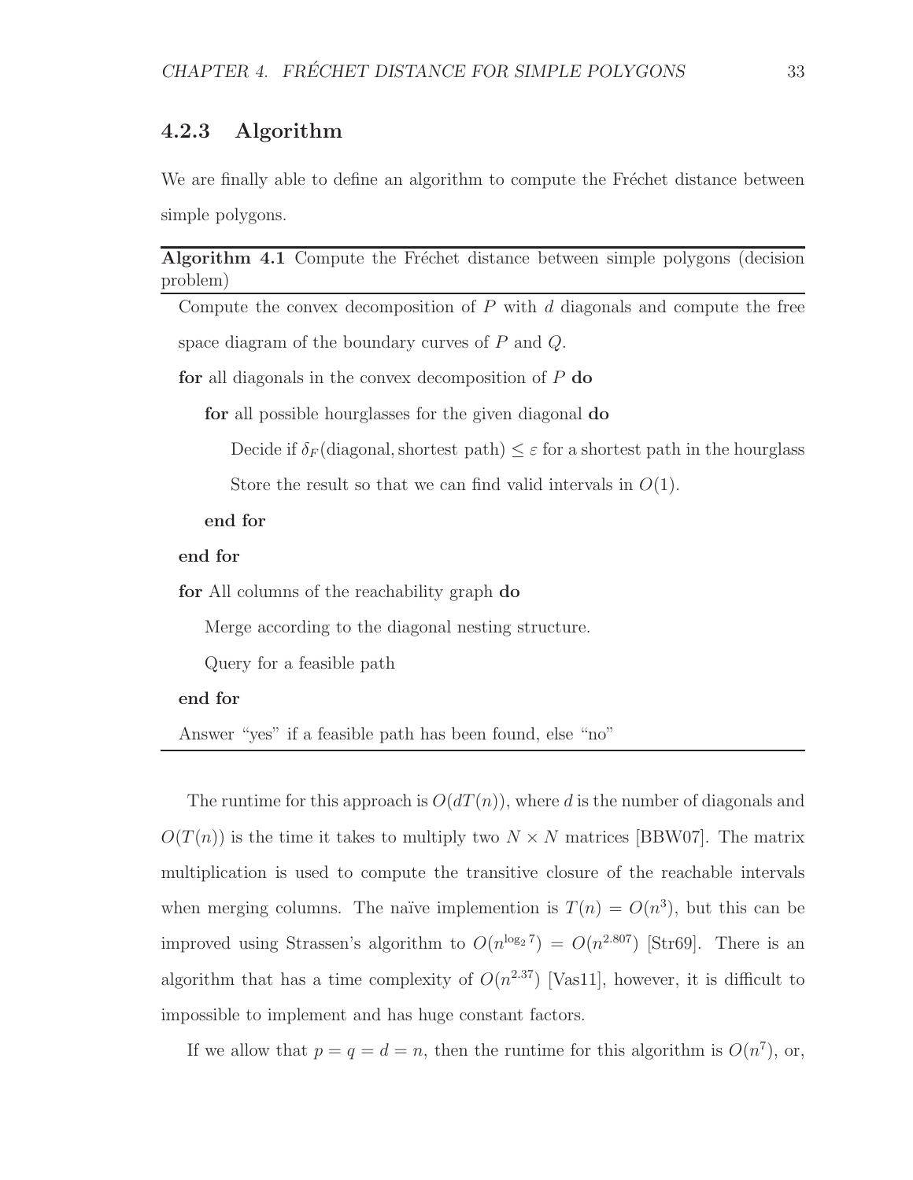### 4.2.3 Algorithm

We are finally able to define an algorithm to compute the Fréchet distance between simple polygons.

---

**Algorithm 4.1** Compute the Fréchet distance between simple polygons (decision problem)

---

Compute the convex decomposition of $P$ with $d$ diagonals and compute the free space diagram of the boundary curves of $P$ and $Q$.

**for** all diagonals in the convex decomposition of $P$ **do**

  **for** all possible hourglasses for the given diagonal **do**

    Decide if $\delta_F(\text{diagonal}, \text{shortest path}) \leq \varepsilon$ for a shortest path in the hourglass

    Store the result so that we can find valid intervals in $O(1)$.

  **end for**

**end for**

**for** All columns of the reachability graph **do**

  Merge according to the diagonal nesting structure.

  Query for a feasible path

**end for**

Answer "yes" if a feasible path has been found, else "no"

---

The runtime for this approach is $O(dT(n))$, where $d$ is the number of diagonals and $O(T(n))$ is the time it takes to multiply two $N \times N$ matrices [BBW07]. The matrix multiplication is used to compute the transitive closure of the reachable intervals when merging columns. The naïve implemention is $T(n) = O(n^3)$, but this can be improved using Strassen's algorithm to $O(n^{\log_2 7}) = O(n^{2.807})$ [Str69]. There is an algorithm that has a time complexity of $O(n^{2.37})$ [Vas11], however, it is difficult to impossible to implement and has huge constant factors.

If we allow that $p = q = d = n$, then the runtime for this algorithm is $O(n^7)$, or,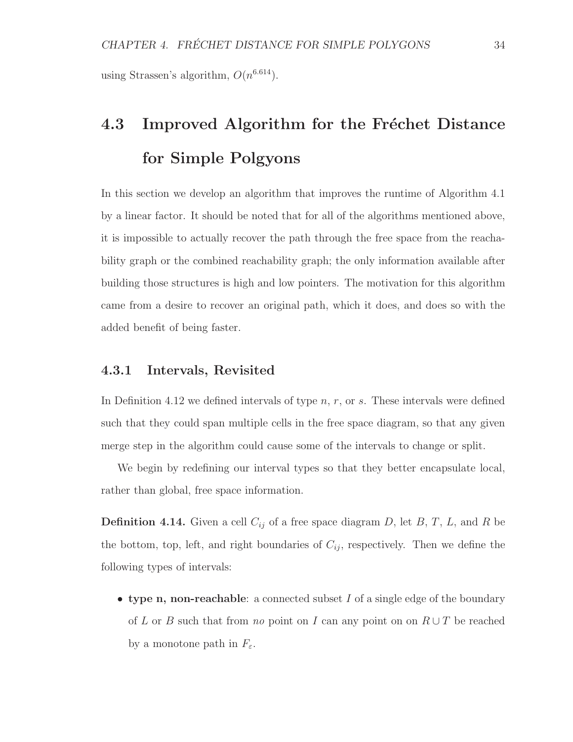using Strassen's algorithm, $O(n^{6.614})$.

## 4.3 Improved Algorithm for the Fréchet Distance for Simple Polgyons

In this section we develop an algorithm that improves the runtime of Algorithm 4.1 by a linear factor. It should be noted that for all of the algorithms mentioned above, it is impossible to actually recover the path through the free space from the reachability graph or the combined reachability graph; the only information available after building those structures is high and low pointers. The motivation for this algorithm came from a desire to recover an original path, which it does, and does so with the added benefit of being faster.

### 4.3.1 Intervals, Revisited

In Definition 4.12 we defined intervals of type $n$, $r$, or $s$. These intervals were defined such that they could span multiple cells in the free space diagram, so that any given merge step in the algorithm could cause some of the intervals to change or split.

We begin by redefining our interval types so that they better encapsulate local, rather than global, free space information.

**Definition 4.14.** Given a cell $C_{ij}$ of a free space diagram $D$, let $B$, $T$, $L$, and $R$ be the bottom, top, left, and right boundaries of $C_{ij}$, respectively. Then we define the following types of intervals:

- **type n, non-reachable**: a connected subset $I$ of a single edge of the boundary of $L$ or $B$ such that from *no* point on $I$ can any point on on $R \cup T$ be reached by a monotone path in $F_\varepsilon$.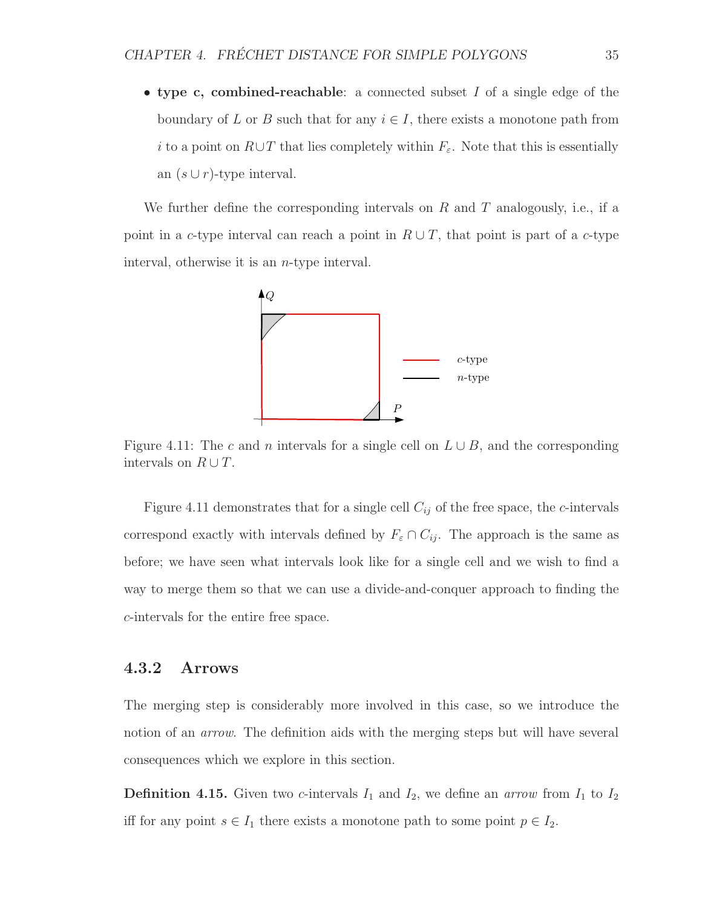- **type c, combined-reachable**: a connected subset $I$ of a single edge of the boundary of $L$ or $B$ such that for any $i \in I$, there exists a monotone path from $i$ to a point on $R \cup T$ that lies completely within $F_\varepsilon$. Note that this is essentially an $(s \cup r)$-type interval.

We further define the corresponding intervals on $R$ and $T$ analogously, i.e., if a point in a $c$-type interval can reach a point in $R \cup T$, that point is part of a $c$-type interval, otherwise it is an $n$-type interval.

Figure 4.11: The $c$ and $n$ intervals for a single cell on $L \cup B$, and the corresponding intervals on $R \cup T$.

Figure 4.11 demonstrates that for a single cell $C_{ij}$ of the free space, the $c$-intervals correspond exactly with intervals defined by $F_\varepsilon \cap C_{ij}$. The approach is the same as before; we have seen what intervals look like for a single cell and we wish to find a way to merge them so that we can use a divide-and-conquer approach to finding the $c$-intervals for the entire free space.

### 4.3.2 Arrows

The merging step is considerably more involved in this case, so we introduce the notion of an *arrow*. The definition aids with the merging steps but will have several consequences which we explore in this section.

**Definition 4.15.** Given two $c$-intervals $I_1$ and $I_2$, we define an *arrow* from $I_1$ to $I_2$ iff for any point $s \in I_1$ there exists a monotone path to some point $p \in I_2$.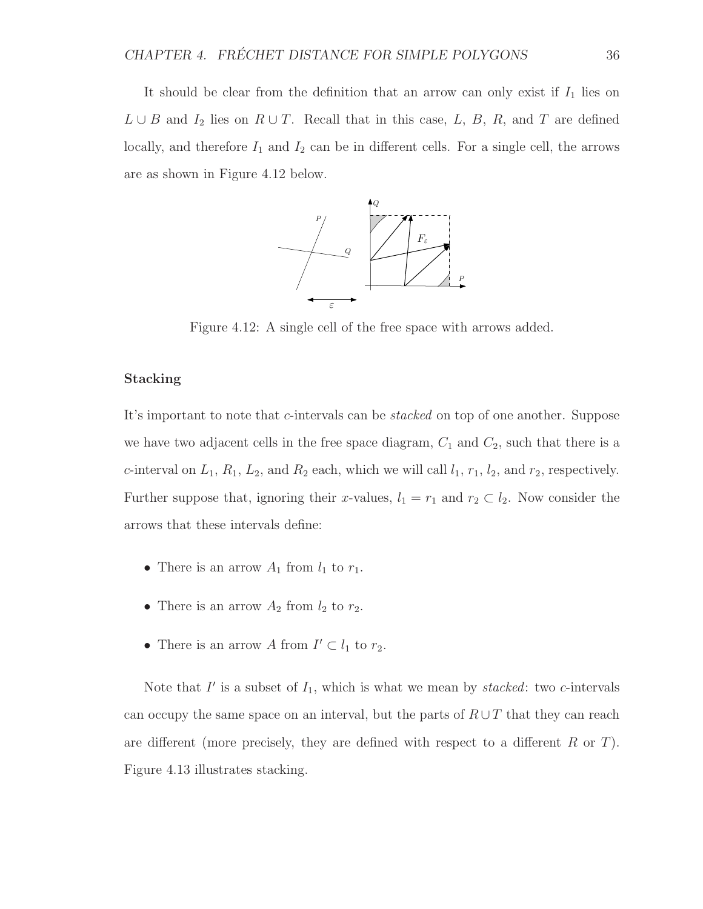It should be clear from the definition that an arrow can only exist if $I_1$ lies on $L \cup B$ and $I_2$ lies on $R \cup T$. Recall that in this case, $L$, $B$, $R$, and $T$ are defined locally, and therefore $I_1$ and $I_2$ can be in different cells. For a single cell, the arrows are as shown in Figure 4.12 below.

Figure 4.12: A single cell of the free space with arrows added.

### Stacking

It's important to note that $c$-intervals can be *stacked* on top of one another. Suppose we have two adjacent cells in the free space diagram, $C_1$ and $C_2$, such that there is a $c$-interval on $L_1$, $R_1$, $L_2$, and $R_2$ each, which we will call $l_1$, $r_1$, $l_2$, and $r_2$, respectively. Further suppose that, ignoring their $x$-values, $l_1 = r_1$ and $r_2 \subset l_2$. Now consider the arrows that these intervals define:

- There is an arrow $A_1$ from $l_1$ to $r_1$.
- There is an arrow $A_2$ from $l_2$ to $r_2$.
- There is an arrow $A$ from $I' \subset l_1$ to $r_2$.

Note that $I'$ is a subset of $I_1$, which is what we mean by *stacked*: two $c$-intervals can occupy the same space on an interval, but the parts of $R \cup T$ that they can reach are different (more precisely, they are defined with respect to a different $R$ or $T$). Figure 4.13 illustrates stacking.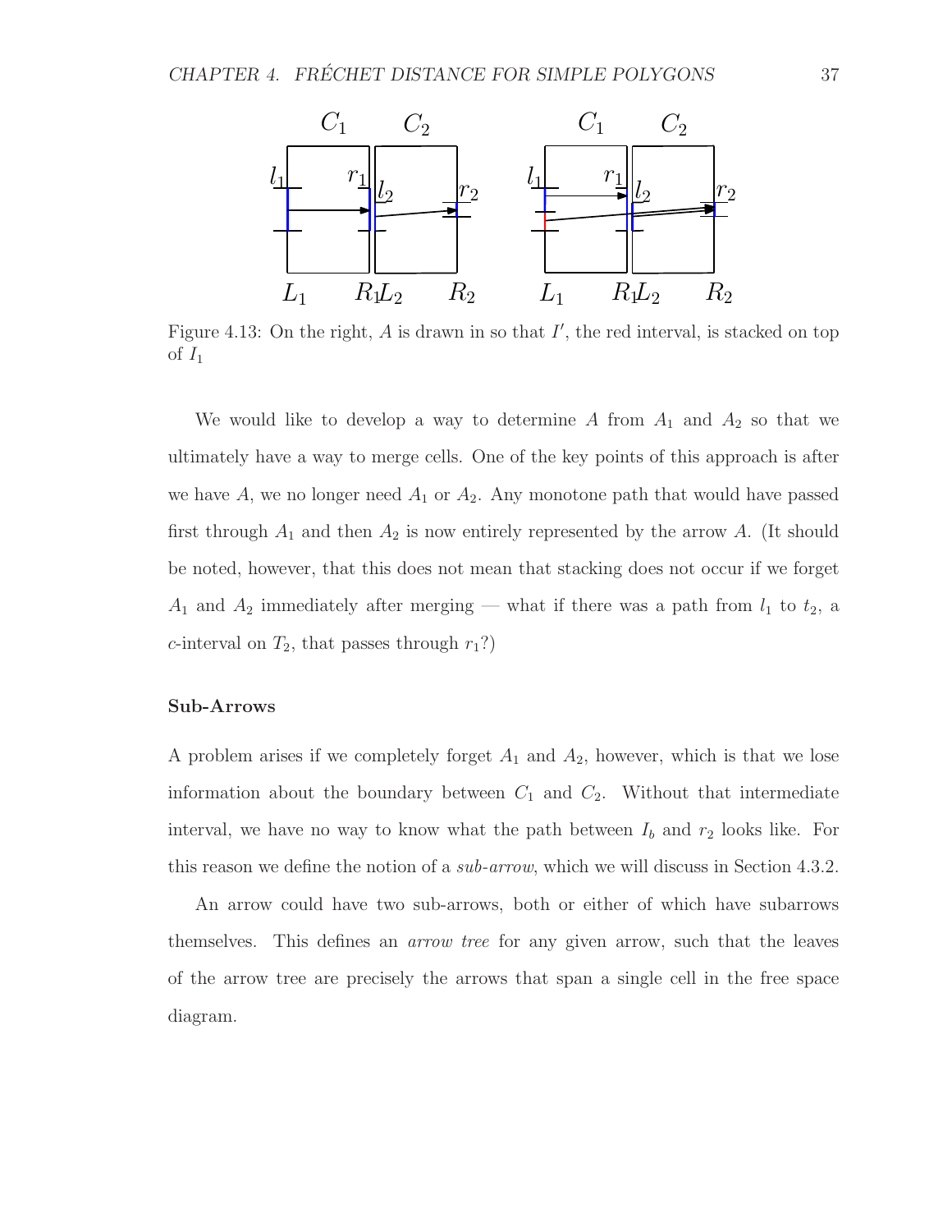Figure 4.13: On the right, $A$ is drawn in so that $I'$, the red interval, is stacked on top of $I_1$

We would like to develop a way to determine $A$ from $A_1$ and $A_2$ so that we ultimately have a way to merge cells. One of the key points of this approach is after we have $A$, we no longer need $A_1$ or $A_2$. Any monotone path that would have passed first through $A_1$ and then $A_2$ is now entirely represented by the arrow $A$. (It should be noted, however, that this does not mean that stacking does not occur if we forget $A_1$ and $A_2$ immediately after merging — what if there was a path from $l_1$ to $t_2$, a $c$-interval on $T_2$, that passes through $r_1$?)

#### Sub-Arrows

A problem arises if we completely forget $A_1$ and $A_2$, however, which is that we lose information about the boundary between $C_1$ and $C_2$. Without that intermediate interval, we have no way to know what the path between $I_b$ and $r_2$ looks like. For this reason we define the notion of a *sub-arrow*, which we will discuss in Section 4.3.2.

An arrow could have two sub-arrows, both or either of which have subarrows themselves. This defines an *arrow tree* for any given arrow, such that the leaves of the arrow tree are precisely the arrows that span a single cell in the free space diagram.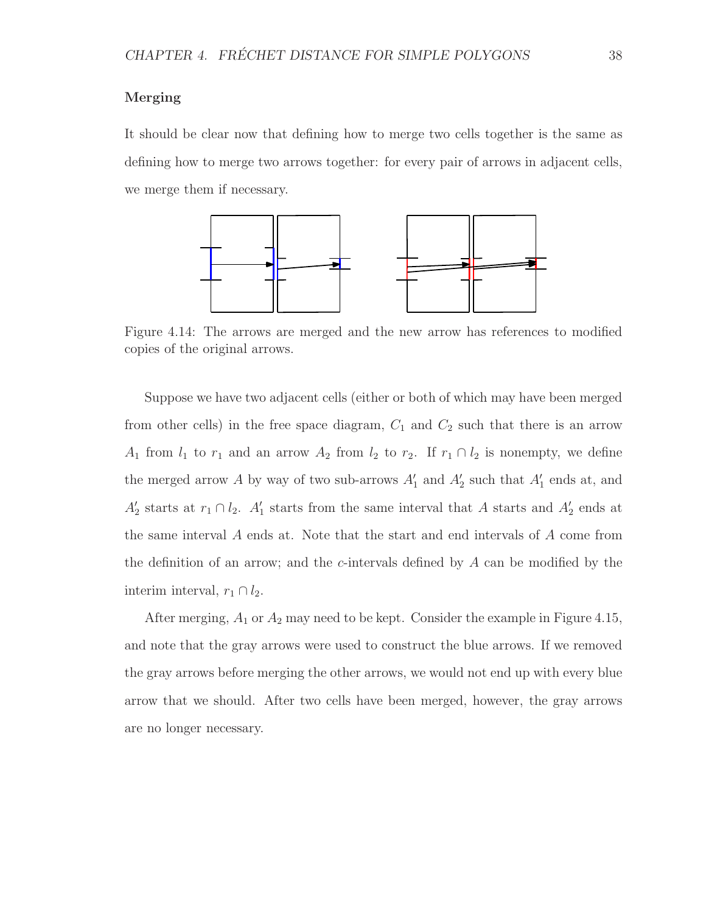### Merging

It should be clear now that defining how to merge two cells together is the same as defining how to merge two arrows together: for every pair of arrows in adjacent cells, we merge them if necessary.

Figure 4.14: The arrows are merged and the new arrow has references to modified copies of the original arrows.

Suppose we have two adjacent cells (either or both of which may have been merged from other cells) in the free space diagram, $C_1$ and $C_2$ such that there is an arrow $A_1$ from $l_1$ to $r_1$ and an arrow $A_2$ from $l_2$ to $r_2$. If $r_1 \cap l_2$ is nonempty, we define the merged arrow $A$ by way of two sub-arrows $A'_1$ and $A'_2$ such that $A'_1$ ends at, and $A'_2$ starts at $r_1 \cap l_2$. $A'_1$ starts from the same interval that $A$ starts and $A'_2$ ends at the same interval $A$ ends at. Note that the start and end intervals of $A$ come from the definition of an arrow; and the $c$-intervals defined by $A$ can be modified by the interim interval, $r_1 \cap l_2$.

After merging, $A_1$ or $A_2$ may need to be kept. Consider the example in Figure 4.15, and note that the gray arrows were used to construct the blue arrows. If we removed the gray arrows before merging the other arrows, we would not end up with every blue arrow that we should. After two cells have been merged, however, the gray arrows are no longer necessary.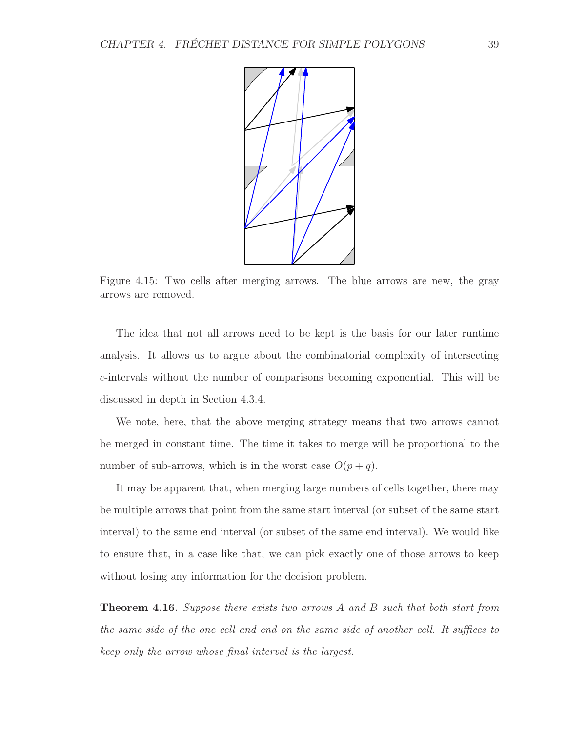Figure 4.15: Two cells after merging arrows. The blue arrows are new, the gray arrows are removed.

The idea that not all arrows need to be kept is the basis for our later runtime analysis. It allows us to argue about the combinatorial complexity of intersecting $c$-intervals without the number of comparisons becoming exponential. This will be discussed in depth in Section 4.3.4.

We note, here, that the above merging strategy means that two arrows cannot be merged in constant time. The time it takes to merge will be proportional to the number of sub-arrows, which is in the worst case $O(p + q)$.

It may be apparent that, when merging large numbers of cells together, there may be multiple arrows that point from the same start interval (or subset of the same start interval) to the same end interval (or subset of the same end interval). We would like to ensure that, in a case like that, we can pick exactly one of those arrows to keep without losing any information for the decision problem.

**Theorem 4.16.** *Suppose there exists two arrows $A$ and $B$ such that both start from the same side of the one cell and end on the same side of another cell. It suffices to keep only the arrow whose final interval is the largest.*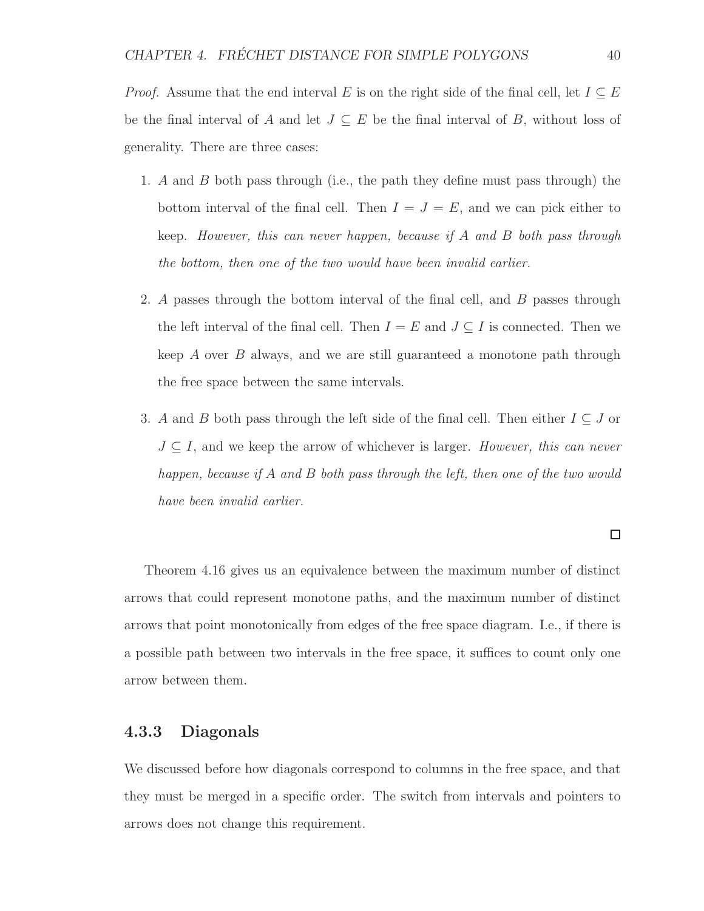*Proof.* Assume that the end interval $E$ is on the right side of the final cell, let $I \subseteq E$ be the final interval of $A$ and let $J \subseteq E$ be the final interval of $B$, without loss of generality. There are three cases:

1. $A$ and $B$ both pass through (i.e., the path they define must pass through) the bottom interval of the final cell. Then $I = J = E$, and we can pick either to keep. *However, this can never happen, because if $A$ and $B$ both pass through the bottom, then one of the two would have been invalid earlier.*

2. $A$ passes through the bottom interval of the final cell, and $B$ passes through the left interval of the final cell. Then $I = E$ and $J \subseteq I$ is connected. Then we keep $A$ over $B$ always, and we are still guaranteed a monotone path through the free space between the same intervals.

3. $A$ and $B$ both pass through the left side of the final cell. Then either $I \subseteq J$ or $J \subseteq I$, and we keep the arrow of whichever is larger. *However, this can never happen, because if $A$ and $B$ both pass through the left, then one of the two would have been invalid earlier.*

□

Theorem 4.16 gives us an equivalence between the maximum number of distinct arrows that could represent monotone paths, and the maximum number of distinct arrows that point monotonically from edges of the free space diagram. I.e., if there is a possible path between two intervals in the free space, it suffices to count only one arrow between them.

### 4.3.3 Diagonals

We discussed before how diagonals correspond to columns in the free space, and that they must be merged in a specific order. The switch from intervals and pointers to arrows does not change this requirement.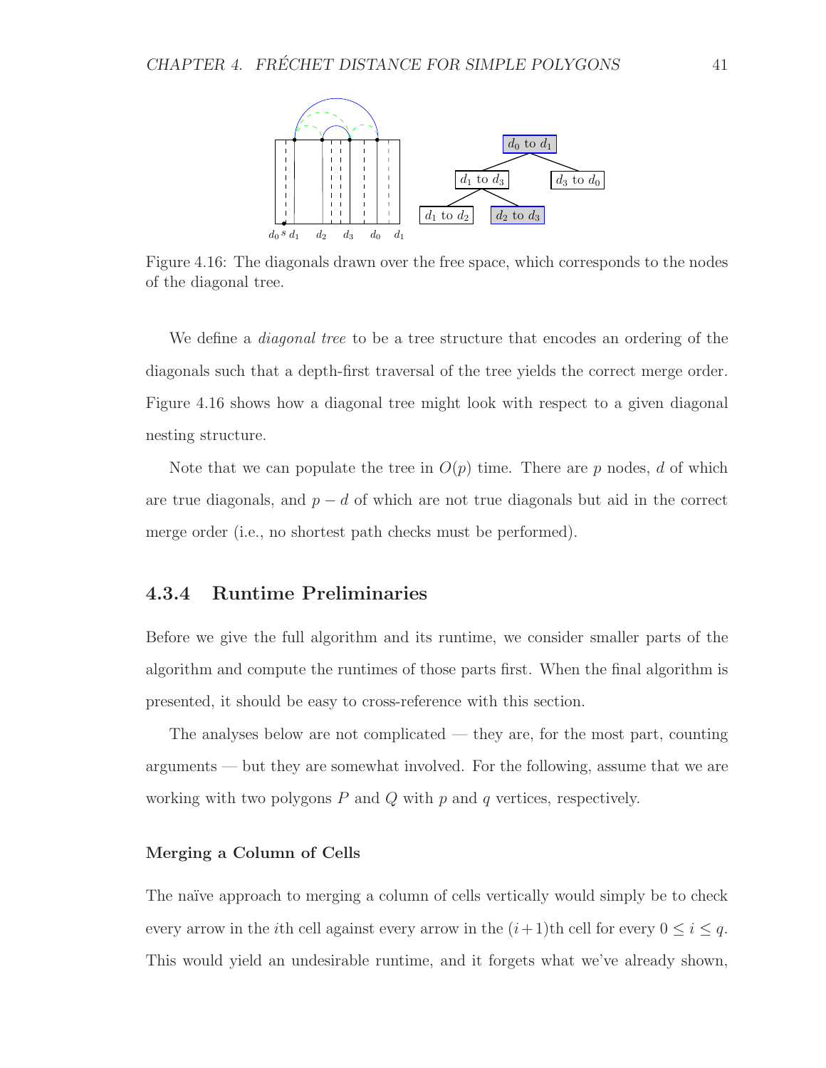Figure 4.16: The diagonals drawn over the free space, which corresponds to the nodes of the diagonal tree.

We define a *diagonal tree* to be a tree structure that encodes an ordering of the diagonals such that a depth-first traversal of the tree yields the correct merge order. Figure 4.16 shows how a diagonal tree might look with respect to a given diagonal nesting structure.

Note that we can populate the tree in $O(p)$ time. There are $p$ nodes, $d$ of which are true diagonals, and $p - d$ of which are not true diagonals but aid in the correct merge order (i.e., no shortest path checks must be performed).

### 4.3.4 Runtime Preliminaries

Before we give the full algorithm and its runtime, we consider smaller parts of the algorithm and compute the runtimes of those parts first. When the final algorithm is presented, it should be easy to cross-reference with this section.

The analyses below are not complicated — they are, for the most part, counting arguments — but they are somewhat involved. For the following, assume that we are working with two polygons $P$ and $Q$ with $p$ and $q$ vertices, respectively.

#### Merging a Column of Cells

The naïve approach to merging a column of cells vertically would simply be to check every arrow in the $i$th cell against every arrow in the $(i+1)$th cell for every $0 \leq i \leq q$. This would yield an undesirable runtime, and it forgets what we've already shown,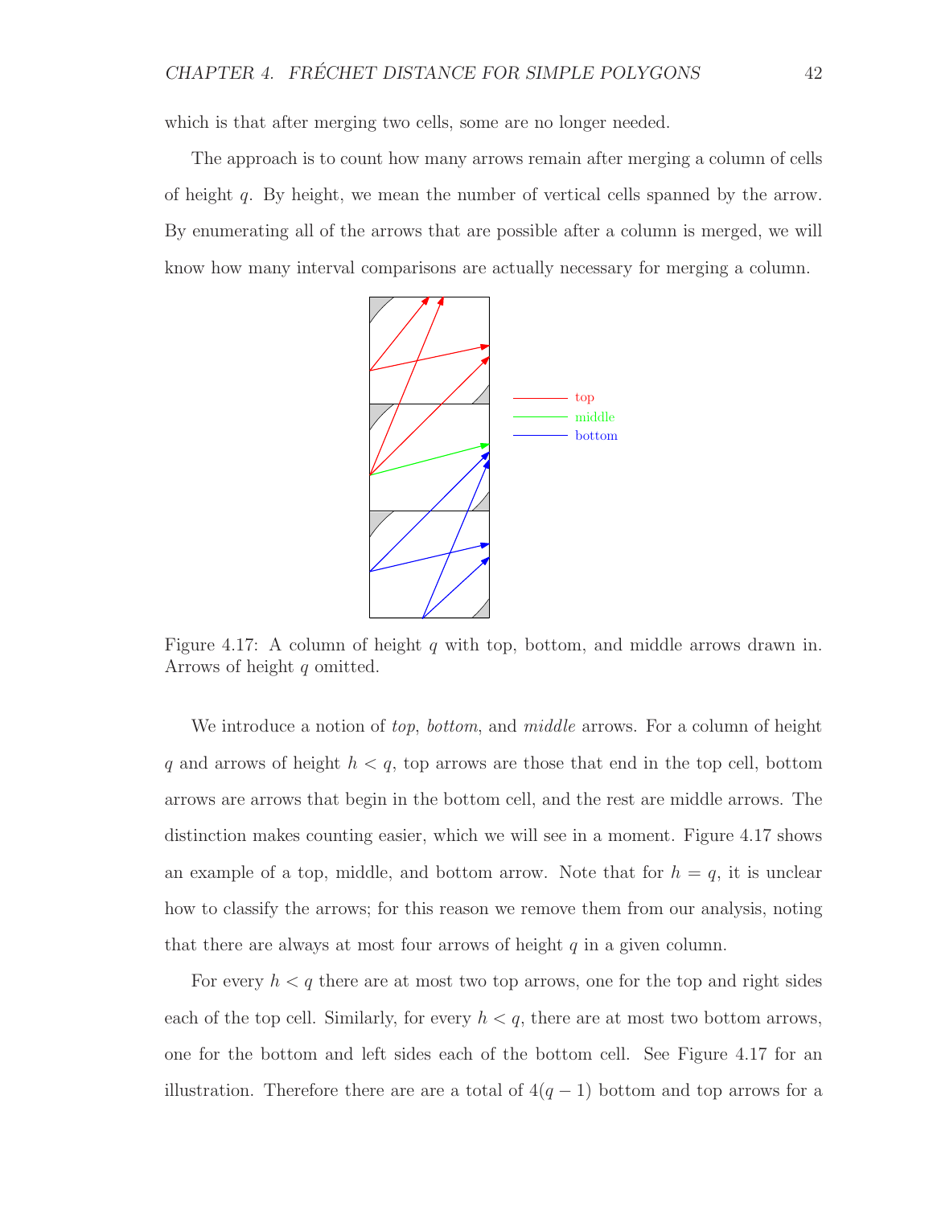which is that after merging two cells, some are no longer needed.

The approach is to count how many arrows remain after merging a column of cells of height $q$. By height, we mean the number of vertical cells spanned by the arrow. By enumerating all of the arrows that are possible after a column is merged, we will know how many interval comparisons are actually necessary for merging a column.

Figure 4.17: A column of height $q$ with top, bottom, and middle arrows drawn in. Arrows of height $q$ omitted.

We introduce a notion of *top*, *bottom*, and *middle* arrows. For a column of height $q$ and arrows of height $h < q$, top arrows are those that end in the top cell, bottom arrows are arrows that begin in the bottom cell, and the rest are middle arrows. The distinction makes counting easier, which we will see in a moment. Figure 4.17 shows an example of a top, middle, and bottom arrow. Note that for $h = q$, it is unclear how to classify the arrows; for this reason we remove them from our analysis, noting that there are always at most four arrows of height $q$ in a given column.

For every $h < q$ there are at most two top arrows, one for the top and right sides each of the top cell. Similarly, for every $h < q$, there are at most two bottom arrows, one for the bottom and left sides each of the bottom cell. See Figure 4.17 for an illustration. Therefore there are are a total of $4(q - 1)$ bottom and top arrows for a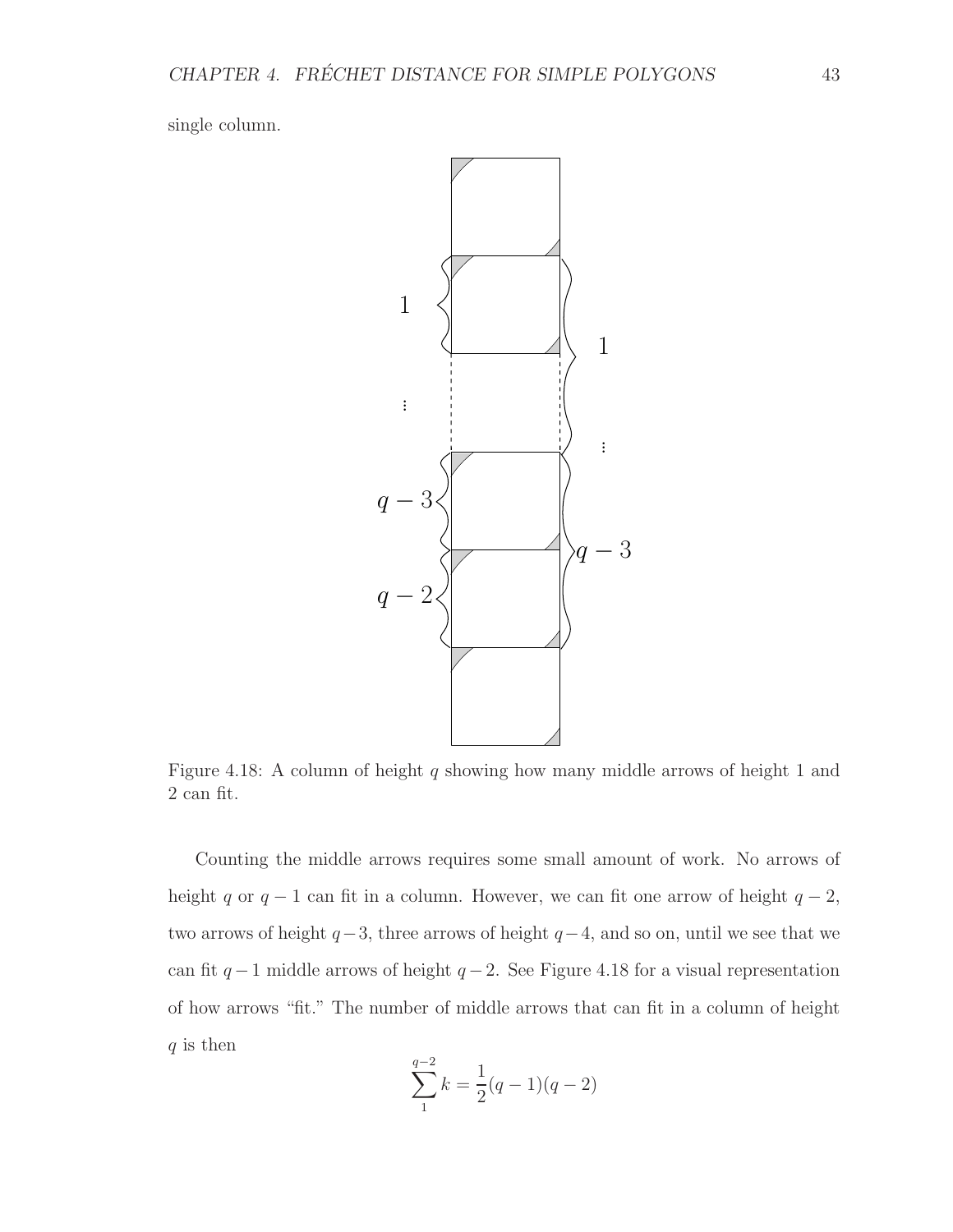single column.

Figure 4.18: A column of height $q$ showing how many middle arrows of height 1 and 2 can fit.

Counting the middle arrows requires some small amount of work. No arrows of height $q$ or $q-1$ can fit in a column. However, we can fit one arrow of height $q-2$, two arrows of height $q-3$, three arrows of height $q-4$, and so on, until we see that we can fit $q-1$ middle arrows of height $q-2$. See Figure 4.18 for a visual representation of how arrows "fit." The number of middle arrows that can fit in a column of height $q$ is then

$$\sum_{1}^{q-2} k = \frac{1}{2}(q-1)(q-2)$$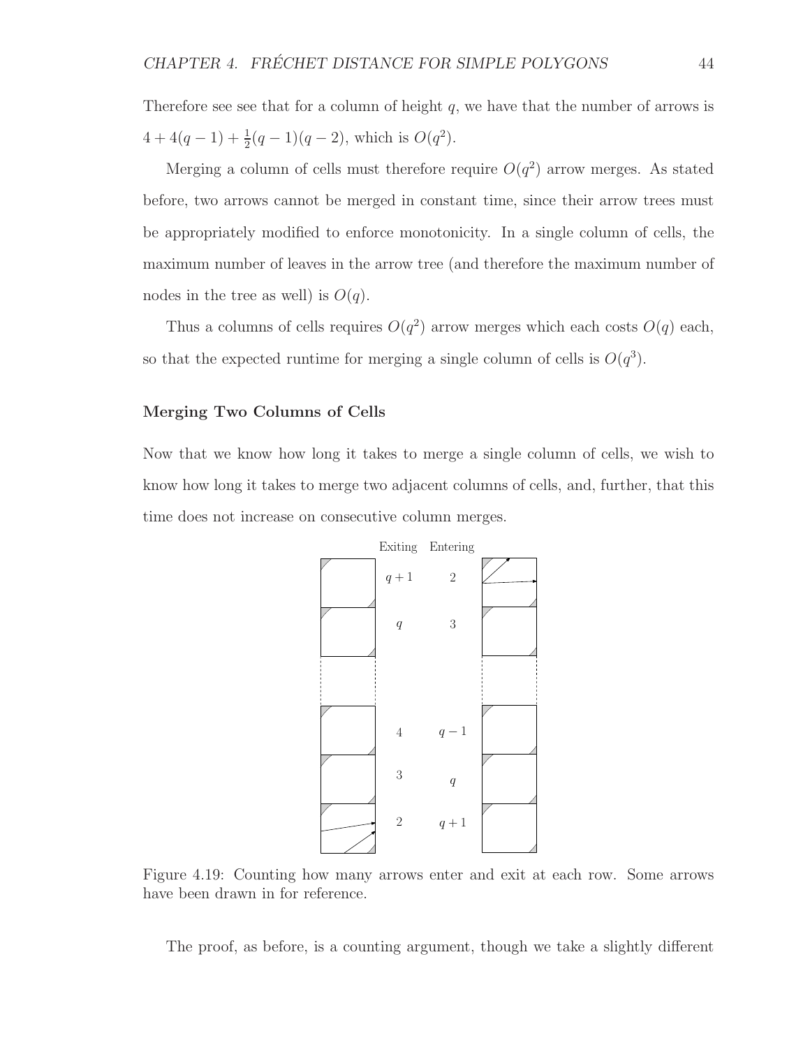Therefore see see that for a column of height $q$, we have that the number of arrows is $4 + 4(q-1) + \frac{1}{2}(q-1)(q-2)$, which is $O(q^2)$.

Merging a column of cells must therefore require $O(q^2)$ arrow merges. As stated before, two arrows cannot be merged in constant time, since their arrow trees must be appropriately modified to enforce monotonicity. In a single column of cells, the maximum number of leaves in the arrow tree (and therefore the maximum number of nodes in the tree as well) is $O(q)$.

Thus a columns of cells requires $O(q^2)$ arrow merges which each costs $O(q)$ each, so that the expected runtime for merging a single column of cells is $O(q^3)$.

### Merging Two Columns of Cells

Now that we know how long it takes to merge a single column of cells, we wish to know how long it takes to merge two adjacent columns of cells, and, further, that this time does not increase on consecutive column merges.

| Exiting | Entering |
|---|---|
| $q+1$ | $2$ |
| $q$ | $3$ |
| ⋮ | ⋮ |
| $4$ | $q-1$ |
| $3$ | $q$ |
| $2$ | $q+1$ |

Figure 4.19: Counting how many arrows enter and exit at each row. Some arrows have been drawn in for reference.

The proof, as before, is a counting argument, though we take a slightly different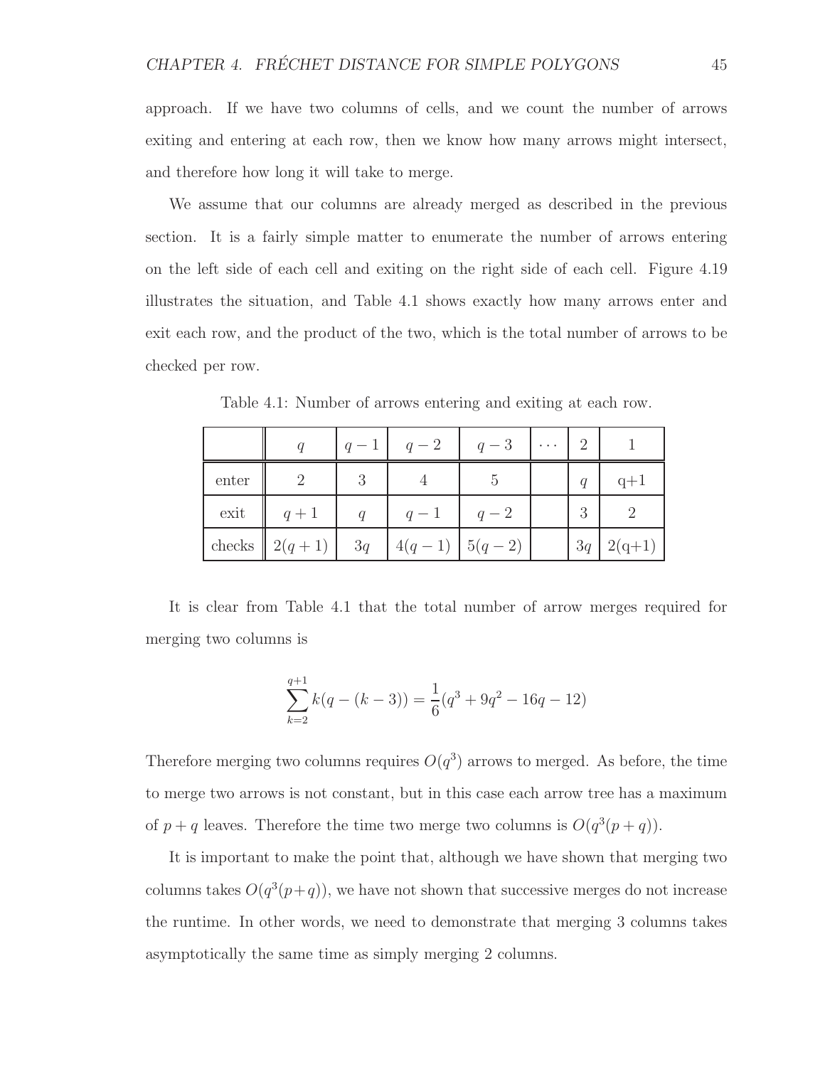approach. If we have two columns of cells, and we count the number of arrows exiting and entering at each row, then we know how many arrows might intersect, and therefore how long it will take to merge.

We assume that our columns are already merged as described in the previous section. It is a fairly simple matter to enumerate the number of arrows entering on the left side of each cell and exiting on the right side of each cell. Figure 4.19 illustrates the situation, and Table 4.1 shows exactly how many arrows enter and exit each row, and the product of the two, which is the total number of arrows to be checked per row.

Table 4.1: Number of arrows entering and exiting at each row.

| | $q$ | $q-1$ | $q-2$ | $q-3$ | $\cdots$ | 2 | 1 |
|---|---|---|---|---|---|---|---|
| enter | 2 | 3 | 4 | 5 | | $q$ | q+1 |
| exit | $q+1$ | $q$ | $q-1$ | $q-2$ | | 3 | 2 |
| checks | $2(q+1)$ | $3q$ | $4(q-1)$ | $5(q-2)$ | | $3q$ | 2(q+1) |

It is clear from Table 4.1 that the total number of arrow merges required for merging two columns is

$$\sum_{k=2}^{q+1} k(q-(k-3)) = \frac{1}{6}(q^3 + 9q^2 - 16q - 12)$$

Therefore merging two columns requires $O(q^3)$ arrows to merged. As before, the time to merge two arrows is not constant, but in this case each arrow tree has a maximum of $p+q$ leaves. Therefore the time two merge two columns is $O(q^3(p+q))$.

It is important to make the point that, although we have shown that merging two columns takes $O(q^3(p+q))$, we have not shown that successive merges do not increase the runtime. In other words, we need to demonstrate that merging 3 columns takes asymptotically the same time as simply merging 2 columns.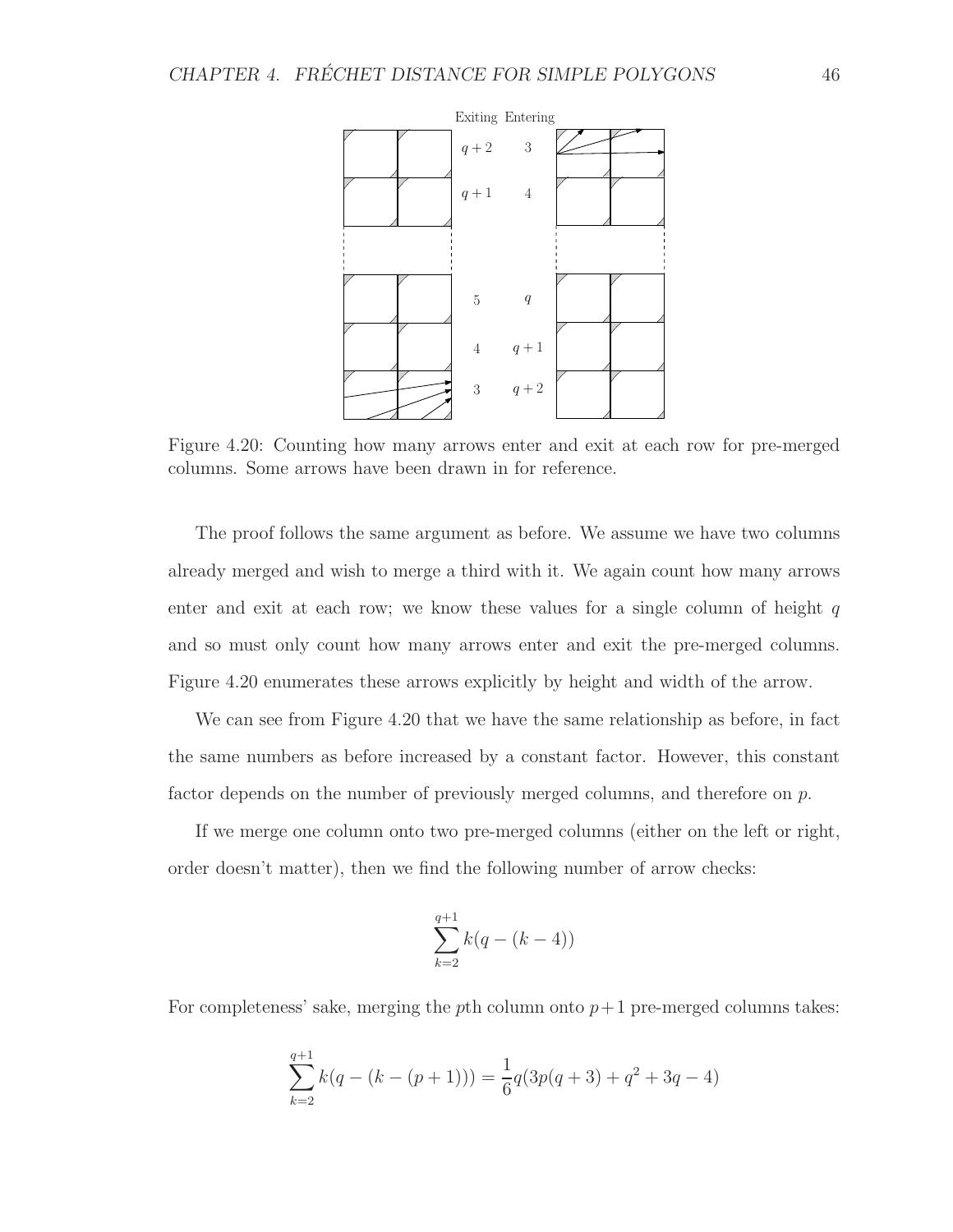Figure 4.20: Counting how many arrows enter and exit at each row for pre-merged columns. Some arrows have been drawn in for reference.

The proof follows the same argument as before. We assume we have two columns already merged and wish to merge a third with it. We again count how many arrows enter and exit at each row; we know these values for a single column of height $q$ and so must only count how many arrows enter and exit the pre-merged columns. Figure 4.20 enumerates these arrows explicitly by height and width of the arrow.

We can see from Figure 4.20 that we have the same relationship as before, in fact the same numbers as before increased by a constant factor. However, this constant factor depends on the number of previously merged columns, and therefore on $p$.

If we merge one column onto two pre-merged columns (either on the left or right, order doesn't matter), then we find the following number of arrow checks:

$$\sum_{k=2}^{q+1} k(q - (k - 4))$$

For completeness' sake, merging the $p$th column onto $p+1$ pre-merged columns takes:

$$\sum_{k=2}^{q+1} k(q - (k - (p + 1))) = \frac{1}{6}q(3p(q + 3) + q^2 + 3q - 4)$$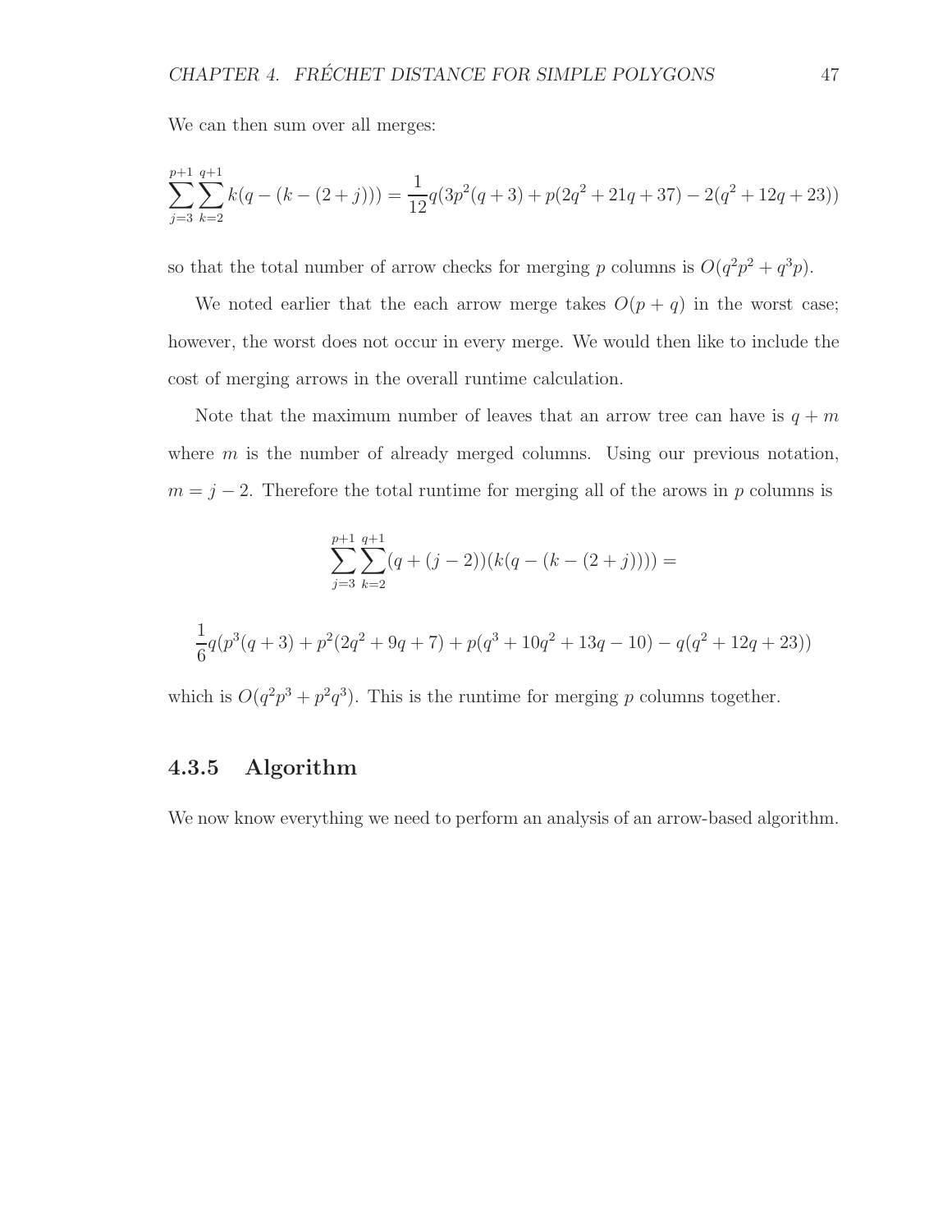We can then sum over all merges:

$$\sum_{j=3}^{p+1} \sum_{k=2}^{q+1} k(q - (k - (2 + j))) = \frac{1}{12} q(3p^2(q+3) + p(2q^2 + 21q + 37) - 2(q^2 + 12q + 23))$$

so that the total number of arrow checks for merging $p$ columns is $O(q^2p^2 + q^3p)$.

We noted earlier that the each arrow merge takes $O(p + q)$ in the worst case; however, the worst does not occur in every merge. We would then like to include the cost of merging arrows in the overall runtime calculation.

Note that the maximum number of leaves that an arrow tree can have is $q + m$ where $m$ is the number of already merged columns. Using our previous notation, $m = j - 2$. Therefore the total runtime for merging all of the arows in $p$ columns is

$$\sum_{j=3}^{p+1} \sum_{k=2}^{q+1} (q + (j - 2))(k(q - (k - (2 + j)))) =$$

$$\frac{1}{6} q(p^3(q+3) + p^2(2q^2 + 9q + 7) + p(q^3 + 10q^2 + 13q - 10) - q(q^2 + 12q + 23))$$

which is $O(q^2p^3 + p^2q^3)$. This is the runtime for merging $p$ columns together.

### 4.3.5 Algorithm

We now know everything we need to perform an analysis of an arrow-based algorithm.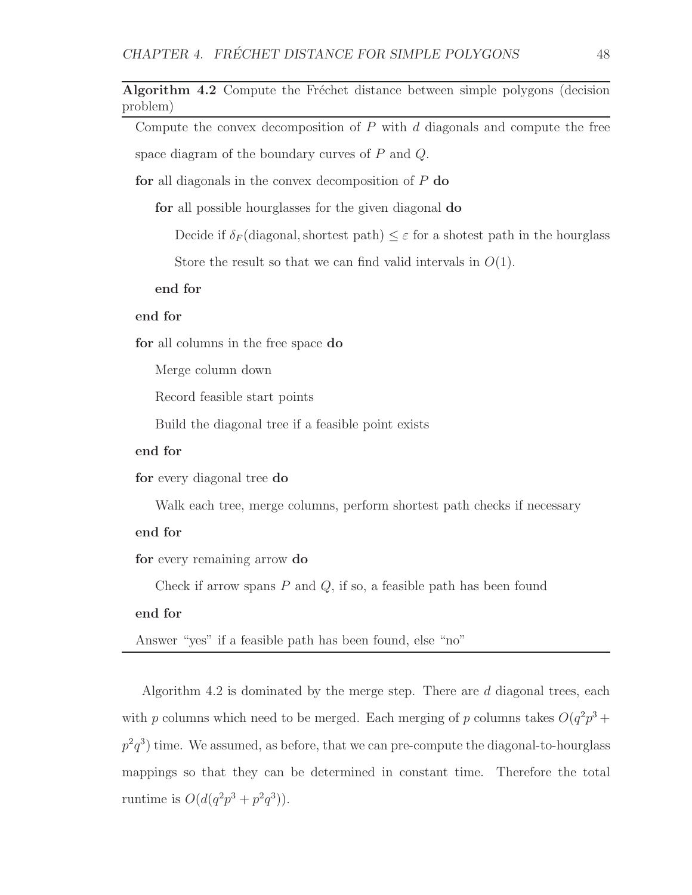**Algorithm 4.2** Compute the Fréchet distance between simple polygons (decision problem)

---

Compute the convex decomposition of $P$ with $d$ diagonals and compute the free space diagram of the boundary curves of $P$ and $Q$.

**for** all diagonals in the convex decomposition of $P$ **do**

  **for** all possible hourglasses for the given diagonal **do**

    Decide if $\delta_F(\text{diagonal}, \text{shortest path}) \leq \varepsilon$ for a shotest path in the hourglass

    Store the result so that we can find valid intervals in $O(1)$.

  **end for**

**end for**

**for** all columns in the free space **do**

  Merge column down

  Record feasible start points

  Build the diagonal tree if a feasible point exists

**end for**

**for** every diagonal tree **do**

  Walk each tree, merge columns, perform shortest path checks if necessary

**end for**

**for** every remaining arrow **do**

  Check if arrow spans $P$ and $Q$, if so, a feasible path has been found

**end for**

Answer "yes" if a feasible path has been found, else "no"

---

Algorithm 4.2 is dominated by the merge step. There are $d$ diagonal trees, each with $p$ columns which need to be merged. Each merging of $p$ columns takes $O(q^2p^3 + p^2q^3)$ time. We assumed, as before, that we can pre-compute the diagonal-to-hourglass mappings so that they can be determined in constant time. Therefore the total runtime is $O(d(q^2p^3 + p^2q^3))$.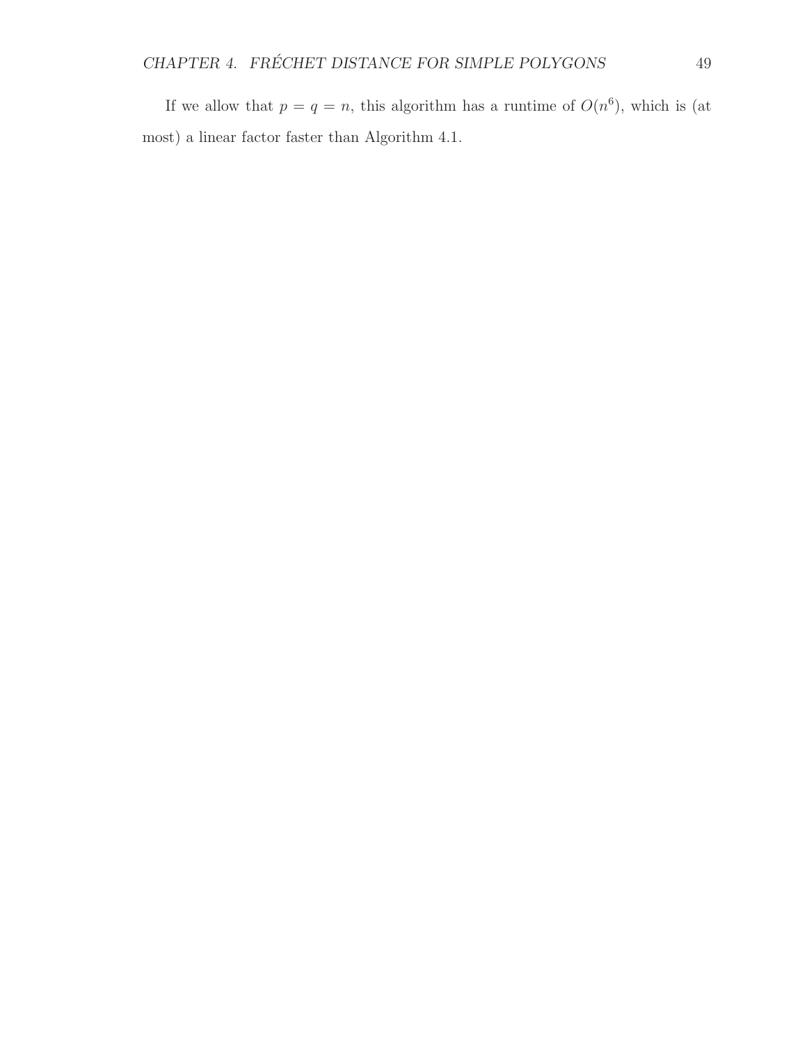If we allow that $p = q = n$, this algorithm has a runtime of $O(n^6)$, which is (at most) a linear factor faster than Algorithm 4.1.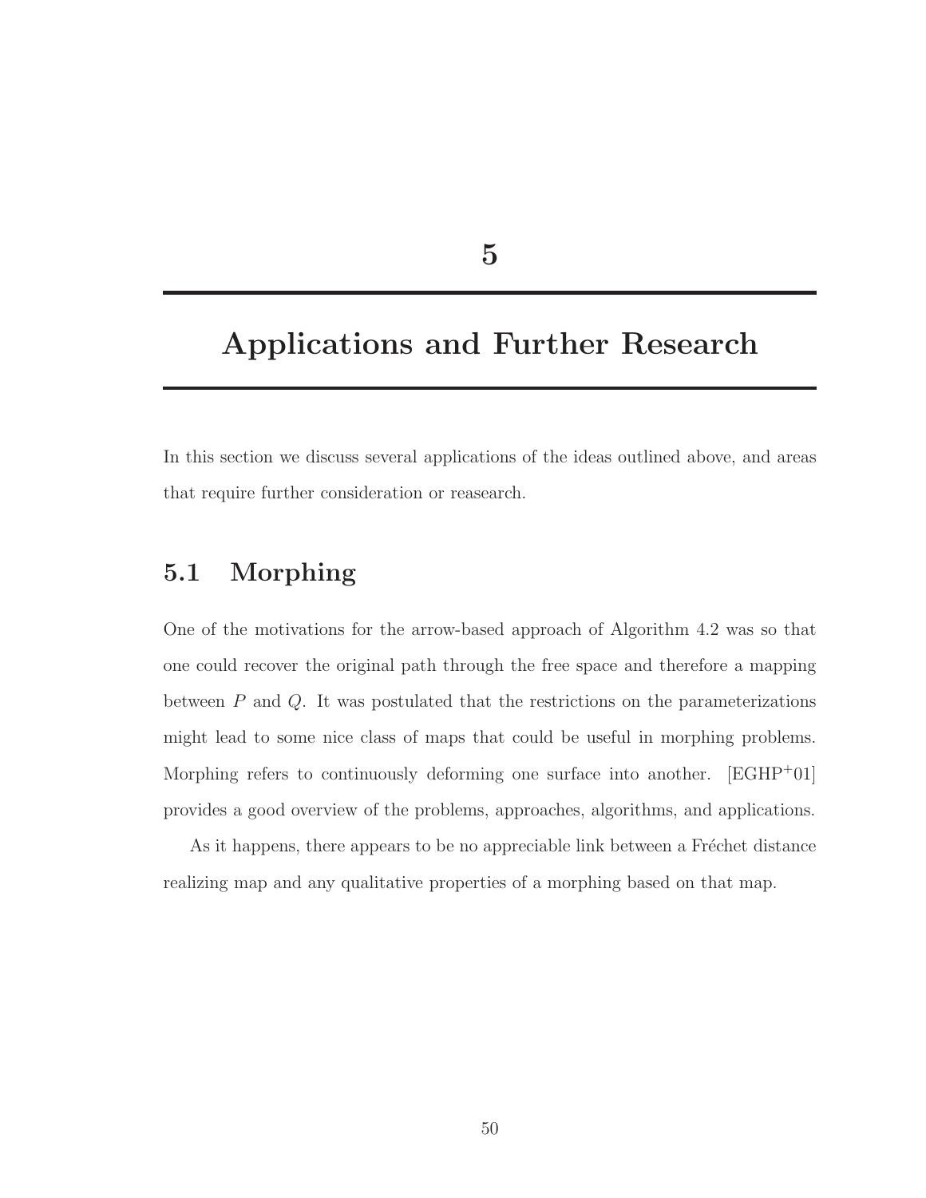# 5

# Applications and Further Research

In this section we discuss several applications of the ideas outlined above, and areas that require further consideration or reasearch.

## 5.1 Morphing

One of the motivations for the arrow-based approach of Algorithm 4.2 was so that one could recover the original path through the free space and therefore a mapping between $P$ and $Q$. It was postulated that the restrictions on the parameterizations might lead to some nice class of maps that could be useful in morphing problems. Morphing refers to continuously deforming one surface into another. [EGHP$^+$01] provides a good overview of the problems, approaches, algorithms, and applications.

As it happens, there appears to be no appreciable link between a Fréchet distance realizing map and any qualitative properties of a morphing based on that map.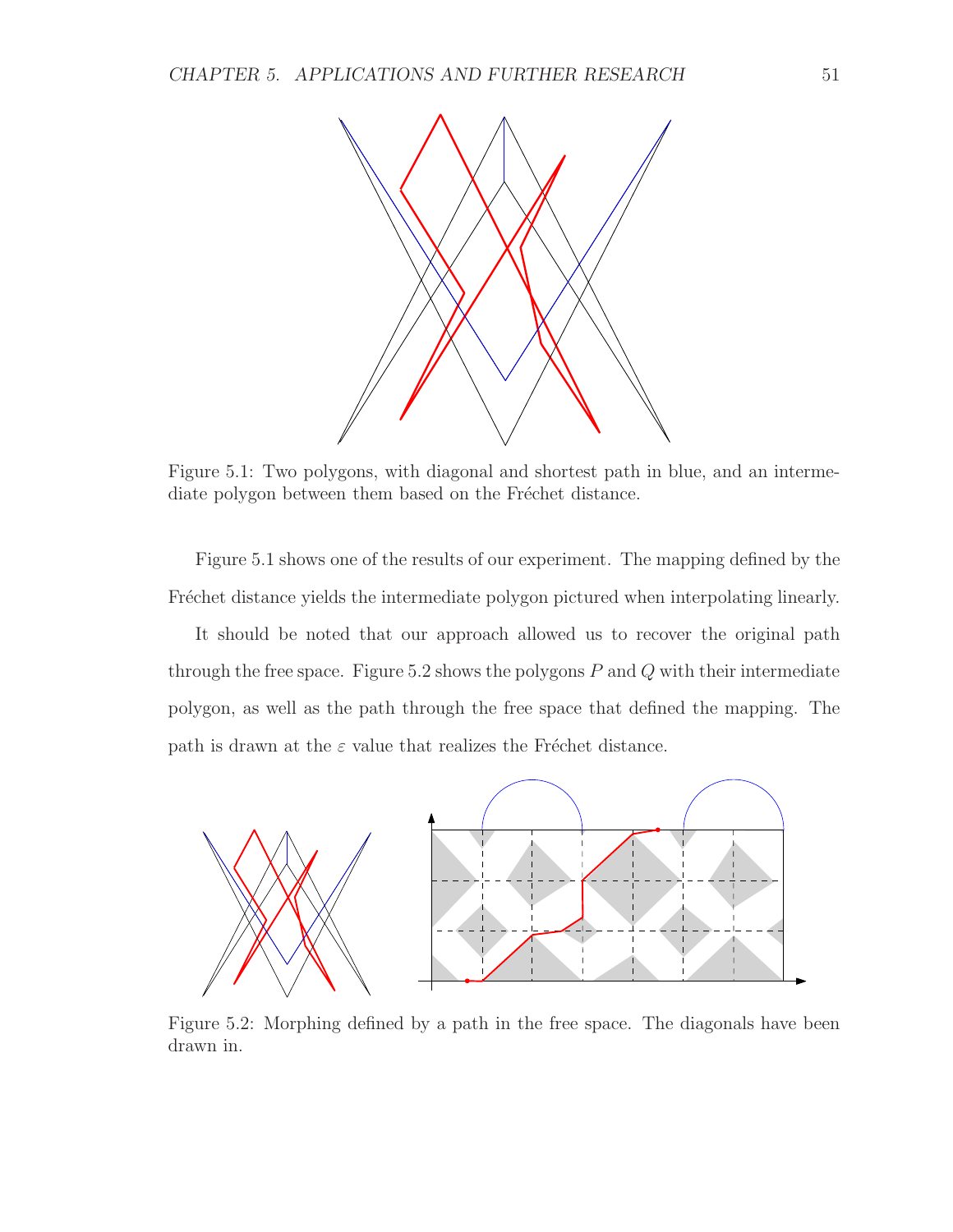Figure 5.1: Two polygons, with diagonal and shortest path in blue, and an intermediate polygon between them based on the Fréchet distance.

Figure 5.1 shows one of the results of our experiment. The mapping defined by the Fréchet distance yields the intermediate polygon pictured when interpolating linearly.

It should be noted that our approach allowed us to recover the original path through the free space. Figure 5.2 shows the polygons $P$ and $Q$ with their intermediate polygon, as well as the path through the free space that defined the mapping. The path is drawn at the $\varepsilon$ value that realizes the Fréchet distance.

Figure 5.2: Morphing defined by a path in the free space. The diagonals have been drawn in.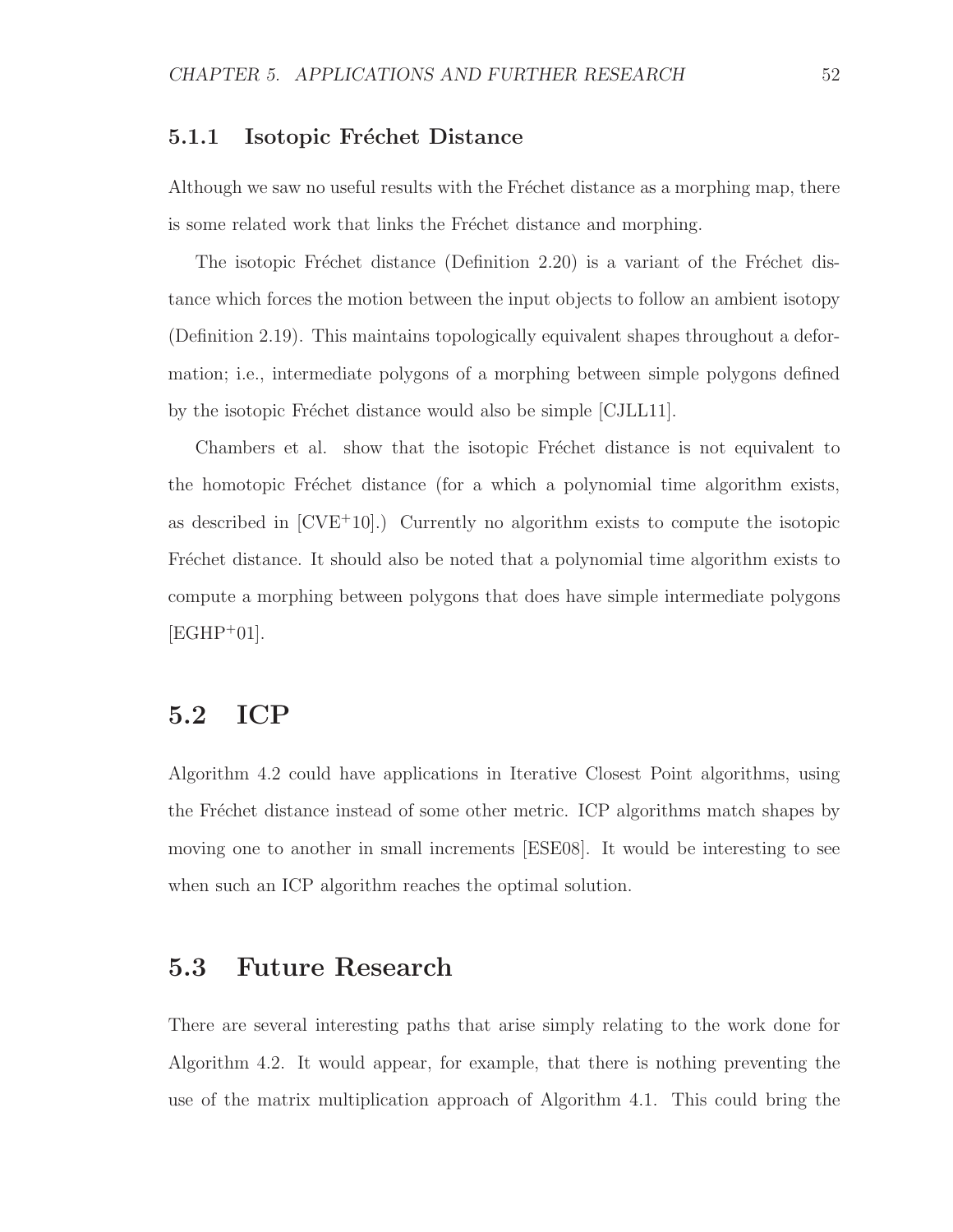### 5.1.1 Isotopic Fréchet Distance

Although we saw no useful results with the Fréchet distance as a morphing map, there is some related work that links the Fréchet distance and morphing.

The isotopic Fréchet distance (Definition 2.20) is a variant of the Fréchet distance which forces the motion between the input objects to follow an ambient isotopy (Definition 2.19). This maintains topologically equivalent shapes throughout a deformation; i.e., intermediate polygons of a morphing between simple polygons defined by the isotopic Fréchet distance would also be simple [CJLL11].

Chambers et al. show that the isotopic Fréchet distance is not equivalent to the homotopic Fréchet distance (for a which a polynomial time algorithm exists, as described in [CVE+10].) Currently no algorithm exists to compute the isotopic Fréchet distance. It should also be noted that a polynomial time algorithm exists to compute a morphing between polygons that does have simple intermediate polygons [EGHP+01].

## 5.2 ICP

Algorithm 4.2 could have applications in Iterative Closest Point algorithms, using the Fréchet distance instead of some other metric. ICP algorithms match shapes by moving one to another in small increments [ESE08]. It would be interesting to see when such an ICP algorithm reaches the optimal solution.

## 5.3 Future Research

There are several interesting paths that arise simply relating to the work done for Algorithm 4.2. It would appear, for example, that there is nothing preventing the use of the matrix multiplication approach of Algorithm 4.1. This could bring the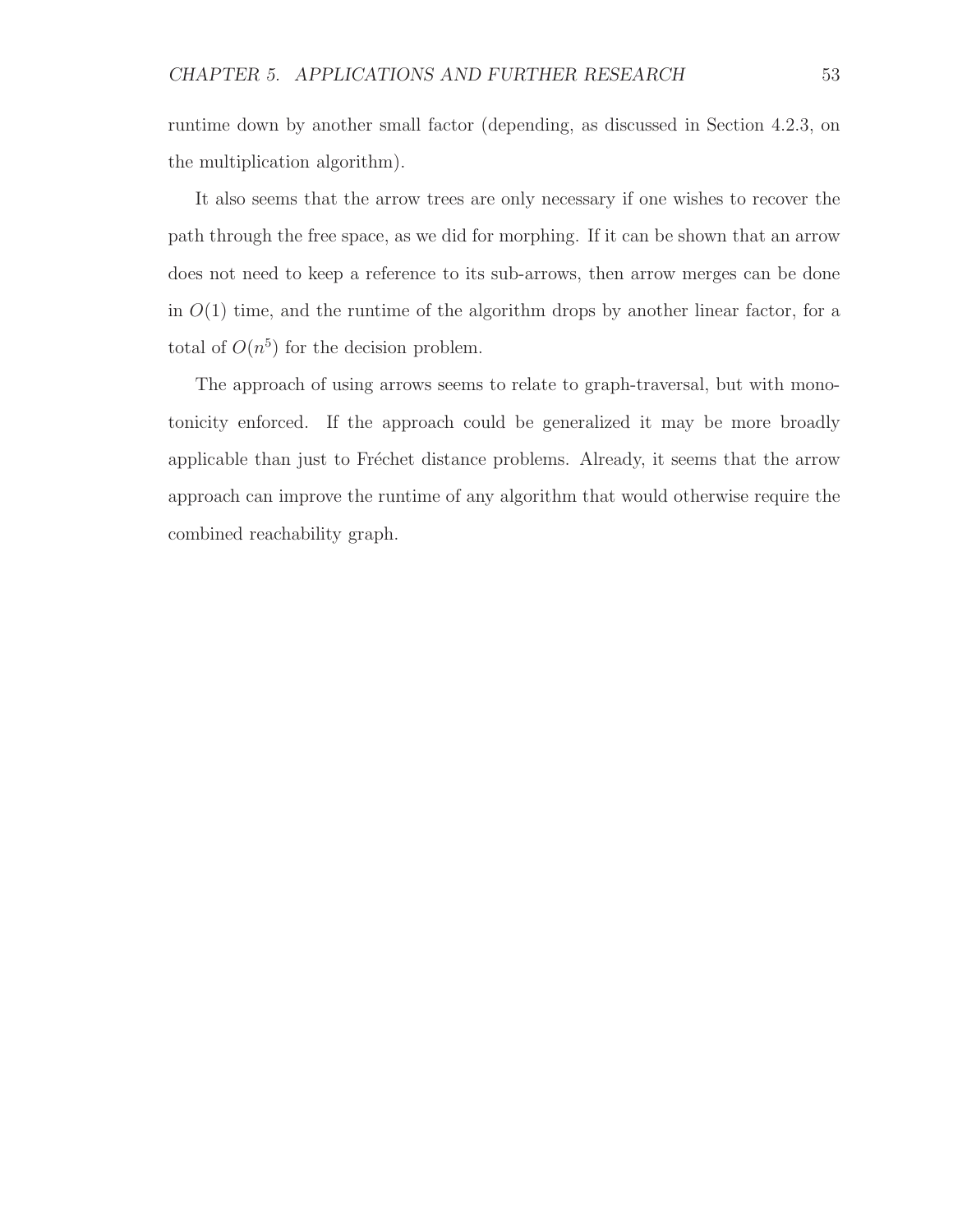runtime down by another small factor (depending, as discussed in Section 4.2.3, on the multiplication algorithm).

It also seems that the arrow trees are only necessary if one wishes to recover the path through the free space, as we did for morphing. If it can be shown that an arrow does not need to keep a reference to its sub-arrows, then arrow merges can be done in $O(1)$ time, and the runtime of the algorithm drops by another linear factor, for a total of $O(n^5)$ for the decision problem.

The approach of using arrows seems to relate to graph-traversal, but with monotonicity enforced. If the approach could be generalized it may be more broadly applicable than just to Fréchet distance problems. Already, it seems that the arrow approach can improve the runtime of any algorithm that would otherwise require the combined reachability graph.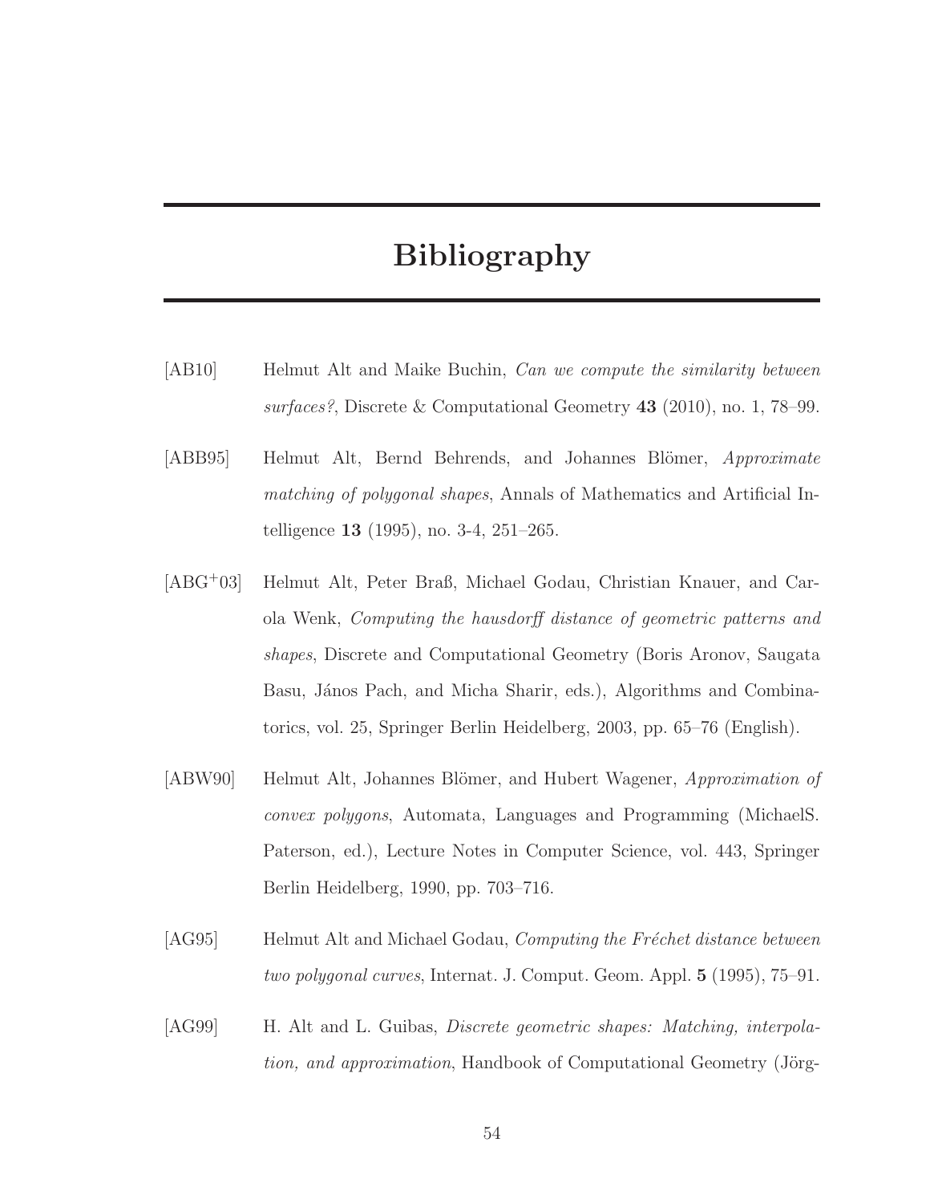# Bibliography

[AB10] Helmut Alt and Maike Buchin, *Can we compute the similarity between surfaces?*, Discrete & Computational Geometry **43** (2010), no. 1, 78–99.

[ABB95] Helmut Alt, Bernd Behrends, and Johannes Blömer, *Approximate matching of polygonal shapes*, Annals of Mathematics and Artificial Intelligence **13** (1995), no. 3-4, 251–265.

[ABG+03] Helmut Alt, Peter Braß, Michael Godau, Christian Knauer, and Carola Wenk, *Computing the hausdorff distance of geometric patterns and shapes*, Discrete and Computational Geometry (Boris Aronov, Saugata Basu, János Pach, and Micha Sharir, eds.), Algorithms and Combinatorics, vol. 25, Springer Berlin Heidelberg, 2003, pp. 65–76 (English).

[ABW90] Helmut Alt, Johannes Blömer, and Hubert Wagener, *Approximation of convex polygons*, Automata, Languages and Programming (MichaelS. Paterson, ed.), Lecture Notes in Computer Science, vol. 443, Springer Berlin Heidelberg, 1990, pp. 703–716.

[AG95] Helmut Alt and Michael Godau, *Computing the Fréchet distance between two polygonal curves*, Internat. J. Comput. Geom. Appl. **5** (1995), 75–91.

[AG99] H. Alt and L. Guibas, *Discrete geometric shapes: Matching, interpolation, and approximation*, Handbook of Computational Geometry (Jörg-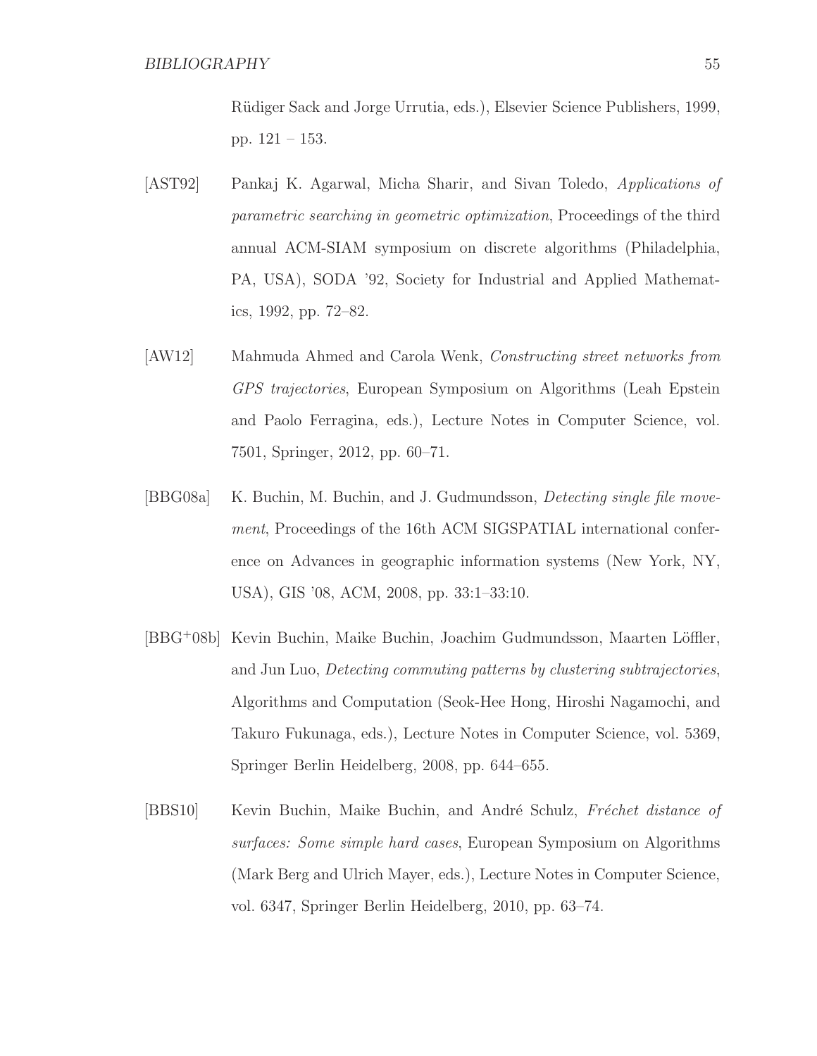Rüdiger Sack and Jorge Urrutia, eds.), Elsevier Science Publishers, 1999, pp. 121 – 153.

[AST92] Pankaj K. Agarwal, Micha Sharir, and Sivan Toledo, *Applications of parametric searching in geometric optimization*, Proceedings of the third annual ACM-SIAM symposium on discrete algorithms (Philadelphia, PA, USA), SODA '92, Society for Industrial and Applied Mathematics, 1992, pp. 72–82.

[AW12] Mahmuda Ahmed and Carola Wenk, *Constructing street networks from GPS trajectories*, European Symposium on Algorithms (Leah Epstein and Paolo Ferragina, eds.), Lecture Notes in Computer Science, vol. 7501, Springer, 2012, pp. 60–71.

[BBG08a] K. Buchin, M. Buchin, and J. Gudmundsson, *Detecting single file movement*, Proceedings of the 16th ACM SIGSPATIAL international conference on Advances in geographic information systems (New York, NY, USA), GIS '08, ACM, 2008, pp. 33:1–33:10.

[BBG+08b] Kevin Buchin, Maike Buchin, Joachim Gudmundsson, Maarten Löffler, and Jun Luo, *Detecting commuting patterns by clustering subtrajectories*, Algorithms and Computation (Seok-Hee Hong, Hiroshi Nagamochi, and Takuro Fukunaga, eds.), Lecture Notes in Computer Science, vol. 5369, Springer Berlin Heidelberg, 2008, pp. 644–655.

[BBS10] Kevin Buchin, Maike Buchin, and André Schulz, *Fréchet distance of surfaces: Some simple hard cases*, European Symposium on Algorithms (Mark Berg and Ulrich Mayer, eds.), Lecture Notes in Computer Science, vol. 6347, Springer Berlin Heidelberg, 2010, pp. 63–74.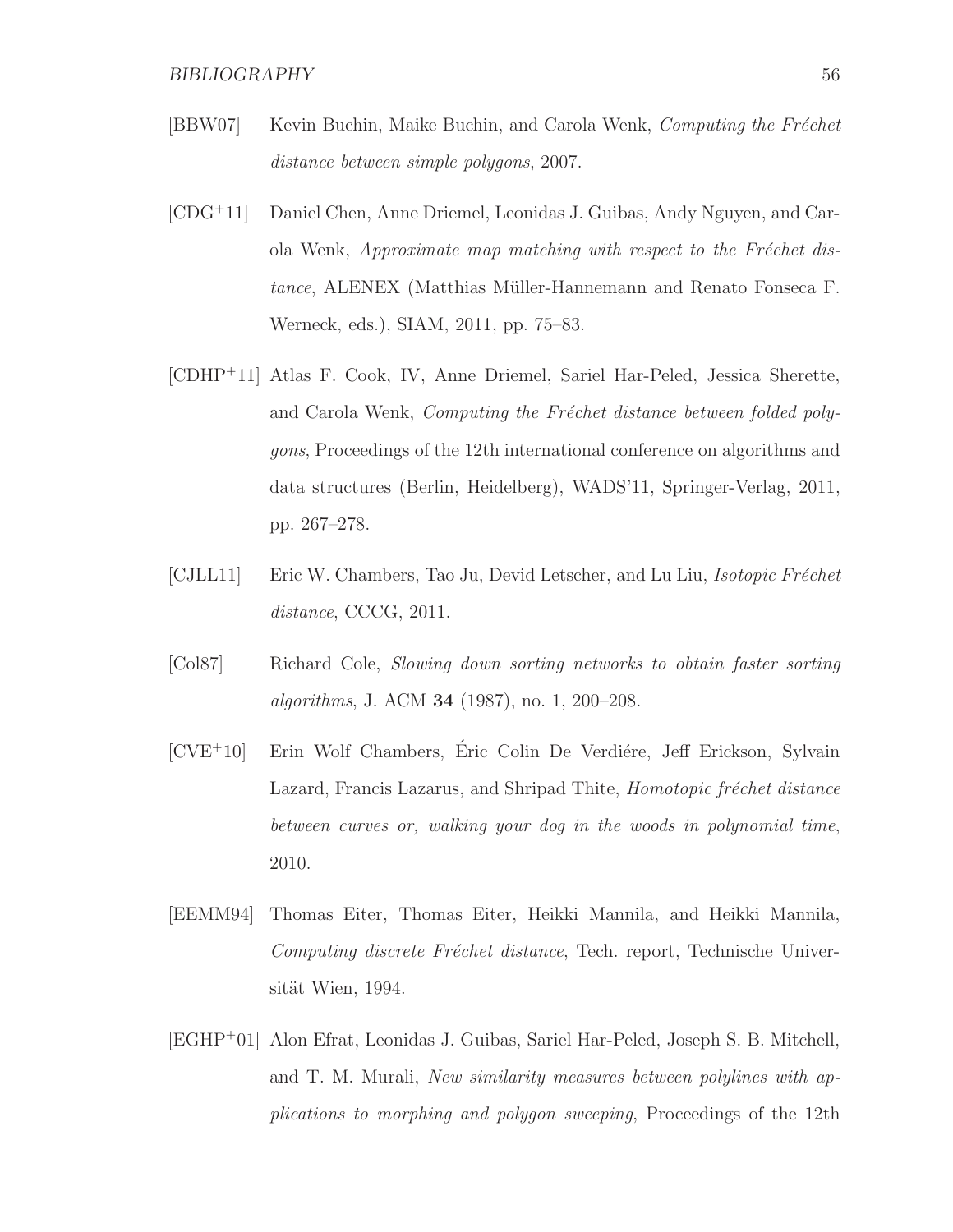[BBW07] Kevin Buchin, Maike Buchin, and Carola Wenk, *Computing the Fréchet distance between simple polygons*, 2007.

[CDG+11] Daniel Chen, Anne Driemel, Leonidas J. Guibas, Andy Nguyen, and Carola Wenk, *Approximate map matching with respect to the Fréchet distance*, ALENEX (Matthias Müller-Hannemann and Renato Fonseca F. Werneck, eds.), SIAM, 2011, pp. 75–83.

[CDHP+11] Atlas F. Cook, IV, Anne Driemel, Sariel Har-Peled, Jessica Sherette, and Carola Wenk, *Computing the Fréchet distance between folded polygons*, Proceedings of the 12th international conference on algorithms and data structures (Berlin, Heidelberg), WADS'11, Springer-Verlag, 2011, pp. 267–278.

[CJLL11] Eric W. Chambers, Tao Ju, Devid Letscher, and Lu Liu, *Isotopic Fréchet distance*, CCCG, 2011.

[Col87] Richard Cole, *Slowing down sorting networks to obtain faster sorting algorithms*, J. ACM **34** (1987), no. 1, 200–208.

[CVE+10] Erin Wolf Chambers, Éric Colin De Verdiére, Jeff Erickson, Sylvain Lazard, Francis Lazarus, and Shripad Thite, *Homotopic fréchet distance between curves or, walking your dog in the woods in polynomial time*, 2010.

[EEMM94] Thomas Eiter, Thomas Eiter, Heikki Mannila, and Heikki Mannila, *Computing discrete Fréchet distance*, Tech. report, Technische Universität Wien, 1994.

[EGHP+01] Alon Efrat, Leonidas J. Guibas, Sariel Har-Peled, Joseph S. B. Mitchell, and T. M. Murali, *New similarity measures between polylines with applications to morphing and polygon sweeping*, Proceedings of the 12th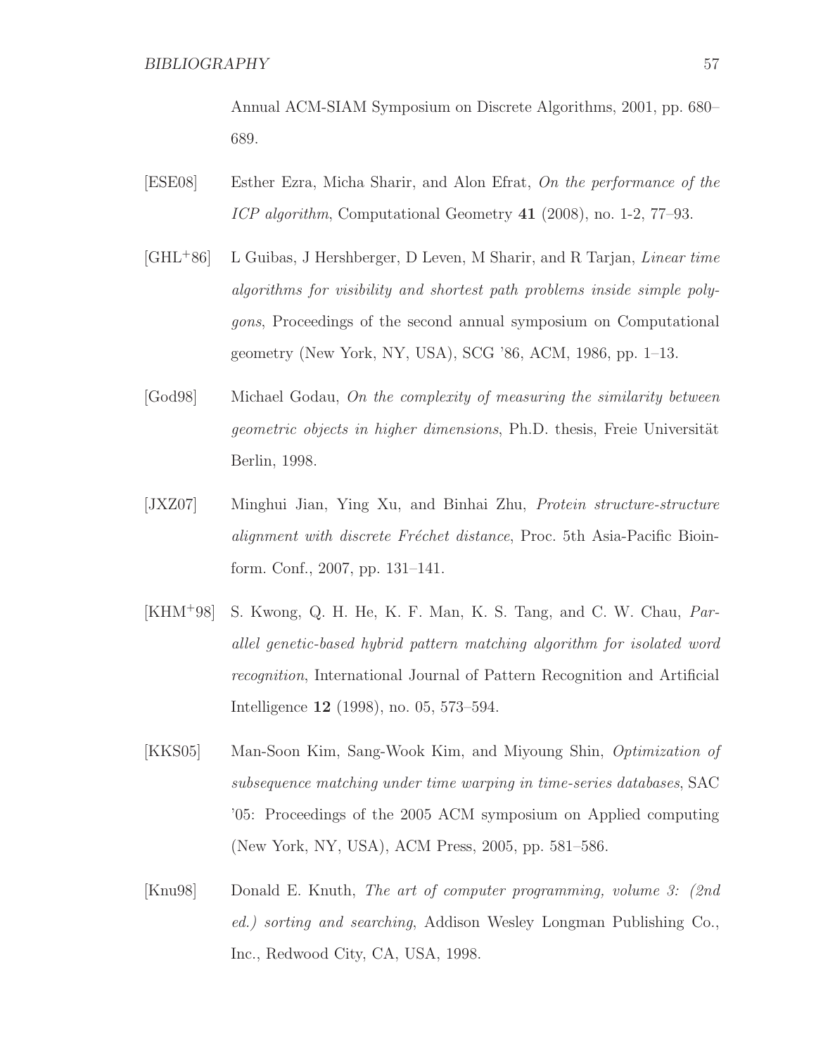Annual ACM-SIAM Symposium on Discrete Algorithms, 2001, pp. 680–689.

[ESE08] Esther Ezra, Micha Sharir, and Alon Efrat, *On the performance of the ICP algorithm*, Computational Geometry **41** (2008), no. 1-2, 77–93.

[GHL+86] L Guibas, J Hershberger, D Leven, M Sharir, and R Tarjan, *Linear time algorithms for visibility and shortest path problems inside simple polygons*, Proceedings of the second annual symposium on Computational geometry (New York, NY, USA), SCG '86, ACM, 1986, pp. 1–13.

[God98] Michael Godau, *On the complexity of measuring the similarity between geometric objects in higher dimensions*, Ph.D. thesis, Freie Universität Berlin, 1998.

[JXZ07] Minghui Jian, Ying Xu, and Binhai Zhu, *Protein structure-structure alignment with discrete Fréchet distance*, Proc. 5th Asia-Pacific Bioinform. Conf., 2007, pp. 131–141.

[KHM+98] S. Kwong, Q. H. He, K. F. Man, K. S. Tang, and C. W. Chau, *Parallel genetic-based hybrid pattern matching algorithm for isolated word recognition*, International Journal of Pattern Recognition and Artificial Intelligence **12** (1998), no. 05, 573–594.

[KKS05] Man-Soon Kim, Sang-Wook Kim, and Miyoung Shin, *Optimization of subsequence matching under time warping in time-series databases*, SAC '05: Proceedings of the 2005 ACM symposium on Applied computing (New York, NY, USA), ACM Press, 2005, pp. 581–586.

[Knu98] Donald E. Knuth, *The art of computer programming, volume 3: (2nd ed.) sorting and searching*, Addison Wesley Longman Publishing Co., Inc., Redwood City, CA, USA, 1998.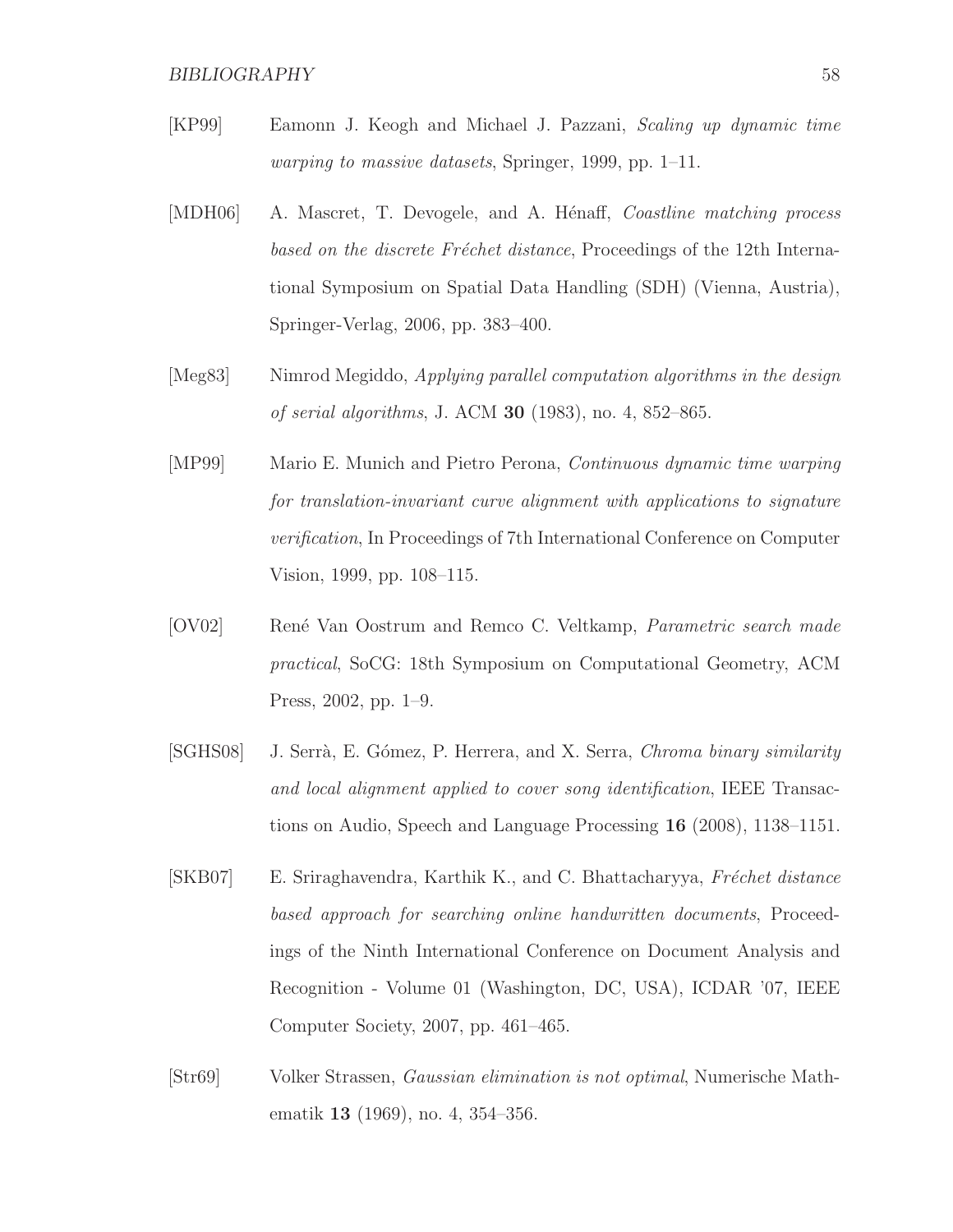[KP99] Eamonn J. Keogh and Michael J. Pazzani, *Scaling up dynamic time warping to massive datasets*, Springer, 1999, pp. 1–11.

[MDH06] A. Mascret, T. Devogele, and A. Hénaff, *Coastline matching process based on the discrete Fréchet distance*, Proceedings of the 12th International Symposium on Spatial Data Handling (SDH) (Vienna, Austria), Springer-Verlag, 2006, pp. 383–400.

[Meg83] Nimrod Megiddo, *Applying parallel computation algorithms in the design of serial algorithms*, J. ACM **30** (1983), no. 4, 852–865.

[MP99] Mario E. Munich and Pietro Perona, *Continuous dynamic time warping for translation-invariant curve alignment with applications to signature verification*, In Proceedings of 7th International Conference on Computer Vision, 1999, pp. 108–115.

[OV02] René Van Oostrum and Remco C. Veltkamp, *Parametric search made practical*, SoCG: 18th Symposium on Computational Geometry, ACM Press, 2002, pp. 1–9.

[SGHS08] J. Serrà, E. Gómez, P. Herrera, and X. Serra, *Chroma binary similarity and local alignment applied to cover song identification*, IEEE Transactions on Audio, Speech and Language Processing **16** (2008), 1138–1151.

[SKB07] E. Sriraghavendra, Karthik K., and C. Bhattacharyya, *Fréchet distance based approach for searching online handwritten documents*, Proceedings of the Ninth International Conference on Document Analysis and Recognition - Volume 01 (Washington, DC, USA), ICDAR '07, IEEE Computer Society, 2007, pp. 461–465.

[Str69] Volker Strassen, *Gaussian elimination is not optimal*, Numerische Mathematik **13** (1969), no. 4, 354–356.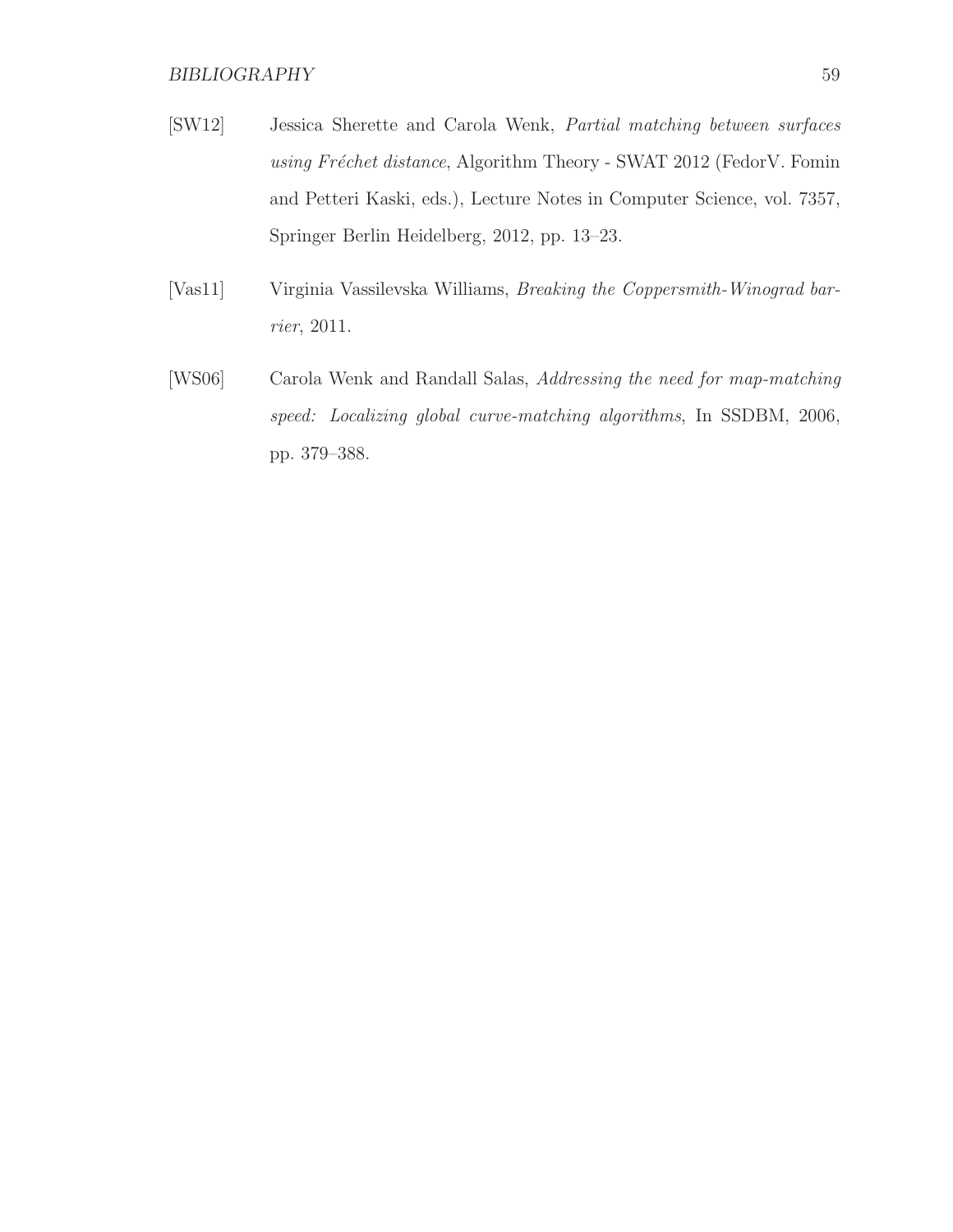[SW12] Jessica Sherette and Carola Wenk, *Partial matching between surfaces using Fréchet distance*, Algorithm Theory - SWAT 2012 (FedorV. Fomin and Petteri Kaski, eds.), Lecture Notes in Computer Science, vol. 7357, Springer Berlin Heidelberg, 2012, pp. 13–23.

[Vas11] Virginia Vassilevska Williams, *Breaking the Coppersmith-Winograd barrier*, 2011.

[WS06] Carola Wenk and Randall Salas, *Addressing the need for map-matching speed: Localizing global curve-matching algorithms*, In SSDBM, 2006, pp. 379–388.